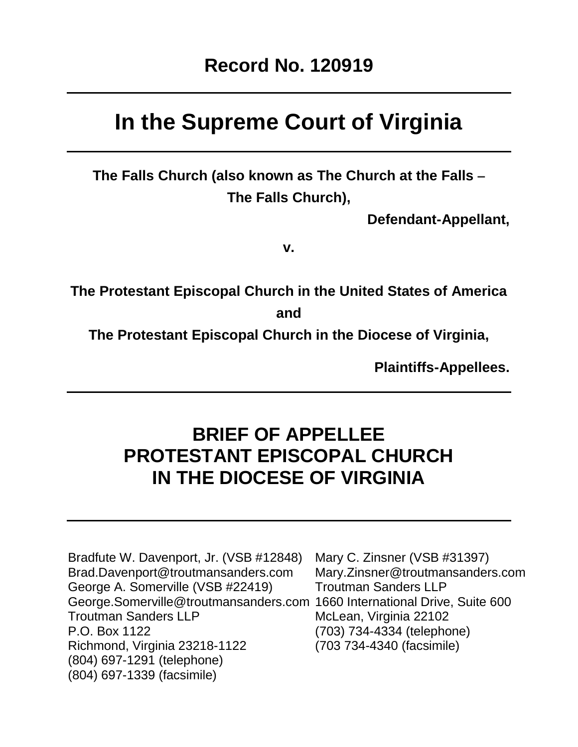**Record No. 120919**

---

# In the Supreme Court of Virginia

---

**The Falls Church (also known as The Church at the Falls – The Falls Church),**

**Defendant-Appellant,**

**v.**

**The Protestant Episcopal Church in the United States of America**

**and**

**The Protestant Episcopal Church in the Diocese of Virginia,**

**Plaintiffs-Appellees.**

---

## BRIEF OF APPELLEE PROTESTANT EPISCOPAL CHURCH IN THE DIOCESE OF VIRGINIA

---

Bradfute W. Davenport, Jr. (VSB #12848)
Brad.Davenport@troutmansanders.com
George A. Somerville (VSB #22419)
George.Somerville@troutmansanders.com
Troutman Sanders LLP
P.O. Box 1122
Richmond, Virginia 23218-1122
(804) 697-1291 (telephone)
(804) 697-1339 (facsimile)

Mary C. Zinsner (VSB #31397)
Mary.Zinsner@troutmansanders.com
Troutman Sanders LLP
1660 International Drive, Suite 600
McLean, Virginia 22102
(703) 734-4334 (telephone)
(703 734-4340 (facsimile)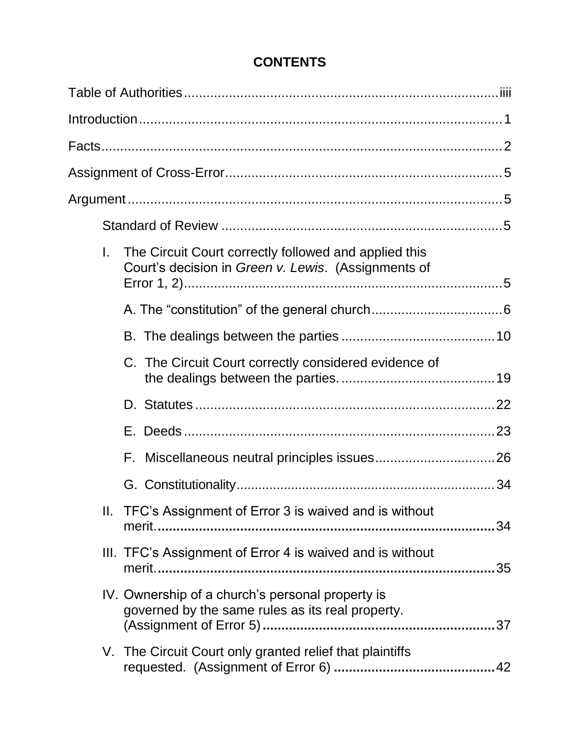# CONTENTS

Table of Authorities .................................................................................... iiii

Introduction .................................................................................................. 1

Facts ............................................................................................................. 2

Assignment of Cross-Error ........................................................................... 5

Argument ...................................................................................................... 5

Standard of Review ........................................................................... 5

I. The Circuit Court correctly followed and applied this Court's decision in *Green v. Lewis*. (Assignments of Error 1, 2) ..................................................................................... 5

A. The "constitution" of the general church ................................... 6

B. The dealings between the parties ......................................... 10

C. The Circuit Court correctly considered evidence of the dealings between the parties. ......................................... 19

D. Statutes ................................................................................ 22

E. Deeds .................................................................................... 23

F. Miscellaneous neutral principles issues ................................ 26

G. Constitutionality ..................................................................... 34

II. TFC's Assignment of Error 3 is waived and is without merit. ........................................................................................... 34

III. TFC's Assignment of Error 4 is waived and is without merit. ........................................................................................... 35

IV. Ownership of a church's personal property is governed by the same rules as its real property. (Assignment of Error 5) ............................................................... 37

V. The Circuit Court only granted relief that plaintiffs requested. (Assignment of Error 6) ........................................... 42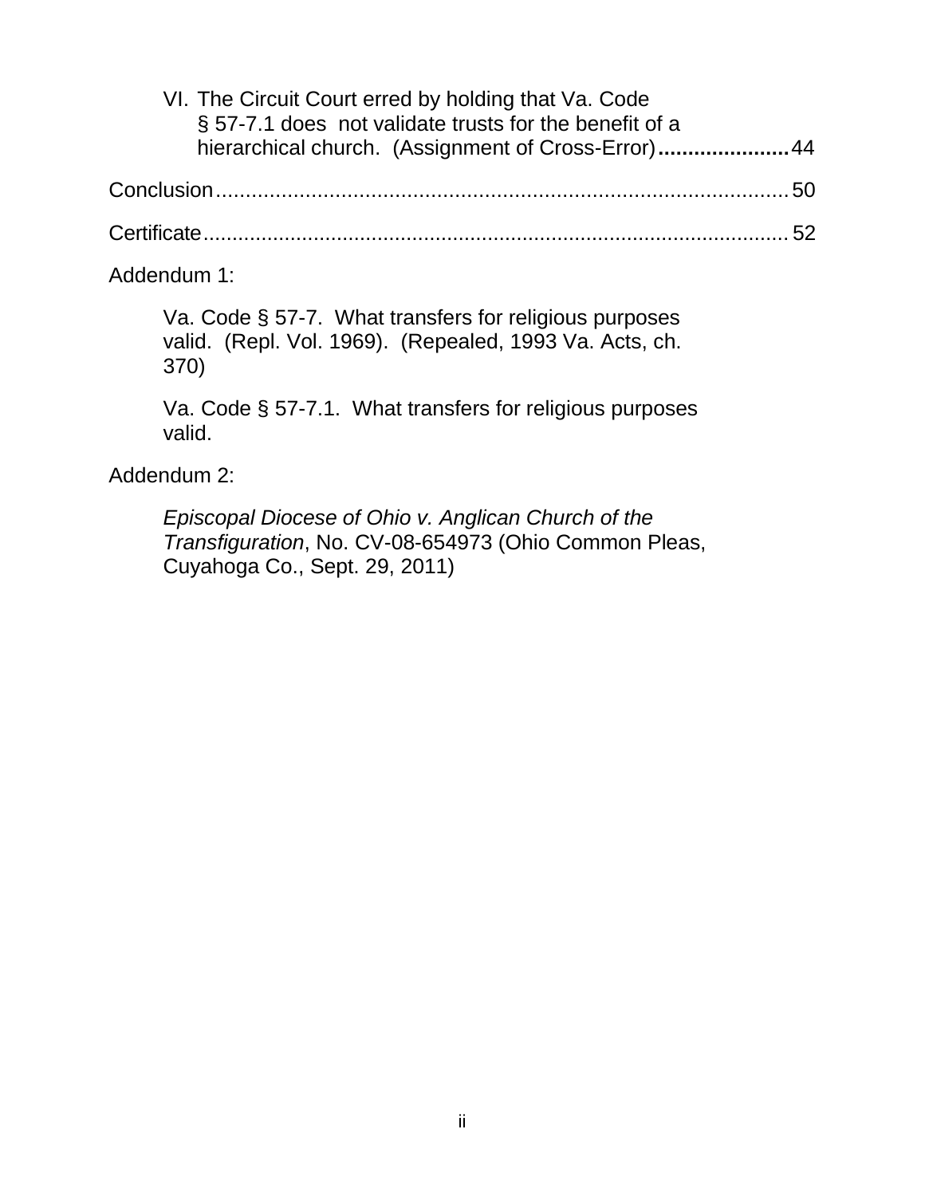VI. The Circuit Court erred by holding that Va. Code § 57-7.1 does not validate trusts for the benefit of a hierarchical church. (Assignment of Cross-Error) ...................... 44

Conclusion ........................................................................................ 50

Certificate ......................................................................................... 52

Addendum 1:

Va. Code § 57-7. What transfers for religious purposes valid. (Repl. Vol. 1969). (Repealed, 1993 Va. Acts, ch. 370)

Va. Code § 57-7.1. What transfers for religious purposes valid.

Addendum 2:

*Episcopal Diocese of Ohio v. Anglican Church of the Transfiguration*, No. CV-08-654973 (Ohio Common Pleas, Cuyahoga Co., Sept. 29, 2011)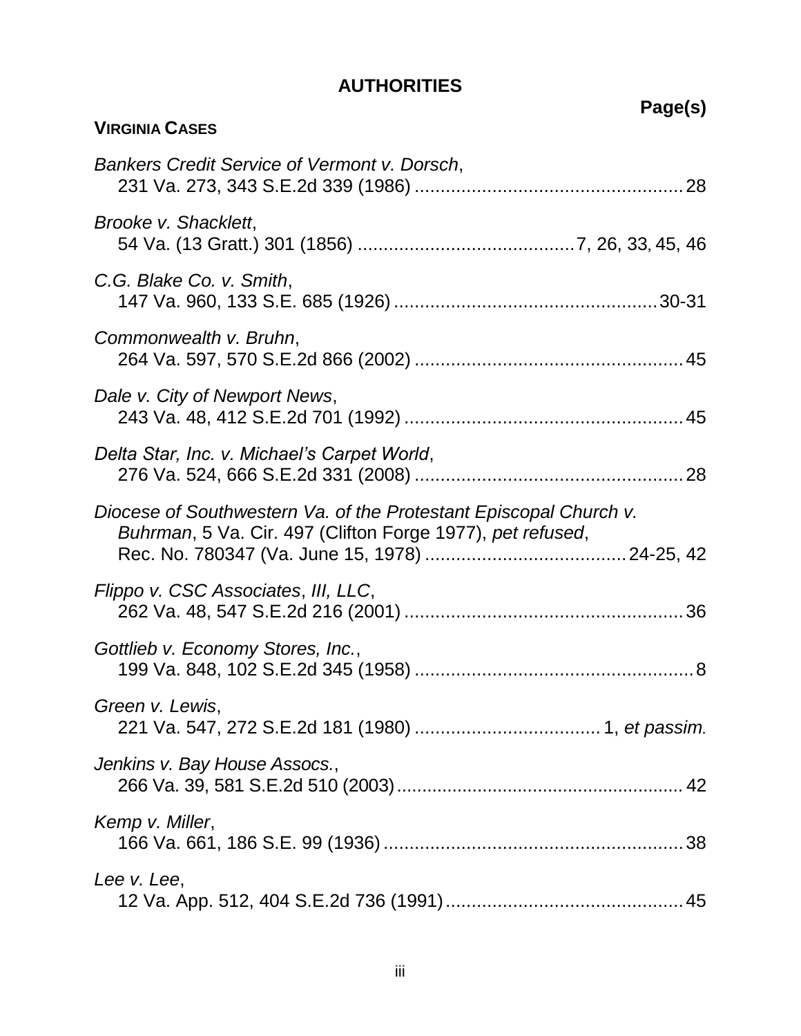## AUTHORITIES

**Page(s)**

**VIRGINIA CASES**

*Bankers Credit Service of Vermont v. Dorsch*,
231 Va. 273, 343 S.E.2d 339 (1986) .................................................... 28

*Brooke v. Shacklett*,
54 Va. (13 Gratt.) 301 (1856) .......................................... 7, 26, 33, 45, 46

*C.G. Blake Co. v. Smith*,
147 Va. 960, 133 S.E. 685 (1926) ................................................... 30-31

*Commonwealth v. Bruhn*,
264 Va. 597, 570 S.E.2d 866 (2002) .................................................... 45

*Dale v. City of Newport News*,
243 Va. 48, 412 S.E.2d 701 (1992) ...................................................... 45

*Delta Star, Inc. v. Michael's Carpet World*,
276 Va. 524, 666 S.E.2d 331 (2008) .................................................... 28

*Diocese of Southwestern Va. of the Protestant Episcopal Church v. Buhrman*, 5 Va. Cir. 497 (Clifton Forge 1977), *pet refused*,
Rec. No. 780347 (Va. June 15, 1978) ....................................... 24-25, 42

*Flippo v. CSC Associates*, *III, LLC*,
262 Va. 48, 547 S.E.2d 216 (2001) ...................................................... 36

*Gottlieb v. Economy Stores, Inc.*,
199 Va. 848, 102 S.E.2d 345 (1958) ...................................................... 8

*Green v. Lewis*,
221 Va. 547, 272 S.E.2d 181 (1980) .................................... 1, *et passim.*

*Jenkins v. Bay House Assocs.*,
266 Va. 39, 581 S.E.2d 510 (2003) ........................................................ 42

*Kemp v. Miller*,
166 Va. 661, 186 S.E. 99 (1936) .......................................................... 38

*Lee v. Lee*,
12 Va. App. 512, 404 S.E.2d 736 (1991) .............................................. 45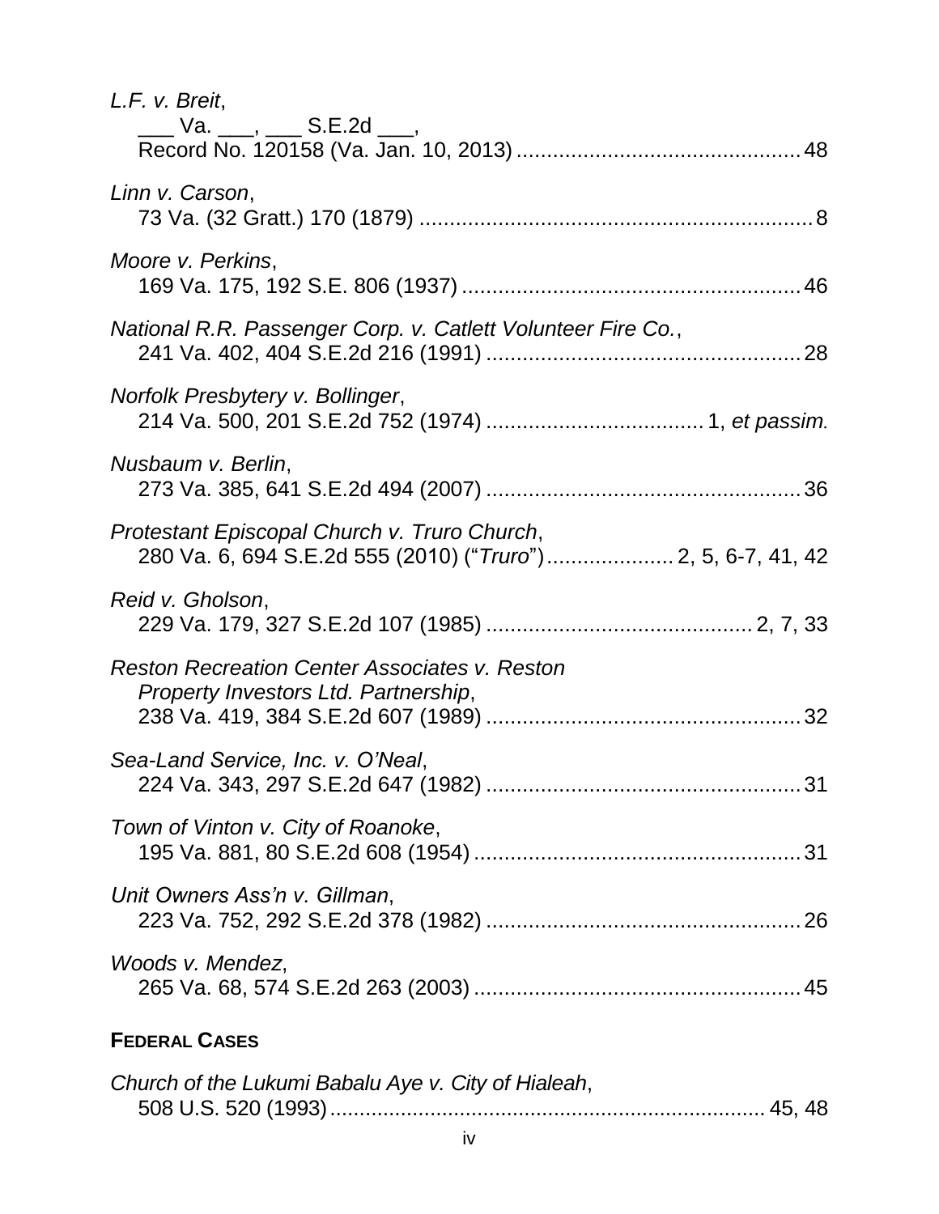*L.F. v. Breit*,
___ Va. ___, ___ S.E.2d ___,
Record No. 120158 (Va. Jan. 10, 2013) .............................................. 48

*Linn v. Carson*,
73 Va. (32 Gratt.) 170 (1879) ................................................................ 8

*Moore v. Perkins*,
169 Va. 175, 192 S.E. 806 (1937) ....................................................... 46

*National R.R. Passenger Corp. v. Catlett Volunteer Fire Co.*,
241 Va. 402, 404 S.E.2d 216 (1991) ................................................... 28

*Norfolk Presbytery v. Bollinger*,
214 Va. 500, 201 S.E.2d 752 (1974) ................................... 1, *et passim.*

*Nusbaum v. Berlin*,
273 Va. 385, 641 S.E.2d 494 (2007) ................................................... 36

*Protestant Episcopal Church v. Truro Church*,
280 Va. 6, 694 S.E.2d 555 (2010) ("*Truro*") .................... 2, 5, 6-7, 41, 42

*Reid v. Gholson*,
229 Va. 179, 327 S.E.2d 107 (1985) ........................................... 2, 7, 33

*Reston Recreation Center Associates v. Reston Property Investors Ltd. Partnership*,
238 Va. 419, 384 S.E.2d 607 (1989) ................................................... 32

*Sea-Land Service, Inc. v. O'Neal*,
224 Va. 343, 297 S.E.2d 647 (1982) ................................................... 31

*Town of Vinton v. City of Roanoke*,
195 Va. 881, 80 S.E.2d 608 (1954) ..................................................... 31

*Unit Owners Ass'n v. Gillman*,
223 Va. 752, 292 S.E.2d 378 (1982) ................................................... 26

*Woods v. Mendez*,
265 Va. 68, 574 S.E.2d 263 (2003) ..................................................... 45

**FEDERAL CASES**

*Church of the Lukumi Babalu Aye v. City of Hialeah*,
508 U.S. 520 (1993) .......................................................................... 45, 48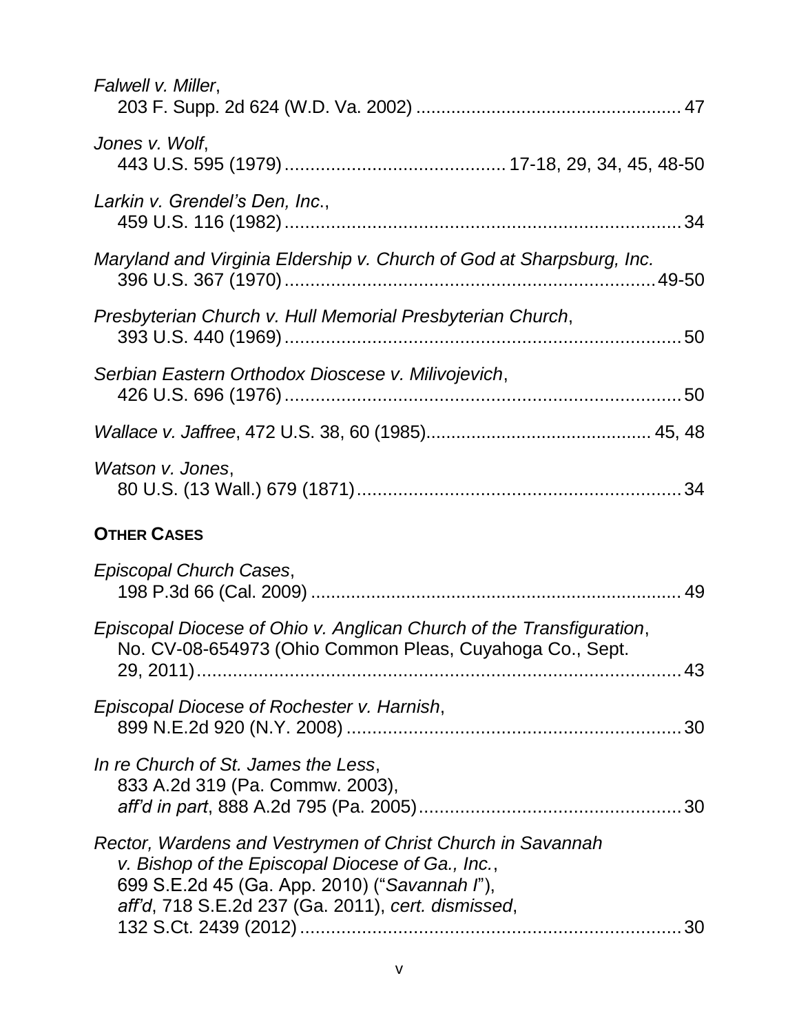*Falwell v. Miller*,
203 F. Supp. 2d 624 (W.D. Va. 2002) .................................................... 47

*Jones v. Wolf*,
443 U.S. 595 (1979) .......................................... 17-18, 29, 34, 45, 48-50

*Larkin v. Grendel's Den, Inc.*,
459 U.S. 116 (1982) ............................................................................ 34

*Maryland and Virginia Eldership v. Church of God at Sharpsburg, Inc.*
396 U.S. 367 (1970) ........................................................................ 49-50

*Presbyterian Church v. Hull Memorial Presbyterian Church*,
393 U.S. 440 (1969) ............................................................................ 50

*Serbian Eastern Orthodox Dioscese v. Milivojevich*,
426 U.S. 696 (1976) ............................................................................ 50

*Wallace v. Jaffree*, 472 U.S. 38, 60 (1985)............................................ 45, 48

*Watson v. Jones*,
80 U.S. (13 Wall.) 679 (1871) ............................................................... 34

**OTHER CASES**

*Episcopal Church Cases*,
198 P.3d 66 (Cal. 2009) ......................................................................... 49

*Episcopal Diocese of Ohio v. Anglican Church of the Transfiguration*,
No. CV-08-654973 (Ohio Common Pleas, Cuyahoga Co., Sept.
29, 2011) ................................................................................................ 43

*Episcopal Diocese of Rochester v. Harnish*,
899 N.E.2d 920 (N.Y. 2008) ................................................................. 30

*In re Church of St. James the Less*,
833 A.2d 319 (Pa. Commw. 2003),
*aff'd in part*, 888 A.2d 795 (Pa. 2005) ................................................... 30

*Rector, Wardens and Vestrymen of Christ Church in Savannah v. Bishop of the Episcopal Diocese of Ga., Inc.*,
699 S.E.2d 45 (Ga. App. 2010) ("*Savannah I*"),
*aff'd*, 718 S.E.2d 237 (Ga. 2011), *cert. dismissed*,
132 S.Ct. 2439 (2012) .......................................................................... 30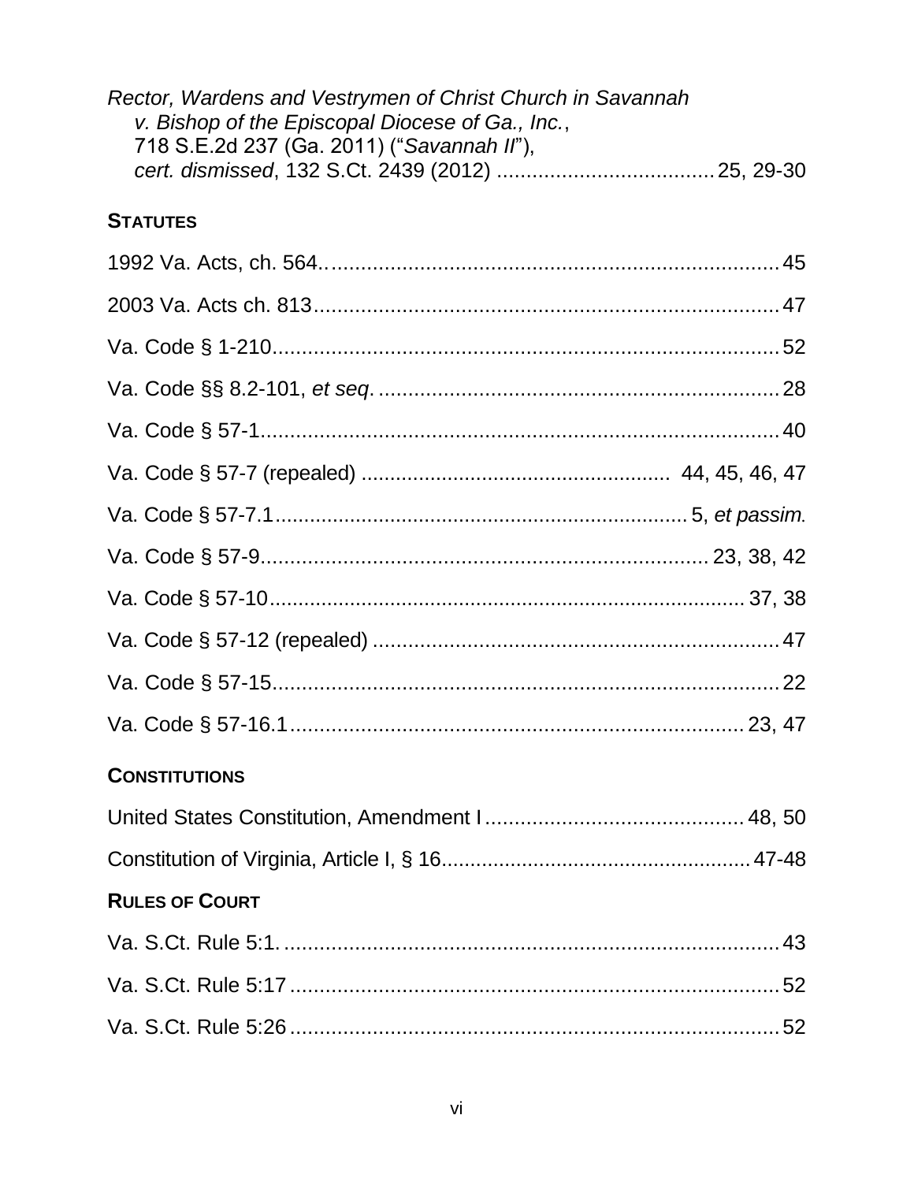*Rector, Wardens and Vestrymen of Christ Church in Savannah v. Bishop of the Episcopal Diocese of Ga., Inc.*, 718 S.E.2d 237 (Ga. 2011) ("*Savannah II*"), *cert. dismissed*, 132 S.Ct. 2439 (2012) .................................... 25, 29-30

## STATUTES

1992 Va. Acts, ch. 564.. .......................................................................... 45

2003 Va. Acts ch. 813 ............................................................................ 47

Va. Code § 1-210 .................................................................................... 52

Va. Code §§ 8.2-101, *et seq*. .................................................................. 28

Va. Code § 57-1 ...................................................................................... 40

Va. Code § 57-7 (repealed) ..................................................... 44, 45, 46, 47

Va. Code § 57-7.1 .................................................................... 5, *et passim.*

Va. Code § 57-9 ........................................................................... 23, 38, 42

Va. Code § 57-10 ................................................................................ 37, 38

Va. Code § 57-12 (repealed) .................................................................... 47

Va. Code § 57-15 ..................................................................................... 22

Va. Code § 57-16.1 ............................................................................ 23, 47

## CONSTITUTIONS

United States Constitution, Amendment I ............................................ 48, 50

Constitution of Virginia, Article I, § 16 ................................................... 47-48

## RULES OF COURT

Va. S.Ct. Rule 5:1. ................................................................................... 43

Va. S.Ct. Rule 5:17 .................................................................................. 52

Va. S.Ct. Rule 5:26 .................................................................................. 52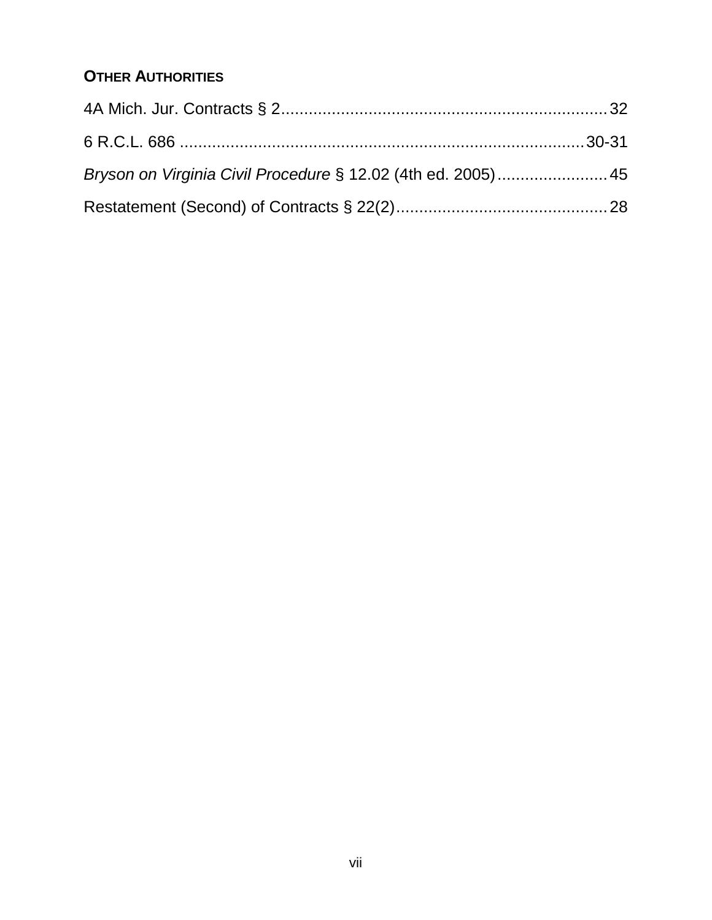## OTHER AUTHORITIES

4A Mich. Jur. Contracts § 2 .......................................................................... 32

6 R.C.L. 686 ........................................................................................ 30-31

*Bryson on Virginia Civil Procedure* § 12.02 (4th ed. 2005) ........................ 45

Restatement (Second) of Contracts § 22(2) .............................................. 28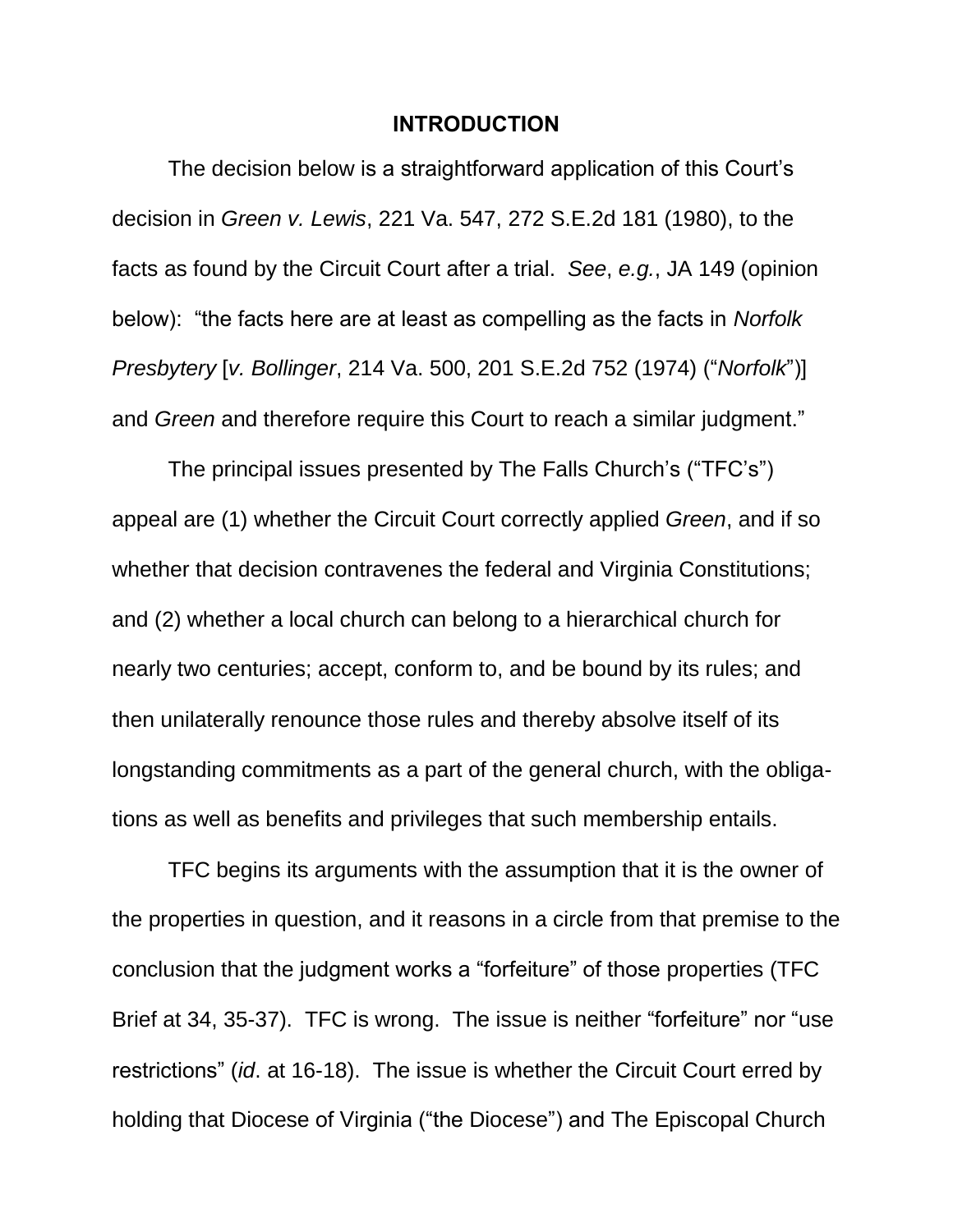## INTRODUCTION

The decision below is a straightforward application of this Court's decision in *Green v. Lewis*, 221 Va. 547, 272 S.E.2d 181 (1980), to the facts as found by the Circuit Court after a trial. *See*, *e.g.*, JA 149 (opinion below): "the facts here are at least as compelling as the facts in *Norfolk Presbytery* [*v. Bollinger*, 214 Va. 500, 201 S.E.2d 752 (1974) ("*Norfolk*")] and *Green* and therefore require this Court to reach a similar judgment."

The principal issues presented by The Falls Church's ("TFC's") appeal are (1) whether the Circuit Court correctly applied *Green*, and if so whether that decision contravenes the federal and Virginia Constitutions; and (2) whether a local church can belong to a hierarchical church for nearly two centuries; accept, conform to, and be bound by its rules; and then unilaterally renounce those rules and thereby absolve itself of its longstanding commitments as a part of the general church, with the obligations as well as benefits and privileges that such membership entails.

TFC begins its arguments with the assumption that it is the owner of the properties in question, and it reasons in a circle from that premise to the conclusion that the judgment works a "forfeiture" of those properties (TFC Brief at 34, 35-37). TFC is wrong. The issue is neither "forfeiture" nor "use restrictions" (*id*. at 16-18). The issue is whether the Circuit Court erred by holding that Diocese of Virginia ("the Diocese") and The Episcopal Church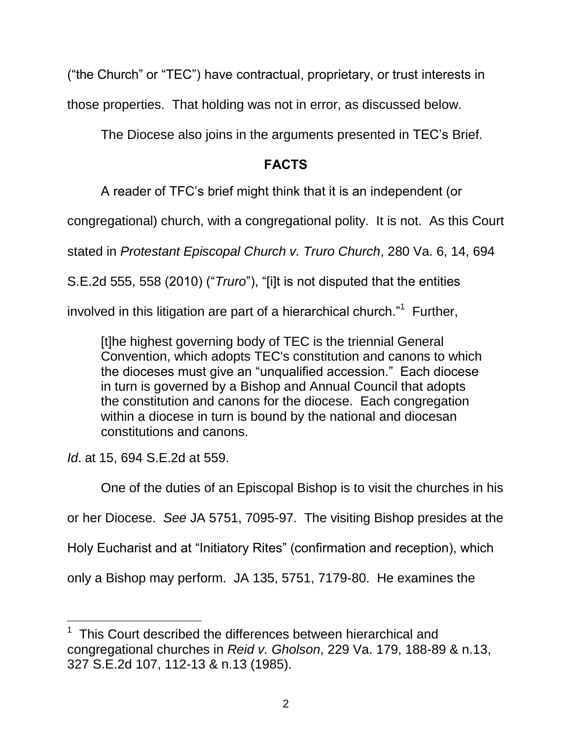("the Church" or "TEC") have contractual, proprietary, or trust interests in those properties. That holding was not in error, as discussed below.

The Diocese also joins in the arguments presented in TEC's Brief.

## FACTS

A reader of TFC's brief might think that it is an independent (or congregational) church, with a congregational polity. It is not. As this Court stated in *Protestant Episcopal Church v. Truro Church*, 280 Va. 6, 14, 694 S.E.2d 555, 558 (2010) ("*Truro*"), "[i]t is not disputed that the entities involved in this litigation are part of a hierarchical church."[1] Further,

> [t]he highest governing body of TEC is the triennial General Convention, which adopts TEC's constitution and canons to which the dioceses must give an "unqualified accession." Each diocese in turn is governed by a Bishop and Annual Council that adopts the constitution and canons for the diocese. Each congregation within a diocese in turn is bound by the national and diocesan constitutions and canons.

*Id*. at 15, 694 S.E.2d at 559.

One of the duties of an Episcopal Bishop is to visit the churches in his or her Diocese. *See* JA 5751, 7095-97. The visiting Bishop presides at the Holy Eucharist and at "Initiatory Rites" (confirmation and reception), which only a Bishop may perform. JA 135, 5751, 7179-80. He examines the

---

[1] This Court described the differences between hierarchical and congregational churches in *Reid v. Gholson*, 229 Va. 179, 188-89 & n.13, 327 S.E.2d 107, 112-13 & n.13 (1985).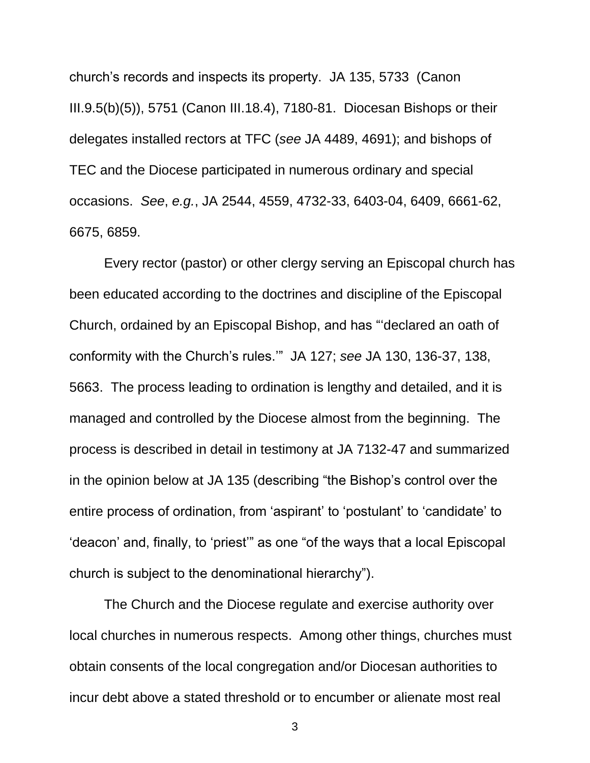church's records and inspects its property. JA 135, 5733 (Canon III.9.5(b)(5)), 5751 (Canon III.18.4), 7180-81. Diocesan Bishops or their delegates installed rectors at TFC (*see* JA 4489, 4691); and bishops of TEC and the Diocese participated in numerous ordinary and special occasions. *See*, *e.g.*, JA 2544, 4559, 4732-33, 6403-04, 6409, 6661-62, 6675, 6859.

Every rector (pastor) or other clergy serving an Episcopal church has been educated according to the doctrines and discipline of the Episcopal Church, ordained by an Episcopal Bishop, and has "'declared an oath of conformity with the Church's rules.'" JA 127; *see* JA 130, 136-37, 138, 5663. The process leading to ordination is lengthy and detailed, and it is managed and controlled by the Diocese almost from the beginning. The process is described in detail in testimony at JA 7132-47 and summarized in the opinion below at JA 135 (describing "the Bishop's control over the entire process of ordination, from 'aspirant' to 'postulant' to 'candidate' to 'deacon' and, finally, to 'priest'" as one "of the ways that a local Episcopal church is subject to the denominational hierarchy").

The Church and the Diocese regulate and exercise authority over local churches in numerous respects. Among other things, churches must obtain consents of the local congregation and/or Diocesan authorities to incur debt above a stated threshold or to encumber or alienate most real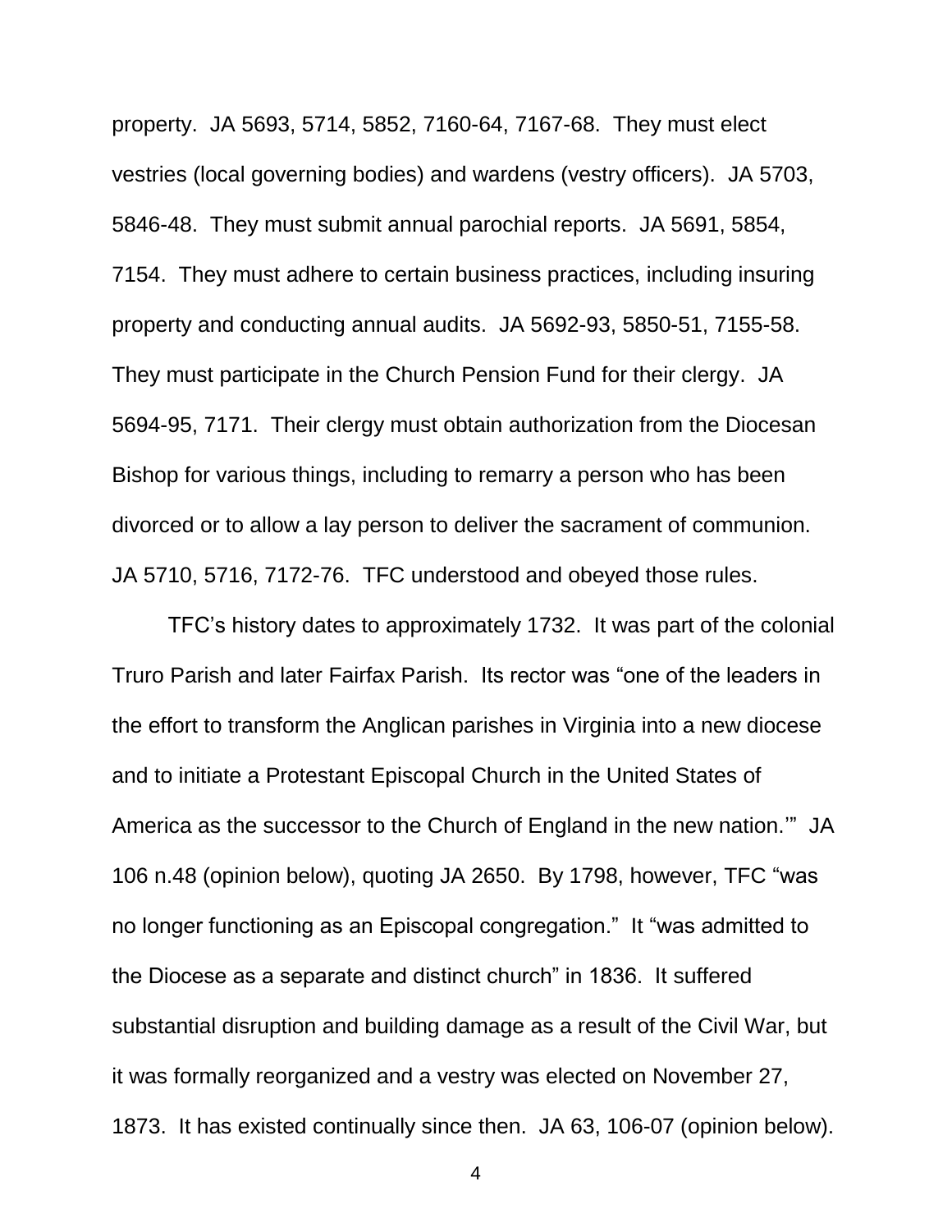property. JA 5693, 5714, 5852, 7160-64, 7167-68. They must elect vestries (local governing bodies) and wardens (vestry officers). JA 5703, 5846-48. They must submit annual parochial reports. JA 5691, 5854, 7154. They must adhere to certain business practices, including insuring property and conducting annual audits. JA 5692-93, 5850-51, 7155-58. They must participate in the Church Pension Fund for their clergy. JA 5694-95, 7171. Their clergy must obtain authorization from the Diocesan Bishop for various things, including to remarry a person who has been divorced or to allow a lay person to deliver the sacrament of communion. JA 5710, 5716, 7172-76. TFC understood and obeyed those rules.

TFC's history dates to approximately 1732. It was part of the colonial Truro Parish and later Fairfax Parish. Its rector was "one of the leaders in the effort to transform the Anglican parishes in Virginia into a new diocese and to initiate a Protestant Episcopal Church in the United States of America as the successor to the Church of England in the new nation.'" JA 106 n.48 (opinion below), quoting JA 2650. By 1798, however, TFC "was no longer functioning as an Episcopal congregation." It "was admitted to the Diocese as a separate and distinct church" in 1836. It suffered substantial disruption and building damage as a result of the Civil War, but it was formally reorganized and a vestry was elected on November 27, 1873. It has existed continually since then. JA 63, 106-07 (opinion below).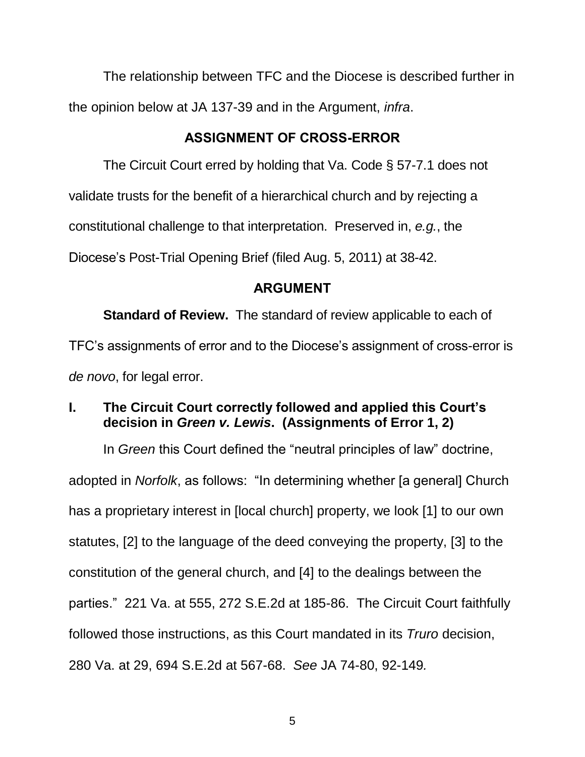The relationship between TFC and the Diocese is described further in the opinion below at JA 137-39 and in the Argument, *infra*.

## ASSIGNMENT OF CROSS-ERROR

The Circuit Court erred by holding that Va. Code § 57-7.1 does not validate trusts for the benefit of a hierarchical church and by rejecting a constitutional challenge to that interpretation. Preserved in, *e.g.*, the Diocese's Post-Trial Opening Brief (filed Aug. 5, 2011) at 38-42.

## ARGUMENT

**Standard of Review.** The standard of review applicable to each of TFC's assignments of error and to the Diocese's assignment of cross-error is *de novo*, for legal error.

### I. The Circuit Court correctly followed and applied this Court's decision in *Green v. Lewis*. (Assignments of Error 1, 2)

In *Green* this Court defined the "neutral principles of law" doctrine, adopted in *Norfolk*, as follows: "In determining whether [a general] Church has a proprietary interest in [local church] property, we look [1] to our own statutes, [2] to the language of the deed conveying the property, [3] to the constitution of the general church, and [4] to the dealings between the parties." 221 Va. at 555, 272 S.E.2d at 185-86. The Circuit Court faithfully followed those instructions, as this Court mandated in its *Truro* decision, 280 Va. at 29, 694 S.E.2d at 567-68. *See* JA 74-80, 92-149.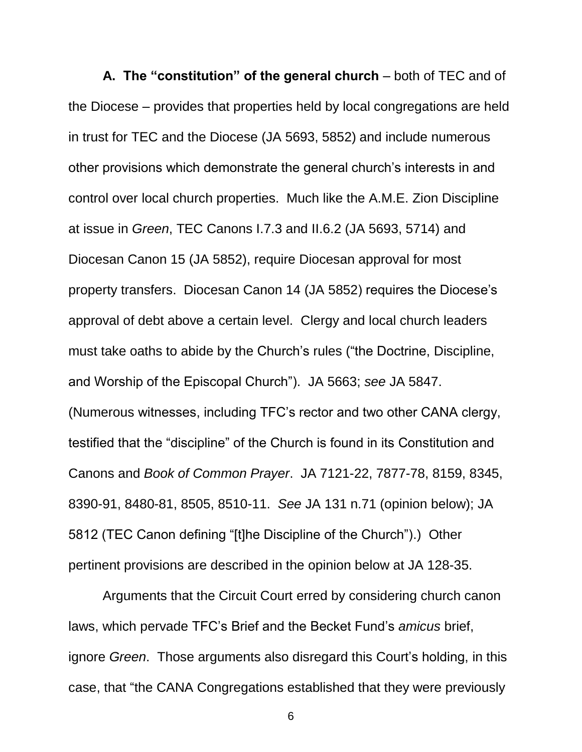**A. The "constitution" of the general church** – both of TEC and of the Diocese – provides that properties held by local congregations are held in trust for TEC and the Diocese (JA 5693, 5852) and include numerous other provisions which demonstrate the general church's interests in and control over local church properties. Much like the A.M.E. Zion Discipline at issue in *Green*, TEC Canons I.7.3 and II.6.2 (JA 5693, 5714) and Diocesan Canon 15 (JA 5852), require Diocesan approval for most property transfers. Diocesan Canon 14 (JA 5852) requires the Diocese's approval of debt above a certain level. Clergy and local church leaders must take oaths to abide by the Church's rules ("the Doctrine, Discipline, and Worship of the Episcopal Church"). JA 5663; *see* JA 5847. (Numerous witnesses, including TFC's rector and two other CANA clergy, testified that the "discipline" of the Church is found in its Constitution and Canons and *Book of Common Prayer*. JA 7121-22, 7877-78, 8159, 8345, 8390-91, 8480-81, 8505, 8510-11. *See* JA 131 n.71 (opinion below); JA 5812 (TEC Canon defining "[t]he Discipline of the Church").) Other pertinent provisions are described in the opinion below at JA 128-35.

Arguments that the Circuit Court erred by considering church canon laws, which pervade TFC's Brief and the Becket Fund's *amicus* brief, ignore *Green*. Those arguments also disregard this Court's holding, in this case, that "the CANA Congregations established that they were previously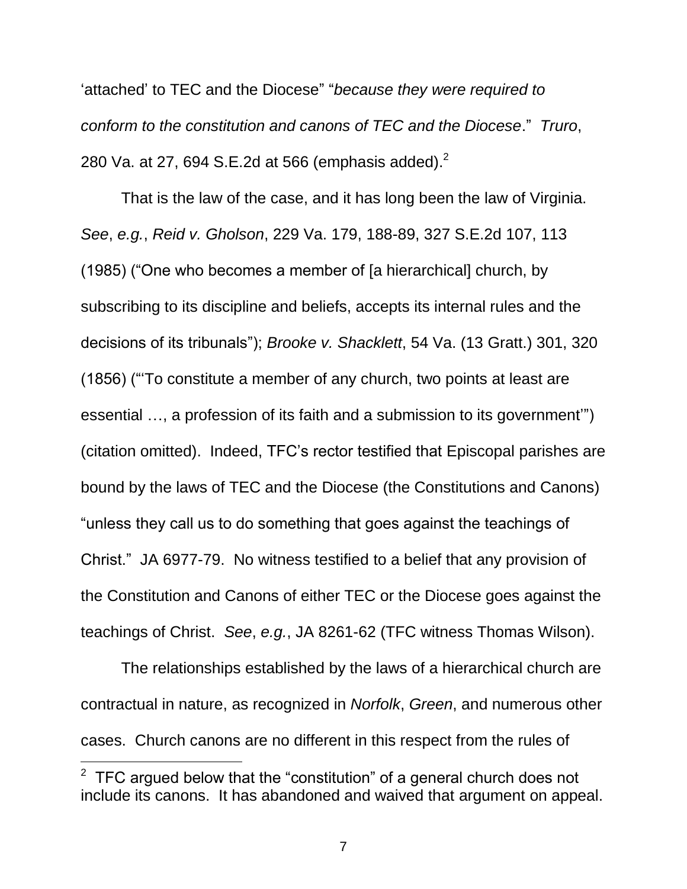‘attached’ to TEC and the Diocese” “*because they were required to conform to the constitution and canons of TEC and the Diocese*.” *Truro*, 280 Va. at 27, 694 S.E.2d at 566 (emphasis added).[2]

That is the law of the case, and it has long been the law of Virginia. *See*, *e.g.*, *Reid v. Gholson*, 229 Va. 179, 188-89, 327 S.E.2d 107, 113 (1985) (“One who becomes a member of [a hierarchical] church, by subscribing to its discipline and beliefs, accepts its internal rules and the decisions of its tribunals”); *Brooke v. Shacklett*, 54 Va. (13 Gratt.) 301, 320 (1856) (“‘To constitute a member of any church, two points at least are essential …, a profession of its faith and a submission to its government’”) (citation omitted). Indeed, TFC’s rector testified that Episcopal parishes are bound by the laws of TEC and the Diocese (the Constitutions and Canons) “unless they call us to do something that goes against the teachings of Christ.” JA 6977-79. No witness testified to a belief that any provision of the Constitution and Canons of either TEC or the Diocese goes against the teachings of Christ. *See*, *e.g.*, JA 8261-62 (TFC witness Thomas Wilson).

The relationships established by the laws of a hierarchical church are contractual in nature, as recognized in *Norfolk*, *Green*, and numerous other cases. Church canons are no different in this respect from the rules of

---

[2] TFC argued below that the “constitution” of a general church does not include its canons. It has abandoned and waived that argument on appeal.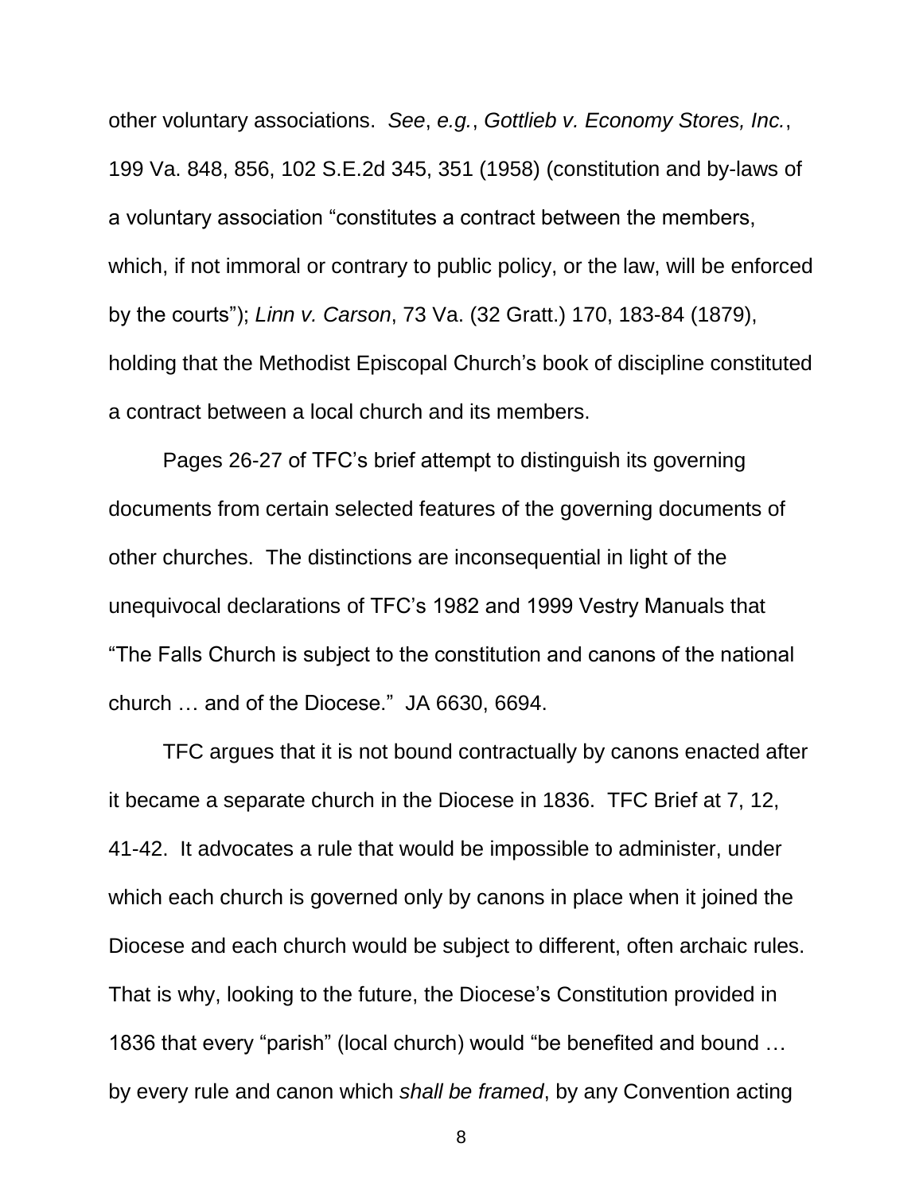other voluntary associations. *See*, *e.g.*, *Gottlieb v. Economy Stores, Inc.*, 199 Va. 848, 856, 102 S.E.2d 345, 351 (1958) (constitution and by-laws of a voluntary association "constitutes a contract between the members, which, if not immoral or contrary to public policy, or the law, will be enforced by the courts"); *Linn v. Carson*, 73 Va. (32 Gratt.) 170, 183-84 (1879), holding that the Methodist Episcopal Church's book of discipline constituted a contract between a local church and its members.

Pages 26-27 of TFC's brief attempt to distinguish its governing documents from certain selected features of the governing documents of other churches. The distinctions are inconsequential in light of the unequivocal declarations of TFC's 1982 and 1999 Vestry Manuals that "The Falls Church is subject to the constitution and canons of the national church … and of the Diocese." JA 6630, 6694.

TFC argues that it is not bound contractually by canons enacted after it became a separate church in the Diocese in 1836. TFC Brief at 7, 12, 41-42. It advocates a rule that would be impossible to administer, under which each church is governed only by canons in place when it joined the Diocese and each church would be subject to different, often archaic rules. That is why, looking to the future, the Diocese's Constitution provided in 1836 that every "parish" (local church) would "be benefited and bound … by every rule and canon which *shall be framed*, by any Convention acting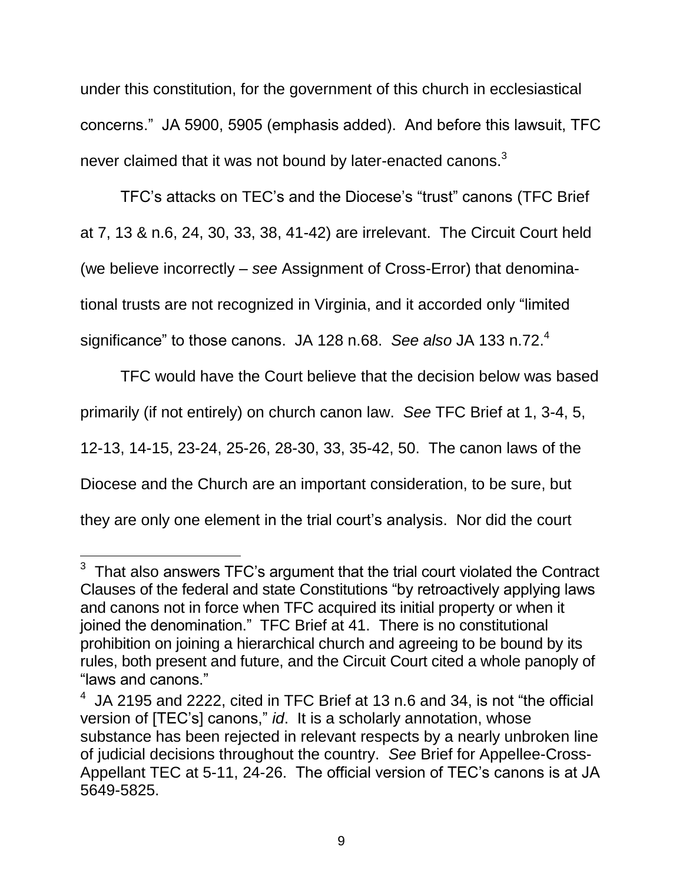under this constitution, for the government of this church in ecclesiastical concerns." JA 5900, 5905 (emphasis added). And before this lawsuit, TFC never claimed that it was not bound by later-enacted canons.[3]

TFC's attacks on TEC's and the Diocese's "trust" canons (TFC Brief at 7, 13 & n.6, 24, 30, 33, 38, 41-42) are irrelevant. The Circuit Court held (we believe incorrectly – *see* Assignment of Cross-Error) that denominational trusts are not recognized in Virginia, and it accorded only "limited significance" to those canons. JA 128 n.68. *See also* JA 133 n.72.[4]

TFC would have the Court believe that the decision below was based primarily (if not entirely) on church canon law. *See* TFC Brief at 1, 3-4, 5, 12-13, 14-15, 23-24, 25-26, 28-30, 33, 35-42, 50. The canon laws of the Diocese and the Church are an important consideration, to be sure, but they are only one element in the trial court's analysis. Nor did the court

---

[3] That also answers TFC's argument that the trial court violated the Contract Clauses of the federal and state Constitutions "by retroactively applying laws and canons not in force when TFC acquired its initial property or when it joined the denomination." TFC Brief at 41. There is no constitutional prohibition on joining a hierarchical church and agreeing to be bound by its rules, both present and future, and the Circuit Court cited a whole panoply of "laws and canons."

[4] JA 2195 and 2222, cited in TFC Brief at 13 n.6 and 34, is not "the official version of [TEC's] canons," *id*. It is a scholarly annotation, whose substance has been rejected in relevant respects by a nearly unbroken line of judicial decisions throughout the country. *See* Brief for Appellee-Cross-Appellant TEC at 5-11, 24-26. The official version of TEC's canons is at JA 5649-5825.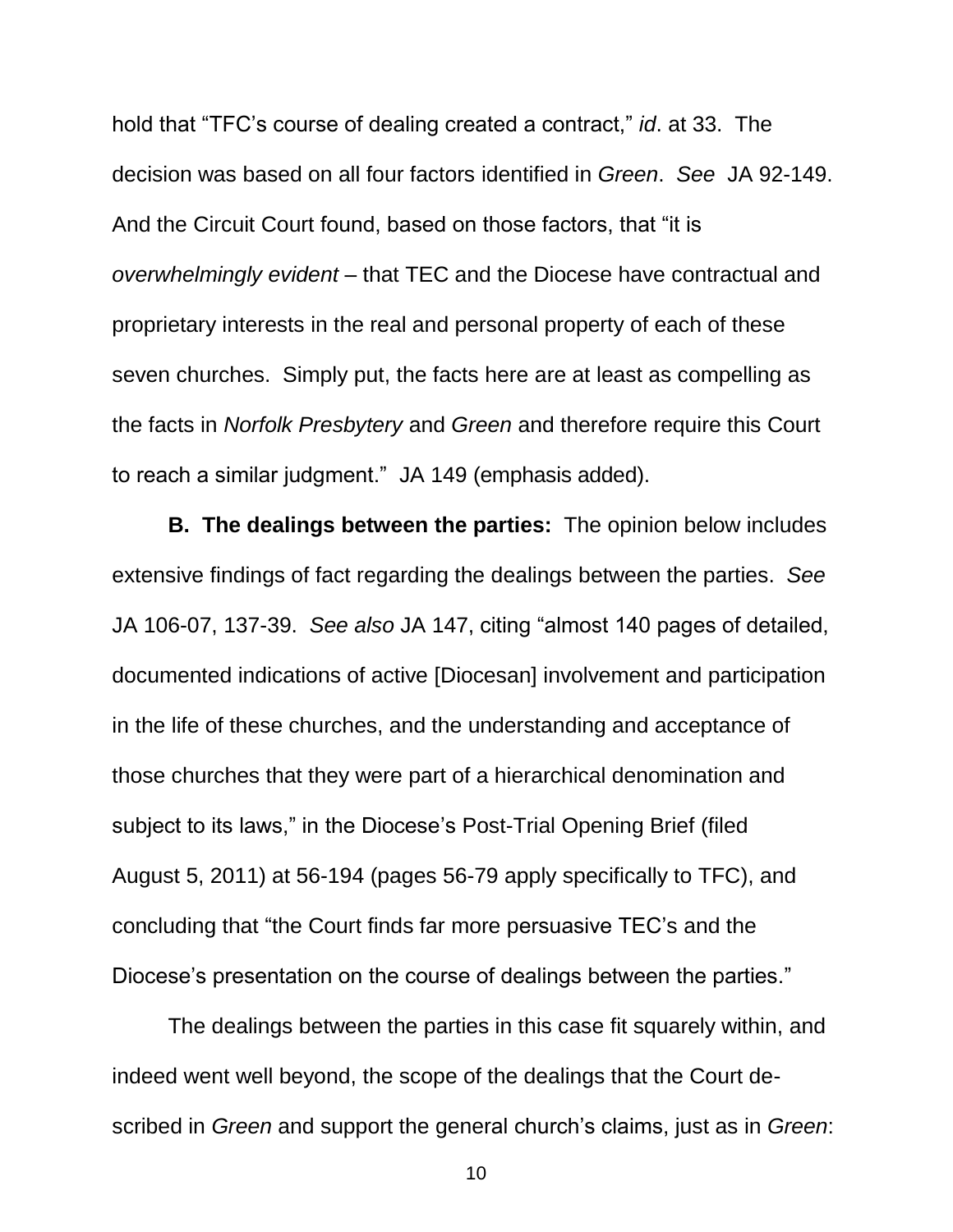hold that "TFC's course of dealing created a contract," *id*. at 33. The decision was based on all four factors identified in *Green*. *See* JA 92-149. And the Circuit Court found, based on those factors, that "it is *overwhelmingly evident* – that TEC and the Diocese have contractual and proprietary interests in the real and personal property of each of these seven churches. Simply put, the facts here are at least as compelling as the facts in *Norfolk Presbytery* and *Green* and therefore require this Court to reach a similar judgment." JA 149 (emphasis added).

**B. The dealings between the parties:** The opinion below includes extensive findings of fact regarding the dealings between the parties. *See* JA 106-07, 137-39. *See also* JA 147, citing "almost 140 pages of detailed, documented indications of active [Diocesan] involvement and participation in the life of these churches, and the understanding and acceptance of those churches that they were part of a hierarchical denomination and subject to its laws," in the Diocese's Post-Trial Opening Brief (filed August 5, 2011) at 56-194 (pages 56-79 apply specifically to TFC), and concluding that "the Court finds far more persuasive TEC's and the Diocese's presentation on the course of dealings between the parties."

The dealings between the parties in this case fit squarely within, and indeed went well beyond, the scope of the dealings that the Court described in *Green* and support the general church's claims, just as in *Green*: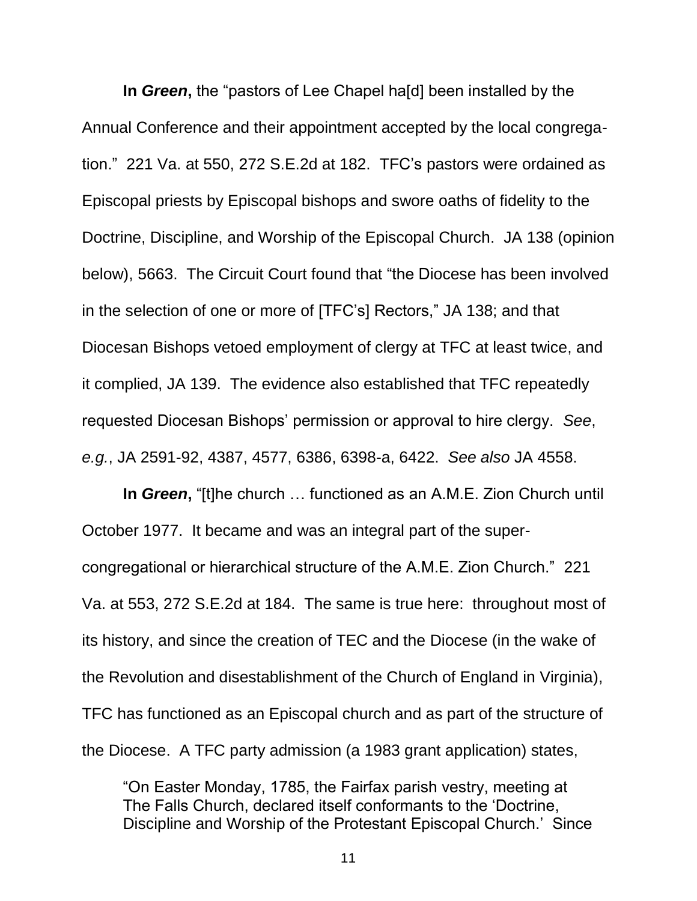**In *Green*,** the "pastors of Lee Chapel ha[d] been installed by the Annual Conference and their appointment accepted by the local congregation." 221 Va. at 550, 272 S.E.2d at 182. TFC's pastors were ordained as Episcopal priests by Episcopal bishops and swore oaths of fidelity to the Doctrine, Discipline, and Worship of the Episcopal Church. JA 138 (opinion below), 5663. The Circuit Court found that "the Diocese has been involved in the selection of one or more of [TFC's] Rectors," JA 138; and that Diocesan Bishops vetoed employment of clergy at TFC at least twice, and it complied, JA 139. The evidence also established that TFC repeatedly requested Diocesan Bishops' permission or approval to hire clergy. *See*, *e.g.*, JA 2591-92, 4387, 4577, 6386, 6398-a, 6422. *See also* JA 4558.

**In *Green*,** "[t]he church … functioned as an A.M.E. Zion Church until October 1977. It became and was an integral part of the super-congregational or hierarchical structure of the A.M.E. Zion Church." 221 Va. at 553, 272 S.E.2d at 184. The same is true here: throughout most of its history, and since the creation of TEC and the Diocese (in the wake of the Revolution and disestablishment of the Church of England in Virginia), TFC has functioned as an Episcopal church and as part of the structure of the Diocese. A TFC party admission (a 1983 grant application) states,

> "On Easter Monday, 1785, the Fairfax parish vestry, meeting at The Falls Church, declared itself conformants to the 'Doctrine, Discipline and Worship of the Protestant Episcopal Church.' Since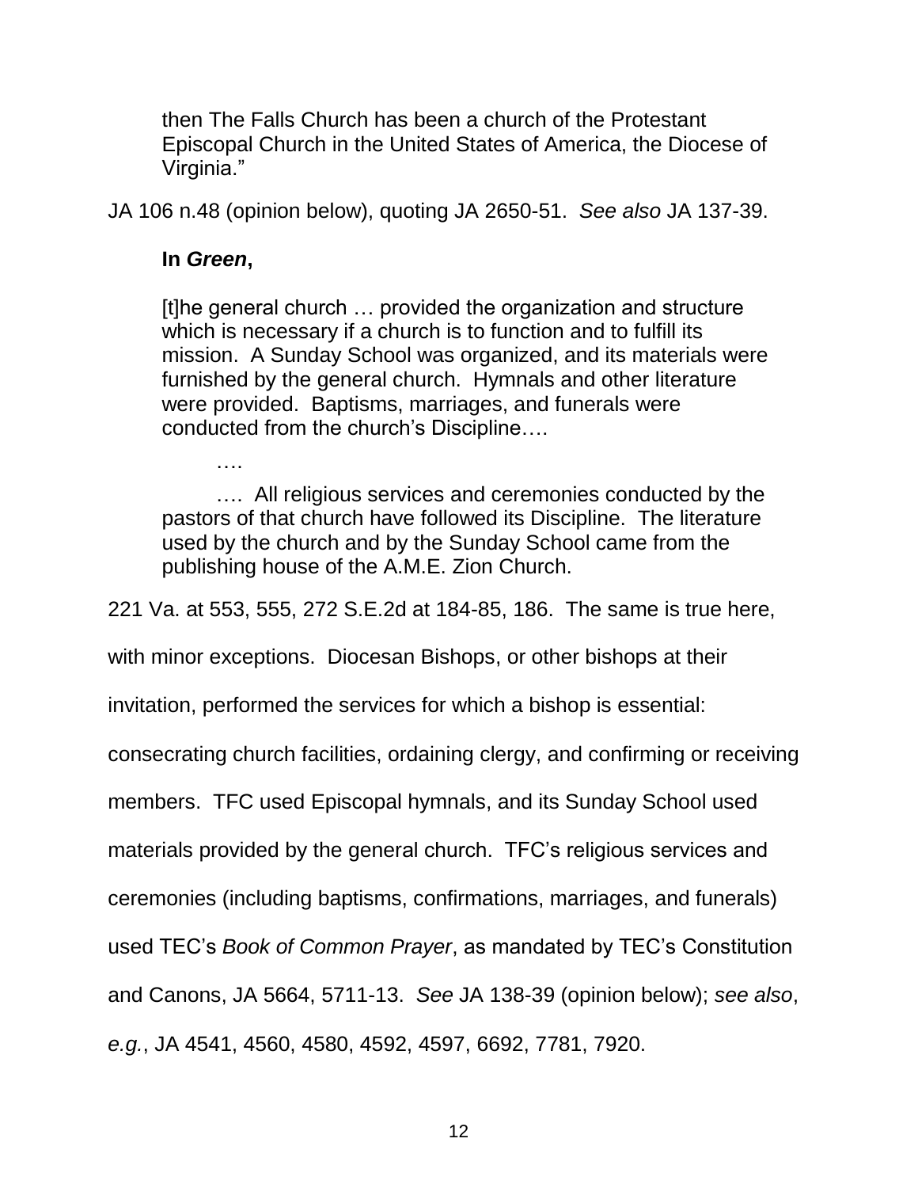> then The Falls Church has been a church of the Protestant Episcopal Church in the United States of America, the Diocese of Virginia."

JA 106 n.48 (opinion below), quoting JA 2650-51. *See also* JA 137-39.

**In *Green*,**

> [t]he general church … provided the organization and structure which is necessary if a church is to function and to fulfill its mission. A Sunday School was organized, and its materials were furnished by the general church. Hymnals and other literature were provided. Baptisms, marriages, and funerals were conducted from the church's Discipline….
>
> ….
>
> …. All religious services and ceremonies conducted by the pastors of that church have followed its Discipline. The literature used by the church and by the Sunday School came from the publishing house of the A.M.E. Zion Church.

221 Va. at 553, 555, 272 S.E.2d at 184-85, 186. The same is true here, with minor exceptions. Diocesan Bishops, or other bishops at their invitation, performed the services for which a bishop is essential: consecrating church facilities, ordaining clergy, and confirming or receiving members. TFC used Episcopal hymnals, and its Sunday School used materials provided by the general church. TFC's religious services and ceremonies (including baptisms, confirmations, marriages, and funerals) used TEC's *Book of Common Prayer*, as mandated by TEC's Constitution and Canons, JA 5664, 5711-13. *See* JA 138-39 (opinion below); *see also*, *e.g.*, JA 4541, 4560, 4580, 4592, 4597, 6692, 7781, 7920.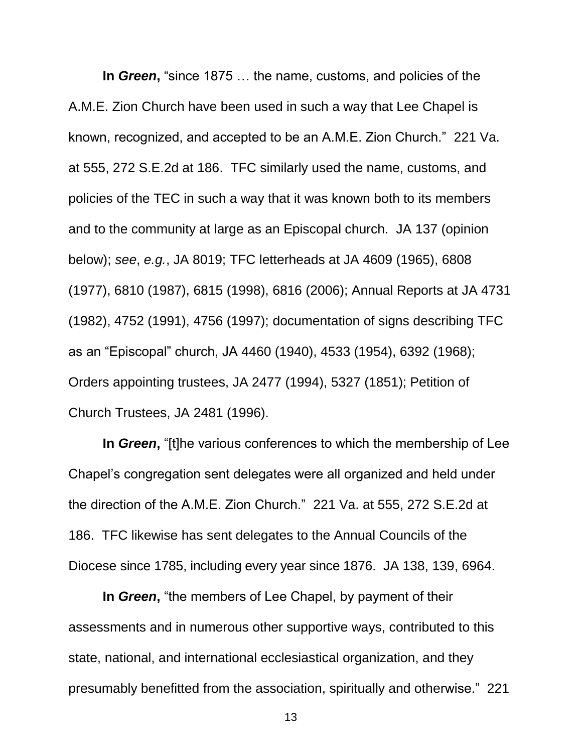**In *Green*,** "since 1875 … the name, customs, and policies of the A.M.E. Zion Church have been used in such a way that Lee Chapel is known, recognized, and accepted to be an A.M.E. Zion Church." 221 Va. at 555, 272 S.E.2d at 186. TFC similarly used the name, customs, and policies of the TEC in such a way that it was known both to its members and to the community at large as an Episcopal church. JA 137 (opinion below); *see*, *e.g.*, JA 8019; TFC letterheads at JA 4609 (1965), 6808 (1977), 6810 (1987), 6815 (1998), 6816 (2006); Annual Reports at JA 4731 (1982), 4752 (1991), 4756 (1997); documentation of signs describing TFC as an "Episcopal" church, JA 4460 (1940), 4533 (1954), 6392 (1968); Orders appointing trustees, JA 2477 (1994), 5327 (1851); Petition of Church Trustees, JA 2481 (1996).

**In *Green*,** "[t]he various conferences to which the membership of Lee Chapel's congregation sent delegates were all organized and held under the direction of the A.M.E. Zion Church." 221 Va. at 555, 272 S.E.2d at 186. TFC likewise has sent delegates to the Annual Councils of the Diocese since 1785, including every year since 1876. JA 138, 139, 6964.

**In *Green*,** "the members of Lee Chapel, by payment of their assessments and in numerous other supportive ways, contributed to this state, national, and international ecclesiastical organization, and they presumably benefitted from the association, spiritually and otherwise." 221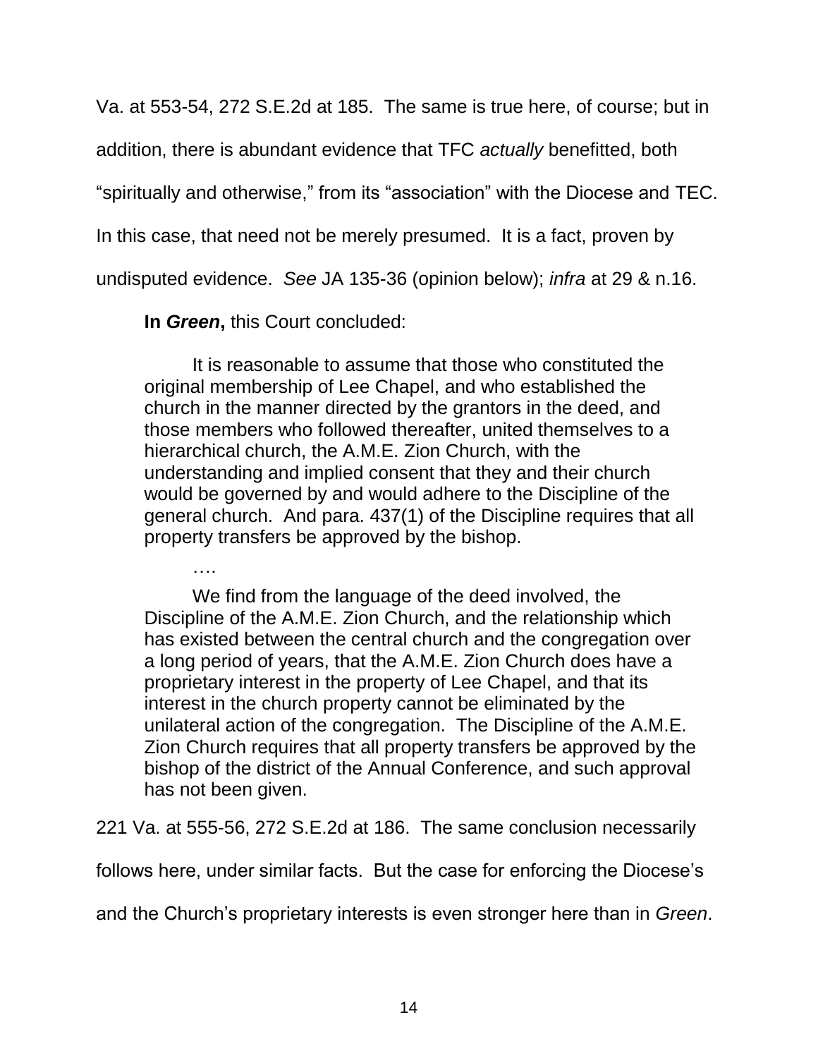Va. at 553-54, 272 S.E.2d at 185. The same is true here, of course; but in addition, there is abundant evidence that TFC *actually* benefitted, both "spiritually and otherwise," from its "association" with the Diocese and TEC. In this case, that need not be merely presumed. It is a fact, proven by undisputed evidence. *See* JA 135-36 (opinion below); *infra* at 29 & n.16.

**In *Green*,** this Court concluded:

> It is reasonable to assume that those who constituted the original membership of Lee Chapel, and who established the church in the manner directed by the grantors in the deed, and those members who followed thereafter, united themselves to a hierarchical church, the A.M.E. Zion Church, with the understanding and implied consent that they and their church would be governed by and would adhere to the Discipline of the general church. And para. 437(1) of the Discipline requires that all property transfers be approved by the bishop.
>
> ….
>
> We find from the language of the deed involved, the Discipline of the A.M.E. Zion Church, and the relationship which has existed between the central church and the congregation over a long period of years, that the A.M.E. Zion Church does have a proprietary interest in the property of Lee Chapel, and that its interest in the church property cannot be eliminated by the unilateral action of the congregation. The Discipline of the A.M.E. Zion Church requires that all property transfers be approved by the bishop of the district of the Annual Conference, and such approval has not been given.

221 Va. at 555-56, 272 S.E.2d at 186. The same conclusion necessarily follows here, under similar facts. But the case for enforcing the Diocese's and the Church's proprietary interests is even stronger here than in *Green*.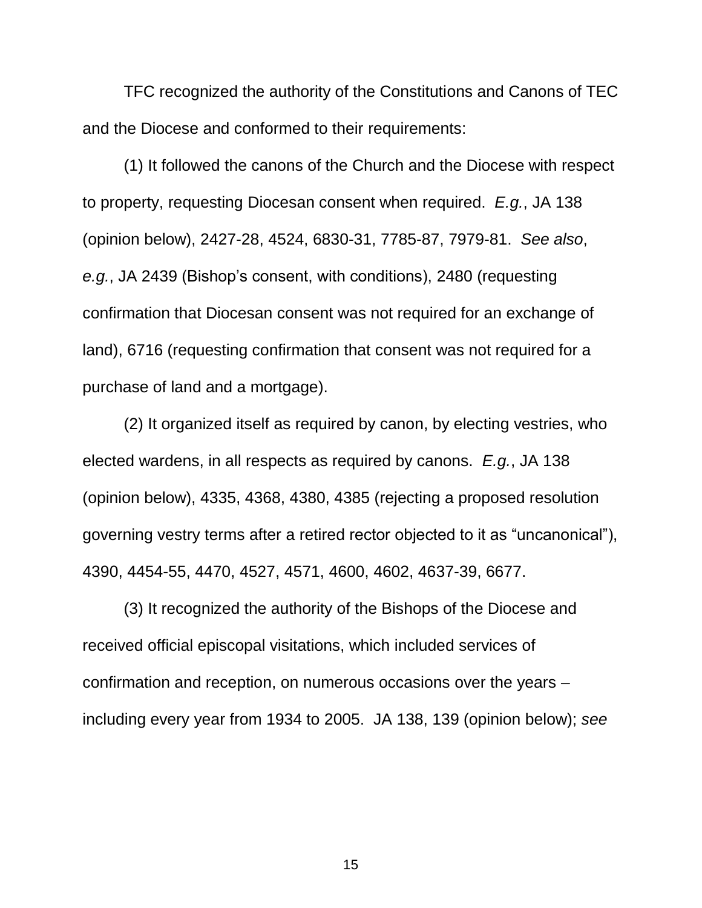TFC recognized the authority of the Constitutions and Canons of TEC and the Diocese and conformed to their requirements:

(1) It followed the canons of the Church and the Diocese with respect to property, requesting Diocesan consent when required. *E.g.*, JA 138 (opinion below), 2427-28, 4524, 6830-31, 7785-87, 7979-81. *See also*, *e.g.*, JA 2439 (Bishop's consent, with conditions), 2480 (requesting confirmation that Diocesan consent was not required for an exchange of land), 6716 (requesting confirmation that consent was not required for a purchase of land and a mortgage).

(2) It organized itself as required by canon, by electing vestries, who elected wardens, in all respects as required by canons. *E.g.*, JA 138 (opinion below), 4335, 4368, 4380, 4385 (rejecting a proposed resolution governing vestry terms after a retired rector objected to it as "uncanonical"), 4390, 4454-55, 4470, 4527, 4571, 4600, 4602, 4637-39, 6677.

(3) It recognized the authority of the Bishops of the Diocese and received official episcopal visitations, which included services of confirmation and reception, on numerous occasions over the years – including every year from 1934 to 2005. JA 138, 139 (opinion below); *see*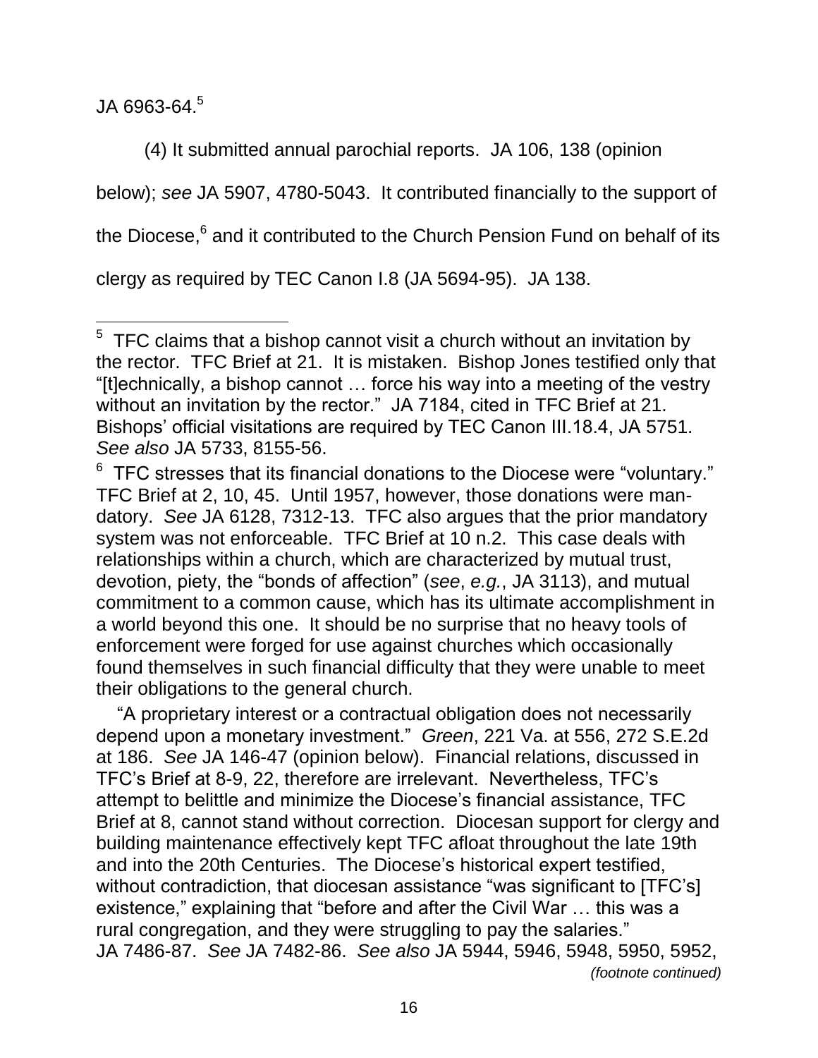JA 6963-64.[5]

(4) It submitted annual parochial reports. JA 106, 138 (opinion below); *see* JA 5907, 4780-5043. It contributed financially to the support of the Diocese,[6] and it contributed to the Church Pension Fund on behalf of its clergy as required by TEC Canon I.8 (JA 5694-95). JA 138.

---

[5] TFC claims that a bishop cannot visit a church without an invitation by the rector. TFC Brief at 21. It is mistaken. Bishop Jones testified only that "[t]echnically, a bishop cannot … force his way into a meeting of the vestry without an invitation by the rector." JA 7184, cited in TFC Brief at 21. Bishops' official visitations are required by TEC Canon III.18.4, JA 5751. *See also* JA 5733, 8155-56.

[6] TFC stresses that its financial donations to the Diocese were "voluntary." TFC Brief at 2, 10, 45. Until 1957, however, those donations were mandatory. *See* JA 6128, 7312-13. TFC also argues that the prior mandatory system was not enforceable. TFC Brief at 10 n.2. This case deals with relationships within a church, which are characterized by mutual trust, devotion, piety, the "bonds of affection" (*see*, *e.g.*, JA 3113), and mutual commitment to a common cause, which has its ultimate accomplishment in a world beyond this one. It should be no surprise that no heavy tools of enforcement were forged for use against churches which occasionally found themselves in such financial difficulty that they were unable to meet their obligations to the general church.

"A proprietary interest or a contractual obligation does not necessarily depend upon a monetary investment." *Green*, 221 Va. at 556, 272 S.E.2d at 186. *See* JA 146-47 (opinion below). Financial relations, discussed in TFC's Brief at 8-9, 22, therefore are irrelevant. Nevertheless, TFC's attempt to belittle and minimize the Diocese's financial assistance, TFC Brief at 8, cannot stand without correction. Diocesan support for clergy and building maintenance effectively kept TFC afloat throughout the late 19th and into the 20th Centuries. The Diocese's historical expert testified, without contradiction, that diocesan assistance "was significant to [TFC's] existence," explaining that "before and after the Civil War … this was a rural congregation, and they were struggling to pay the salaries." JA 7486-87. *See* JA 7482-86. *See also* JA 5944, 5946, 5948, 5950, 5952,

*(footnote continued)*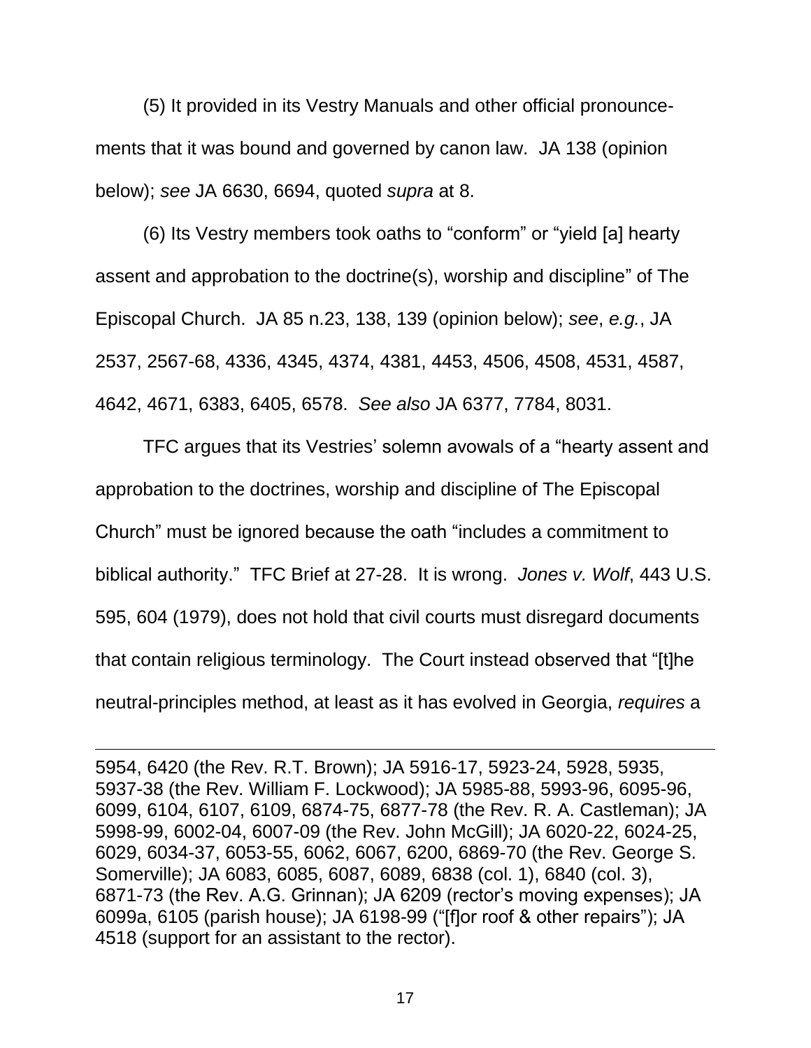(5) It provided in its Vestry Manuals and other official pronouncements that it was bound and governed by canon law. JA 138 (opinion below); *see* JA 6630, 6694, quoted *supra* at 8.

(6) Its Vestry members took oaths to "conform" or "yield [a] hearty assent and approbation to the doctrine(s), worship and discipline" of The Episcopal Church. JA 85 n.23, 138, 139 (opinion below); *see*, *e.g.*, JA 2537, 2567-68, 4336, 4345, 4374, 4381, 4453, 4506, 4508, 4531, 4587, 4642, 4671, 6383, 6405, 6578. *See also* JA 6377, 7784, 8031.

TFC argues that its Vestries' solemn avowals of a "hearty assent and approbation to the doctrines, worship and discipline of The Episcopal Church" must be ignored because the oath "includes a commitment to biblical authority." TFC Brief at 27-28. It is wrong. *Jones v. Wolf*, 443 U.S. 595, 604 (1979), does not hold that civil courts must disregard documents that contain religious terminology. The Court instead observed that "[t]he neutral-principles method, at least as it has evolved in Georgia, *requires* a

---

5954, 6420 (the Rev. R.T. Brown); JA 5916-17, 5923-24, 5928, 5935, 5937-38 (the Rev. William F. Lockwood); JA 5985-88, 5993-96, 6095-96, 6099, 6104, 6107, 6109, 6874-75, 6877-78 (the Rev. R. A. Castleman); JA 5998-99, 6002-04, 6007-09 (the Rev. John McGill); JA 6020-22, 6024-25, 6029, 6034-37, 6053-55, 6062, 6067, 6200, 6869-70 (the Rev. George S. Somerville); JA 6083, 6085, 6087, 6089, 6838 (col. 1), 6840 (col. 3), 6871-73 (the Rev. A.G. Grinnan); JA 6209 (rector's moving expenses); JA 6099a, 6105 (parish house); JA 6198-99 ("[f]or roof & other repairs"); JA 4518 (support for an assistant to the rector).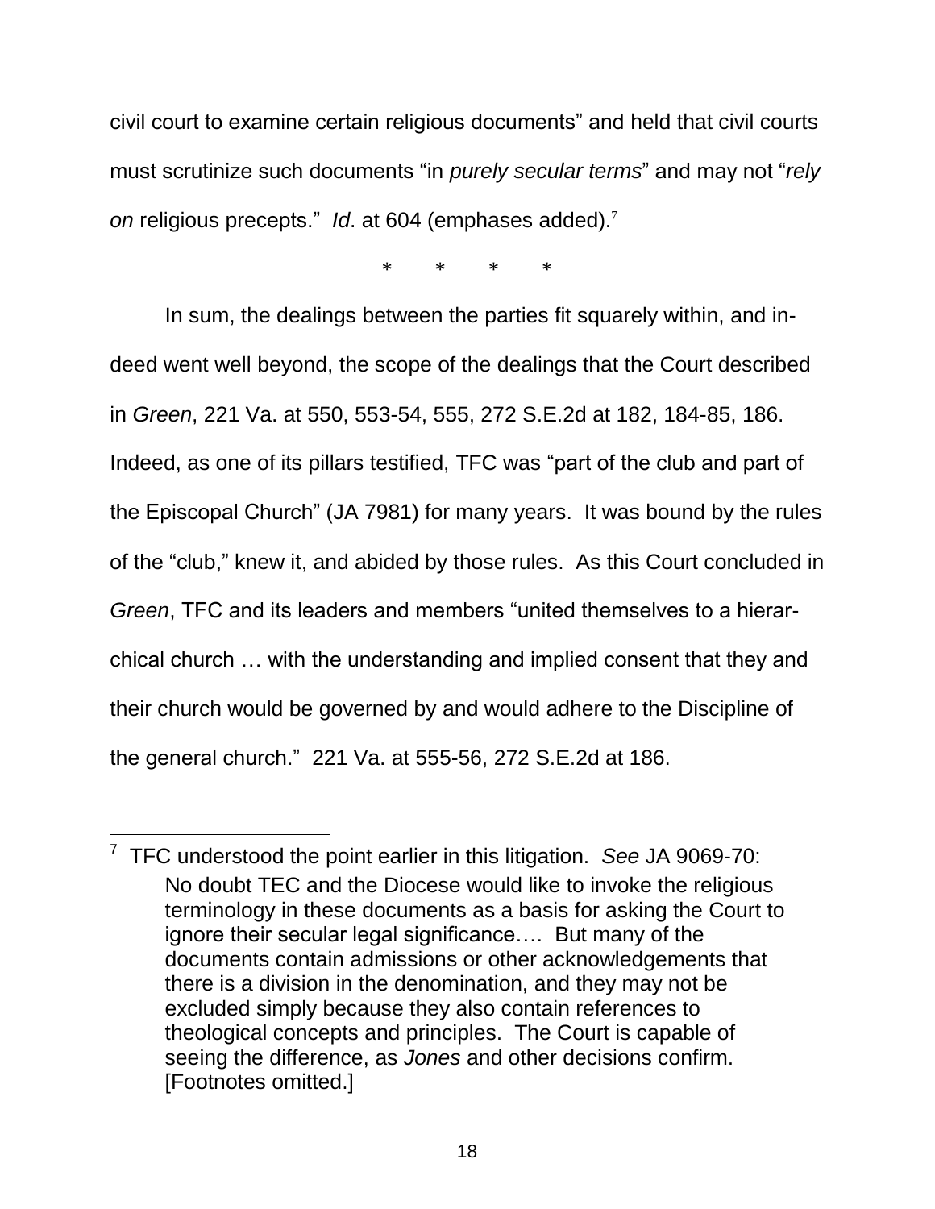civil court to examine certain religious documents" and held that civil courts must scrutinize such documents "in *purely secular terms*" and may not "*rely on* religious precepts." *Id*. at 604 (emphases added).[7]

\* \* \* \*

In sum, the dealings between the parties fit squarely within, and indeed went well beyond, the scope of the dealings that the Court described in *Green*, 221 Va. at 550, 553-54, 555, 272 S.E.2d at 182, 184-85, 186. Indeed, as one of its pillars testified, TFC was "part of the club and part of the Episcopal Church" (JA 7981) for many years. It was bound by the rules of the "club," knew it, and abided by those rules. As this Court concluded in *Green*, TFC and its leaders and members "united themselves to a hierarchical church … with the understanding and implied consent that they and their church would be governed by and would adhere to the Discipline of the general church." 221 Va. at 555-56, 272 S.E.2d at 186.

---

[7] TFC understood the point earlier in this litigation. *See* JA 9069-70:

> No doubt TEC and the Diocese would like to invoke the religious terminology in these documents as a basis for asking the Court to ignore their secular legal significance…. But many of the documents contain admissions or other acknowledgements that there is a division in the denomination, and they may not be excluded simply because they also contain references to theological concepts and principles. The Court is capable of seeing the difference, as *Jones* and other decisions confirm. [Footnotes omitted.]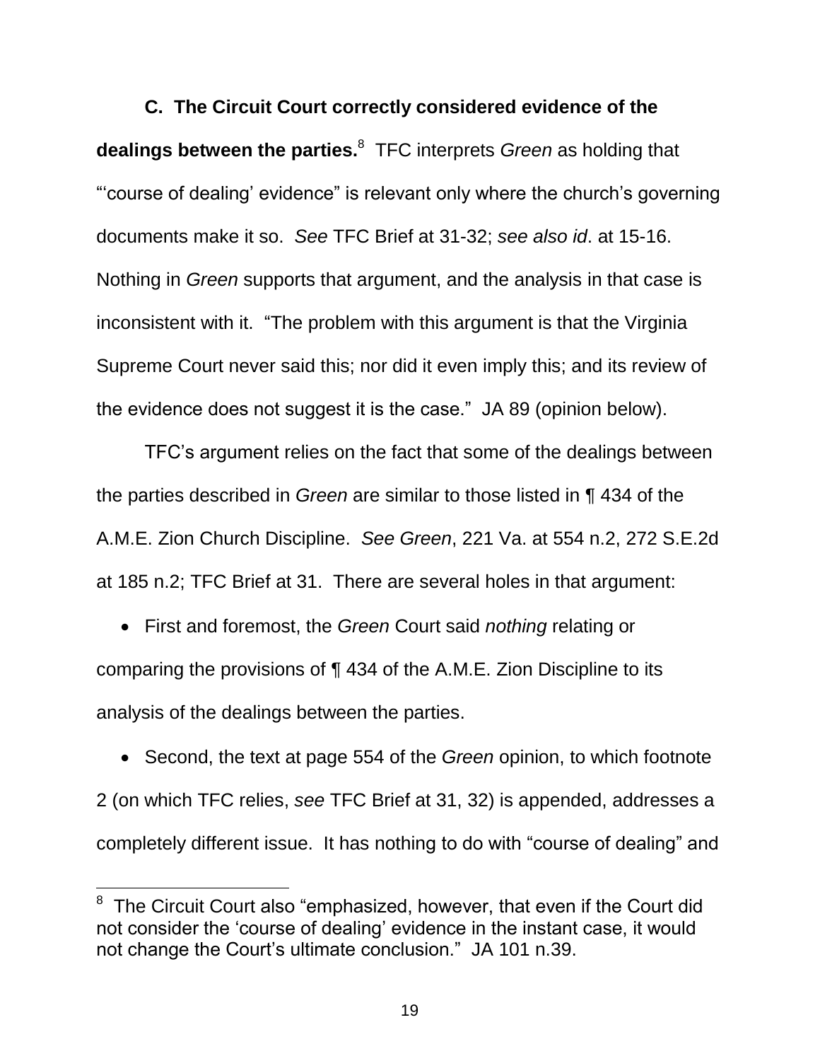**C. The Circuit Court correctly considered evidence of the dealings between the parties.**[8] TFC interprets *Green* as holding that "'course of dealing' evidence" is relevant only where the church's governing documents make it so. *See* TFC Brief at 31-32; *see also id*. at 15-16. Nothing in *Green* supports that argument, and the analysis in that case is inconsistent with it. "The problem with this argument is that the Virginia Supreme Court never said this; nor did it even imply this; and its review of the evidence does not suggest it is the case." JA 89 (opinion below).

TFC's argument relies on the fact that some of the dealings between the parties described in *Green* are similar to those listed in ¶ 434 of the A.M.E. Zion Church Discipline. *See Green*, 221 Va. at 554 n.2, 272 S.E.2d at 185 n.2; TFC Brief at 31. There are several holes in that argument:

- First and foremost, the *Green* Court said *nothing* relating or comparing the provisions of ¶ 434 of the A.M.E. Zion Discipline to its analysis of the dealings between the parties.

- Second, the text at page 554 of the *Green* opinion, to which footnote 2 (on which TFC relies, *see* TFC Brief at 31, 32) is appended, addresses a completely different issue. It has nothing to do with "course of dealing" and

---

[8] The Circuit Court also "emphasized, however, that even if the Court did not consider the 'course of dealing' evidence in the instant case, it would not change the Court's ultimate conclusion." JA 101 n.39.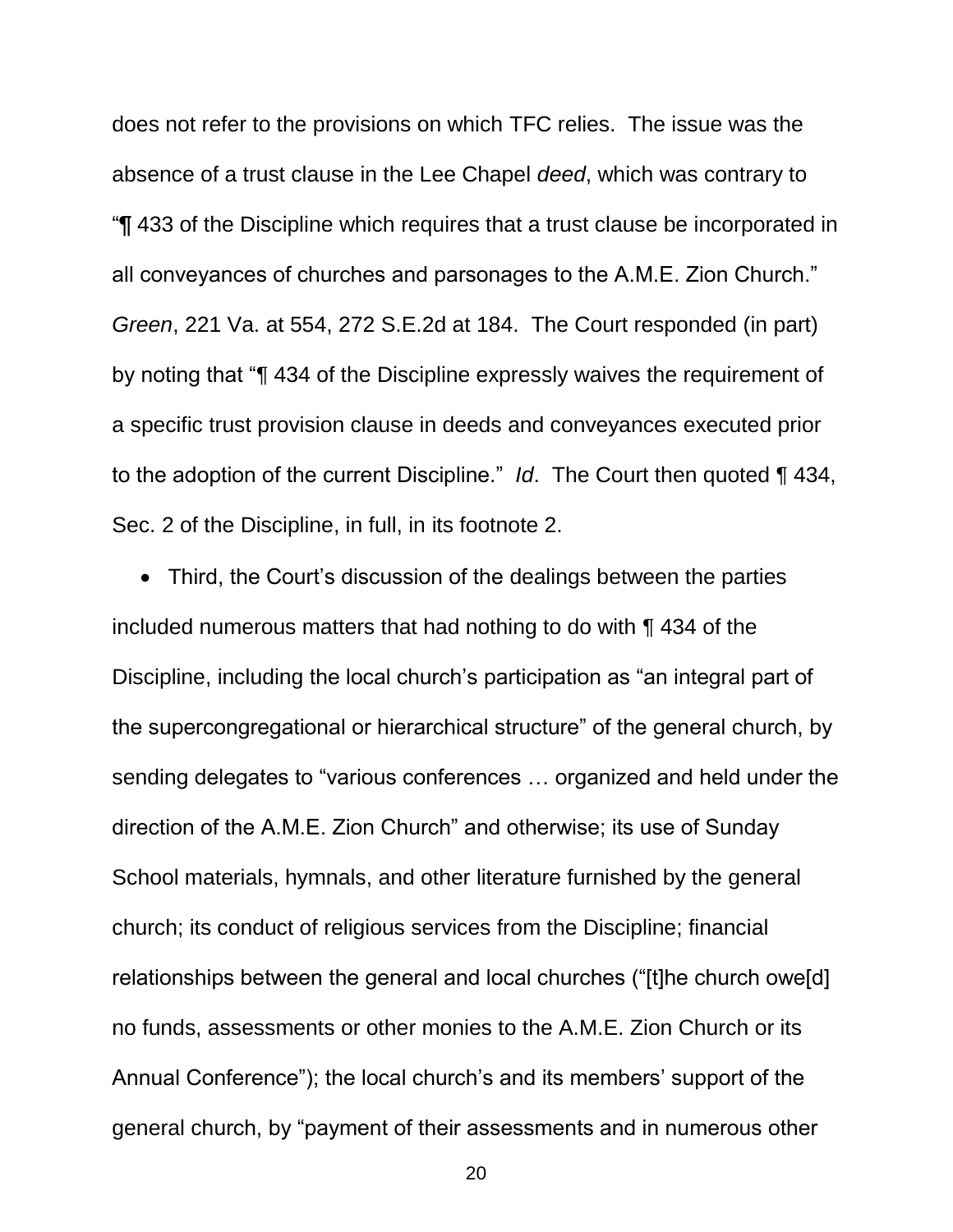does not refer to the provisions on which TFC relies. The issue was the absence of a trust clause in the Lee Chapel *deed*, which was contrary to "¶ 433 of the Discipline which requires that a trust clause be incorporated in all conveyances of churches and parsonages to the A.M.E. Zion Church." *Green*, 221 Va. at 554, 272 S.E.2d at 184. The Court responded (in part) by noting that "¶ 434 of the Discipline expressly waives the requirement of a specific trust provision clause in deeds and conveyances executed prior to the adoption of the current Discipline." *Id*. The Court then quoted ¶ 434, Sec. 2 of the Discipline, in full, in its footnote 2.

- Third, the Court's discussion of the dealings between the parties included numerous matters that had nothing to do with ¶ 434 of the Discipline, including the local church's participation as "an integral part of the supercongregational or hierarchical structure" of the general church, by sending delegates to "various conferences … organized and held under the direction of the A.M.E. Zion Church" and otherwise; its use of Sunday School materials, hymnals, and other literature furnished by the general church; its conduct of religious services from the Discipline; financial relationships between the general and local churches ("[t]he church owe[d] no funds, assessments or other monies to the A.M.E. Zion Church or its Annual Conference"); the local church's and its members' support of the general church, by "payment of their assessments and in numerous other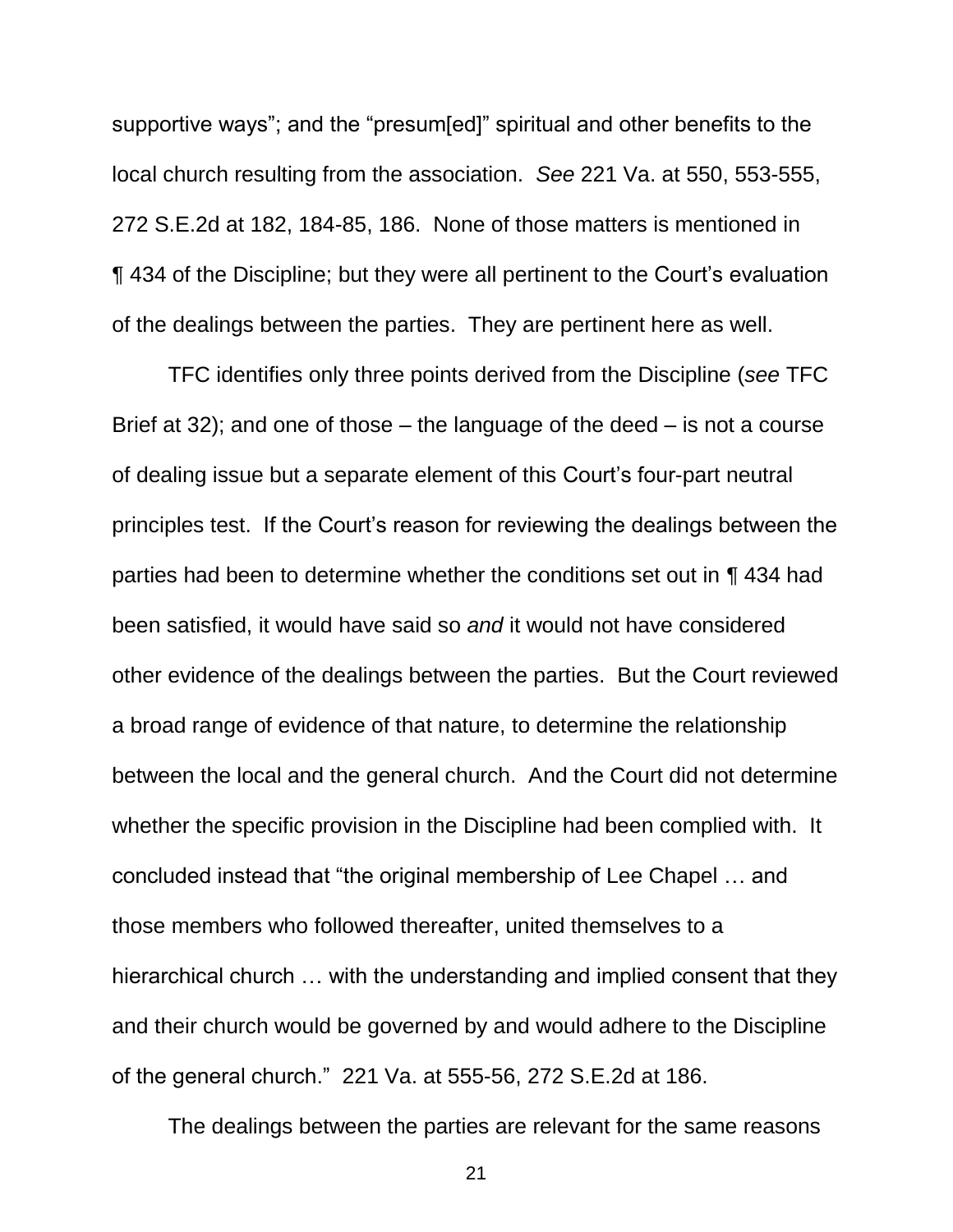supportive ways"; and the "presum[ed]" spiritual and other benefits to the local church resulting from the association. *See* 221 Va. at 550, 553-555, 272 S.E.2d at 182, 184-85, 186. None of those matters is mentioned in ¶ 434 of the Discipline; but they were all pertinent to the Court's evaluation of the dealings between the parties. They are pertinent here as well.

TFC identifies only three points derived from the Discipline (*see* TFC Brief at 32); and one of those – the language of the deed – is not a course of dealing issue but a separate element of this Court's four-part neutral principles test. If the Court's reason for reviewing the dealings between the parties had been to determine whether the conditions set out in ¶ 434 had been satisfied, it would have said so *and* it would not have considered other evidence of the dealings between the parties. But the Court reviewed a broad range of evidence of that nature, to determine the relationship between the local and the general church. And the Court did not determine whether the specific provision in the Discipline had been complied with. It concluded instead that "the original membership of Lee Chapel … and those members who followed thereafter, united themselves to a hierarchical church … with the understanding and implied consent that they and their church would be governed by and would adhere to the Discipline of the general church." 221 Va. at 555-56, 272 S.E.2d at 186.

The dealings between the parties are relevant for the same reasons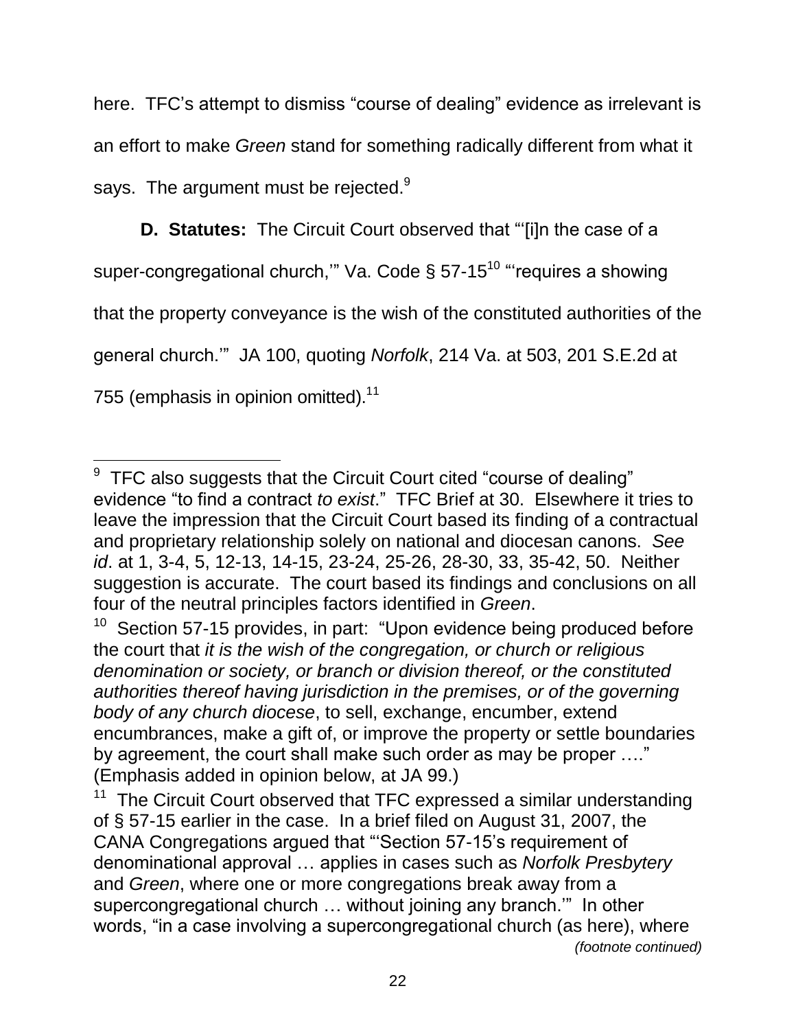here. TFC's attempt to dismiss "course of dealing" evidence as irrelevant is an effort to make *Green* stand for something radically different from what it says. The argument must be rejected.[9]

**D. Statutes:** The Circuit Court observed that "'[i]n the case of a super-congregational church,'" Va. Code § 57-15[10] "'requires a showing that the property conveyance is the wish of the constituted authorities of the general church.'" JA 100, quoting *Norfolk*, 214 Va. at 503, 201 S.E.2d at 755 (emphasis in opinion omitted).[11]

---

[9] TFC also suggests that the Circuit Court cited "course of dealing" evidence "to find a contract *to exist*." TFC Brief at 30. Elsewhere it tries to leave the impression that the Circuit Court based its finding of a contractual and proprietary relationship solely on national and diocesan canons. *See id*. at 1, 3-4, 5, 12-13, 14-15, 23-24, 25-26, 28-30, 33, 35-42, 50. Neither suggestion is accurate. The court based its findings and conclusions on all four of the neutral principles factors identified in *Green*.

[10] Section 57-15 provides, in part: "Upon evidence being produced before the court that *it is the wish of the congregation, or church or religious denomination or society, or branch or division thereof, or the constituted authorities thereof having jurisdiction in the premises, or of the governing body of any church diocese*, to sell, exchange, encumber, extend encumbrances, make a gift of, or improve the property or settle boundaries by agreement, the court shall make such order as may be proper …." (Emphasis added in opinion below, at JA 99.)

[11] The Circuit Court observed that TFC expressed a similar understanding of § 57-15 earlier in the case. In a brief filed on August 31, 2007, the CANA Congregations argued that "'Section 57-15's requirement of denominational approval … applies in cases such as *Norfolk Presbytery* and *Green*, where one or more congregations break away from a supercongregational church … without joining any branch.'" In other words, "in a case involving a supercongregational church (as here), where

*(footnote continued)*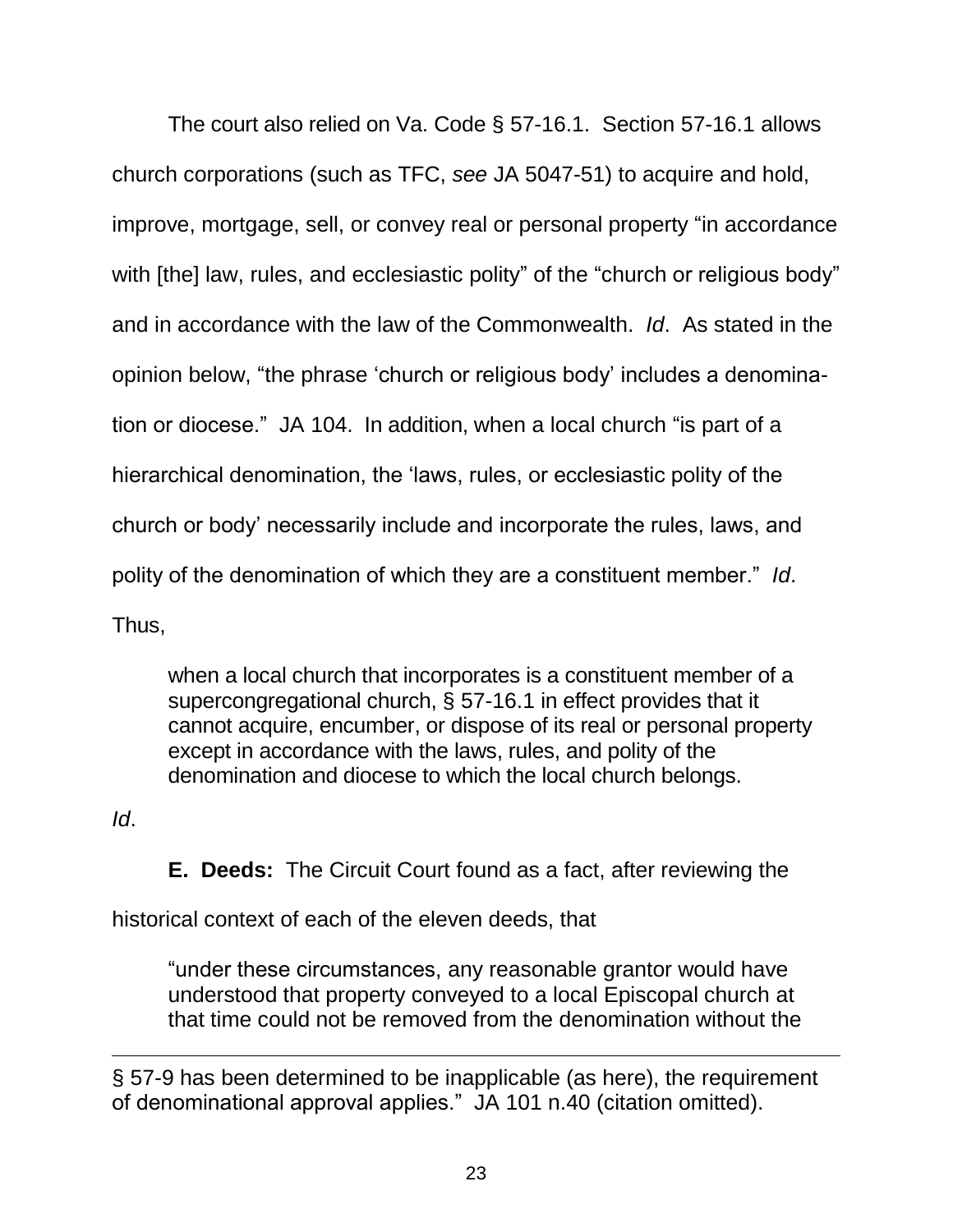The court also relied on Va. Code § 57-16.1. Section 57-16.1 allows church corporations (such as TFC, *see* JA 5047-51) to acquire and hold, improve, mortgage, sell, or convey real or personal property "in accordance with [the] law, rules, and ecclesiastic polity" of the "church or religious body" and in accordance with the law of the Commonwealth. *Id*. As stated in the opinion below, "the phrase 'church or religious body' includes a denomination or diocese." JA 104. In addition, when a local church "is part of a hierarchical denomination, the 'laws, rules, or ecclesiastic polity of the church or body' necessarily include and incorporate the rules, laws, and polity of the denomination of which they are a constituent member." *Id*. Thus,

> when a local church that incorporates is a constituent member of a supercongregational church, § 57-16.1 in effect provides that it cannot acquire, encumber, or dispose of its real or personal property except in accordance with the laws, rules, and polity of the denomination and diocese to which the local church belongs.

*Id*.

**E. Deeds:** The Circuit Court found as a fact, after reviewing the historical context of each of the eleven deeds, that

> "under these circumstances, any reasonable grantor would have understood that property conveyed to a local Episcopal church at that time could not be removed from the denomination without the

---

§ 57-9 has been determined to be inapplicable (as here), the requirement of denominational approval applies." JA 101 n.40 (citation omitted).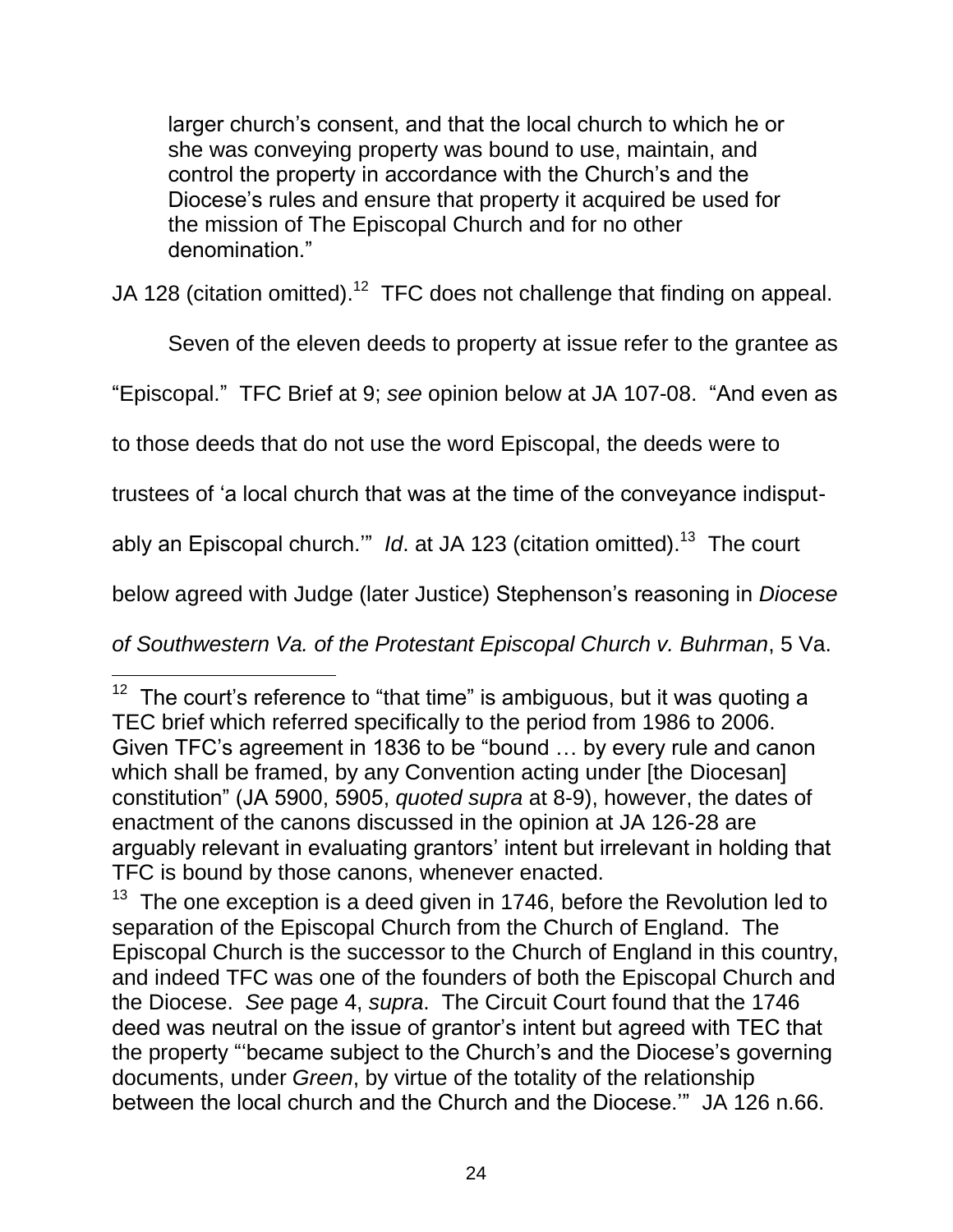> larger church's consent, and that the local church to which he or she was conveying property was bound to use, maintain, and control the property in accordance with the Church's and the Diocese's rules and ensure that property it acquired be used for the mission of The Episcopal Church and for no other denomination."

JA 128 (citation omitted).[12] TFC does not challenge that finding on appeal.

Seven of the eleven deeds to property at issue refer to the grantee as "Episcopal." TFC Brief at 9; *see* opinion below at JA 107-08. "And even as to those deeds that do not use the word Episcopal, the deeds were to trustees of 'a local church that was at the time of the conveyance indisputably an Episcopal church.'" *Id*. at JA 123 (citation omitted).[13] The court below agreed with Judge (later Justice) Stephenson's reasoning in *Diocese of Southwestern Va. of the Protestant Episcopal Church v. Buhrman*, 5 Va.

---

[12] The court's reference to "that time" is ambiguous, but it was quoting a TEC brief which referred specifically to the period from 1986 to 2006. Given TFC's agreement in 1836 to be "bound … by every rule and canon which shall be framed, by any Convention acting under [the Diocesan] constitution" (JA 5900, 5905, *quoted supra* at 8-9), however, the dates of enactment of the canons discussed in the opinion at JA 126-28 are arguably relevant in evaluating grantors' intent but irrelevant in holding that TFC is bound by those canons, whenever enacted.

[13] The one exception is a deed given in 1746, before the Revolution led to separation of the Episcopal Church from the Church of England. The Episcopal Church is the successor to the Church of England in this country, and indeed TFC was one of the founders of both the Episcopal Church and the Diocese. *See* page 4, *supra*. The Circuit Court found that the 1746 deed was neutral on the issue of grantor's intent but agreed with TEC that the property "'became subject to the Church's and the Diocese's governing documents, under *Green*, by virtue of the totality of the relationship between the local church and the Church and the Diocese.'" JA 126 n.66.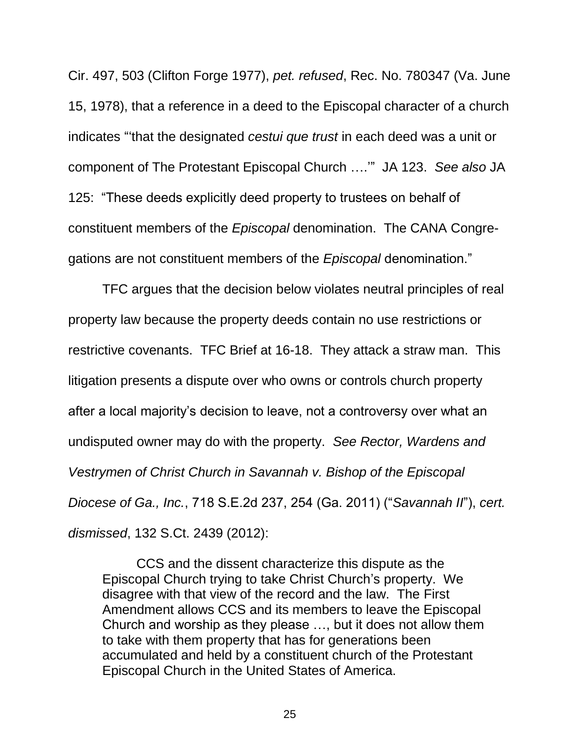Cir. 497, 503 (Clifton Forge 1977), *pet. refused*, Rec. No. 780347 (Va. June 15, 1978), that a reference in a deed to the Episcopal character of a church indicates "'that the designated *cestui que trust* in each deed was a unit or component of The Protestant Episcopal Church ….'" JA 123. *See also* JA 125: "These deeds explicitly deed property to trustees on behalf of constituent members of the *Episcopal* denomination. The CANA Congregations are not constituent members of the *Episcopal* denomination."

TFC argues that the decision below violates neutral principles of real property law because the property deeds contain no use restrictions or restrictive covenants. TFC Brief at 16-18. They attack a straw man. This litigation presents a dispute over who owns or controls church property after a local majority's decision to leave, not a controversy over what an undisputed owner may do with the property. *See Rector, Wardens and Vestrymen of Christ Church in Savannah v. Bishop of the Episcopal Diocese of Ga., Inc.*, 718 S.E.2d 237, 254 (Ga. 2011) ("*Savannah II*"), *cert. dismissed*, 132 S.Ct. 2439 (2012):

> CCS and the dissent characterize this dispute as the Episcopal Church trying to take Christ Church's property. We disagree with that view of the record and the law. The First Amendment allows CCS and its members to leave the Episcopal Church and worship as they please …, but it does not allow them to take with them property that has for generations been accumulated and held by a constituent church of the Protestant Episcopal Church in the United States of America.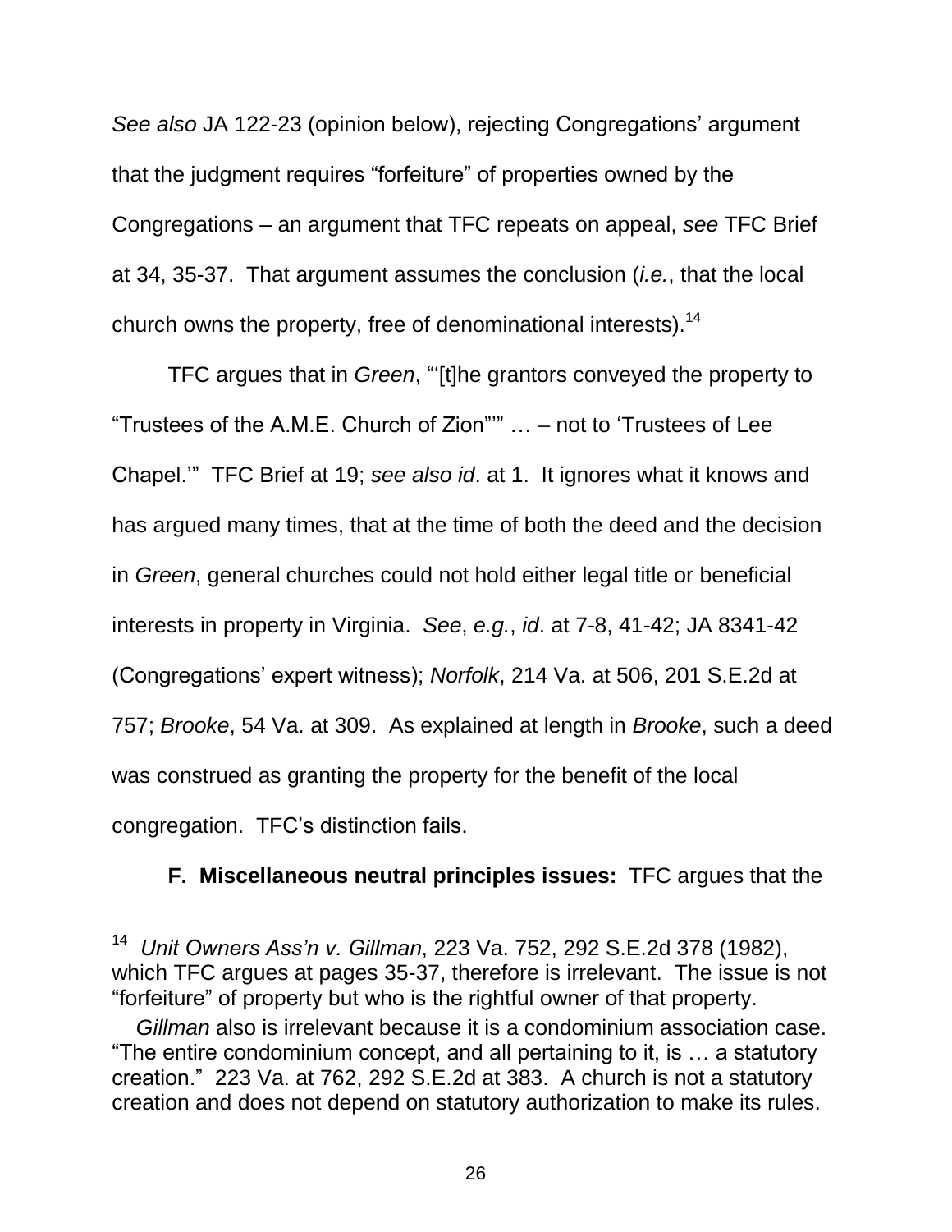*See also* JA 122-23 (opinion below), rejecting Congregations' argument that the judgment requires "forfeiture" of properties owned by the Congregations – an argument that TFC repeats on appeal, *see* TFC Brief at 34, 35-37. That argument assumes the conclusion (*i.e.*, that the local church owns the property, free of denominational interests).[14]

TFC argues that in *Green*, "'[t]he grantors conveyed the property to "Trustees of the A.M.E. Church of Zion"'" … – not to 'Trustees of Lee Chapel.'" TFC Brief at 19; *see also id*. at 1. It ignores what it knows and has argued many times, that at the time of both the deed and the decision in *Green*, general churches could not hold either legal title or beneficial interests in property in Virginia. *See*, *e.g.*, *id*. at 7-8, 41-42; JA 8341-42 (Congregations' expert witness); *Norfolk*, 214 Va. at 506, 201 S.E.2d at 757; *Brooke*, 54 Va. at 309. As explained at length in *Brooke*, such a deed was construed as granting the property for the benefit of the local congregation. TFC's distinction fails.

**F. Miscellaneous neutral principles issues:** TFC argues that the

---

[14] *Unit Owners Ass'n v. Gillman*, 223 Va. 752, 292 S.E.2d 378 (1982), which TFC argues at pages 35-37, therefore is irrelevant. The issue is not "forfeiture" of property but who is the rightful owner of that property.

*Gillman* also is irrelevant because it is a condominium association case. "The entire condominium concept, and all pertaining to it, is … a statutory creation." 223 Va. at 762, 292 S.E.2d at 383. A church is not a statutory creation and does not depend on statutory authorization to make its rules.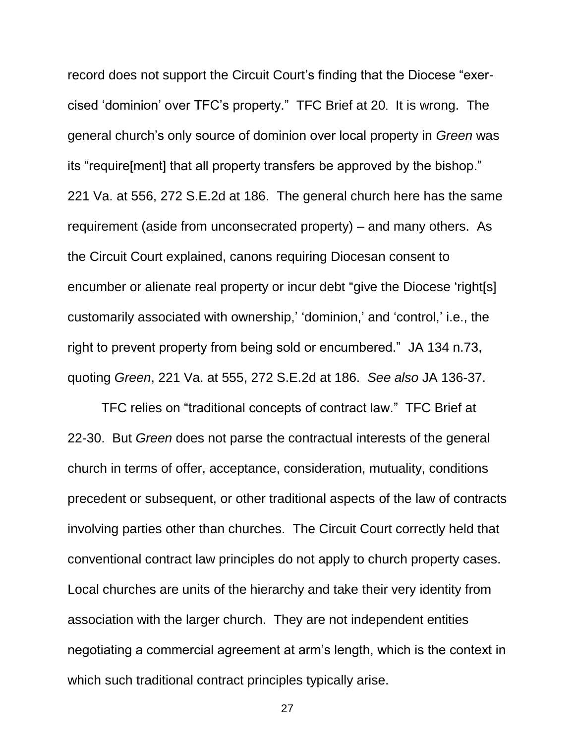record does not support the Circuit Court's finding that the Diocese "exercised 'dominion' over TFC's property." TFC Brief at 20. It is wrong. The general church's only source of dominion over local property in *Green* was its "require[ment] that all property transfers be approved by the bishop." 221 Va. at 556, 272 S.E.2d at 186. The general church here has the same requirement (aside from unconsecrated property) – and many others. As the Circuit Court explained, canons requiring Diocesan consent to encumber or alienate real property or incur debt "give the Diocese 'right[s] customarily associated with ownership,' 'dominion,' and 'control,' i.e., the right to prevent property from being sold or encumbered." JA 134 n.73, quoting *Green*, 221 Va. at 555, 272 S.E.2d at 186. *See also* JA 136-37.

TFC relies on "traditional concepts of contract law." TFC Brief at 22-30. But *Green* does not parse the contractual interests of the general church in terms of offer, acceptance, consideration, mutuality, conditions precedent or subsequent, or other traditional aspects of the law of contracts involving parties other than churches. The Circuit Court correctly held that conventional contract law principles do not apply to church property cases. Local churches are units of the hierarchy and take their very identity from association with the larger church. They are not independent entities negotiating a commercial agreement at arm's length, which is the context in which such traditional contract principles typically arise.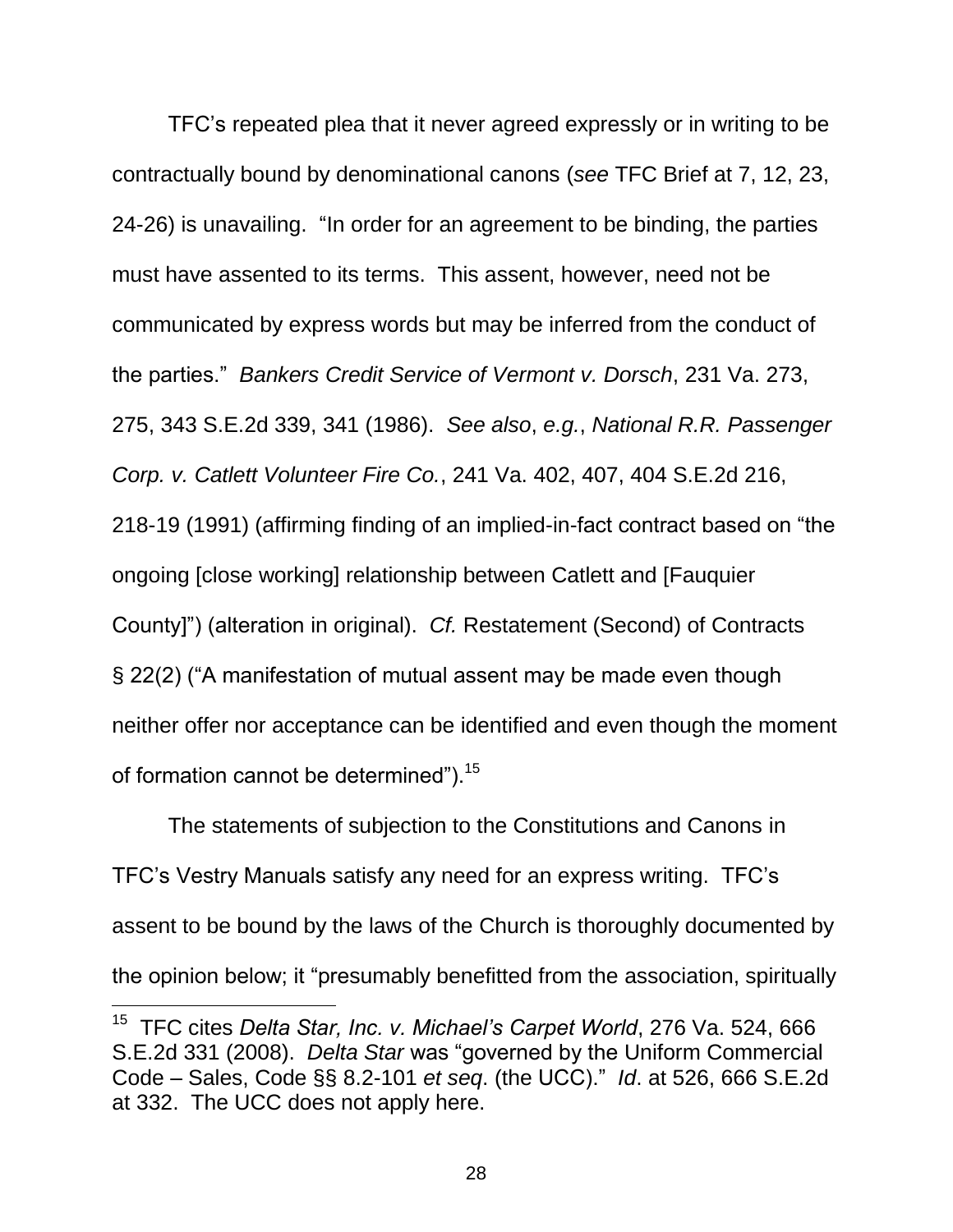TFC's repeated plea that it never agreed expressly or in writing to be contractually bound by denominational canons (*see* TFC Brief at 7, 12, 23, 24-26) is unavailing. "In order for an agreement to be binding, the parties must have assented to its terms. This assent, however, need not be communicated by express words but may be inferred from the conduct of the parties." *Bankers Credit Service of Vermont v. Dorsch*, 231 Va. 273, 275, 343 S.E.2d 339, 341 (1986). *See also*, *e.g.*, *National R.R. Passenger Corp. v. Catlett Volunteer Fire Co.*, 241 Va. 402, 407, 404 S.E.2d 216, 218-19 (1991) (affirming finding of an implied-in-fact contract based on "the ongoing [close working] relationship between Catlett and [Fauquier County]") (alteration in original). *Cf.* Restatement (Second) of Contracts § 22(2) ("A manifestation of mutual assent may be made even though neither offer nor acceptance can be identified and even though the moment of formation cannot be determined").[15]

The statements of subjection to the Constitutions and Canons in TFC's Vestry Manuals satisfy any need for an express writing. TFC's assent to be bound by the laws of the Church is thoroughly documented by the opinion below; it "presumably benefitted from the association, spiritually

---

[15] TFC cites *Delta Star, Inc. v. Michael's Carpet World*, 276 Va. 524, 666 S.E.2d 331 (2008). *Delta Star* was "governed by the Uniform Commercial Code – Sales, Code §§ 8.2-101 *et seq*. (the UCC)." *Id*. at 526, 666 S.E.2d at 332. The UCC does not apply here.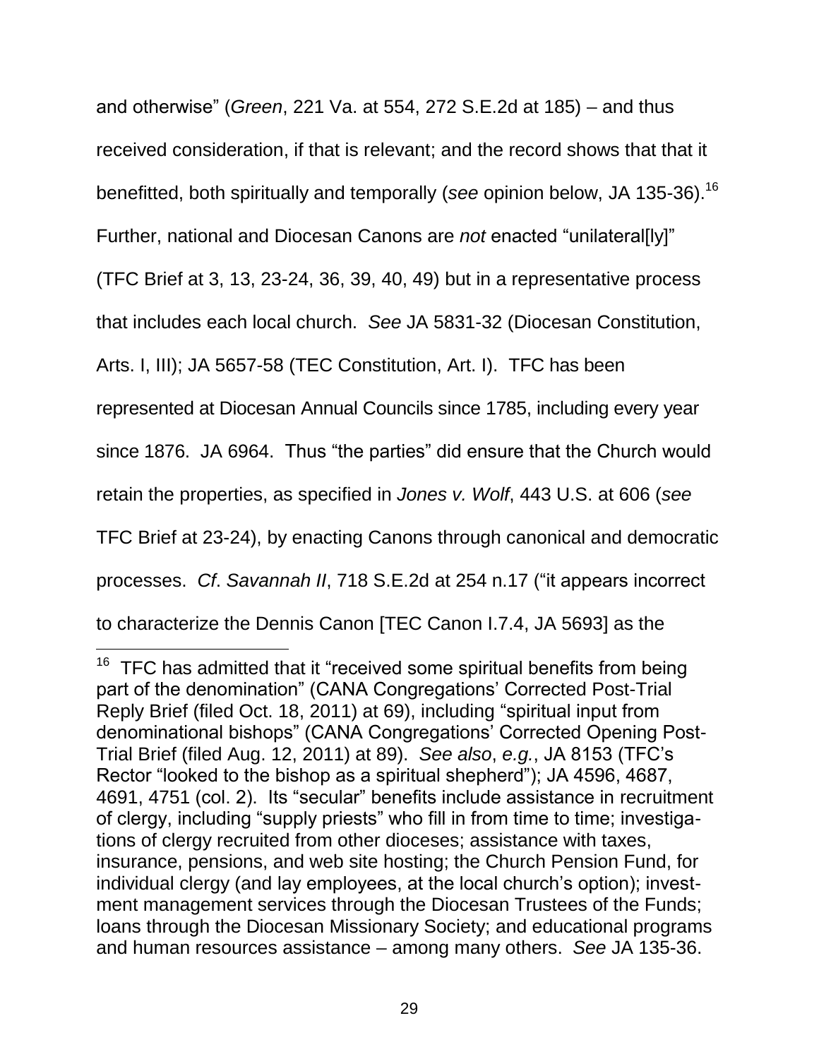and otherwise" (*Green*, 221 Va. at 554, 272 S.E.2d at 185) – and thus received consideration, if that is relevant; and the record shows that that it benefitted, both spiritually and temporally (*see* opinion below, JA 135-36).[16] Further, national and Diocesan Canons are *not* enacted "unilateral[ly]" (TFC Brief at 3, 13, 23-24, 36, 39, 40, 49) but in a representative process that includes each local church. *See* JA 5831-32 (Diocesan Constitution, Arts. I, III); JA 5657-58 (TEC Constitution, Art. I). TFC has been represented at Diocesan Annual Councils since 1785, including every year since 1876. JA 6964. Thus "the parties" did ensure that the Church would retain the properties, as specified in *Jones v. Wolf*, 443 U.S. at 606 (*see* TFC Brief at 23-24), by enacting Canons through canonical and democratic processes. *Cf*. *Savannah II*, 718 S.E.2d at 254 n.17 ("it appears incorrect to characterize the Dennis Canon [TEC Canon I.7.4, JA 5693] as the

---

[16] TFC has admitted that it "received some spiritual benefits from being part of the denomination" (CANA Congregations' Corrected Post-Trial Reply Brief (filed Oct. 18, 2011) at 69), including "spiritual input from denominational bishops" (CANA Congregations' Corrected Opening Post-Trial Brief (filed Aug. 12, 2011) at 89). *See also*, *e.g.*, JA 8153 (TFC's Rector "looked to the bishop as a spiritual shepherd"); JA 4596, 4687, 4691, 4751 (col. 2). Its "secular" benefits include assistance in recruitment of clergy, including "supply priests" who fill in from time to time; investigations of clergy recruited from other dioceses; assistance with taxes, insurance, pensions, and web site hosting; the Church Pension Fund, for individual clergy (and lay employees, at the local church's option); investment management services through the Diocesan Trustees of the Funds; loans through the Diocesan Missionary Society; and educational programs and human resources assistance – among many others. *See* JA 135-36.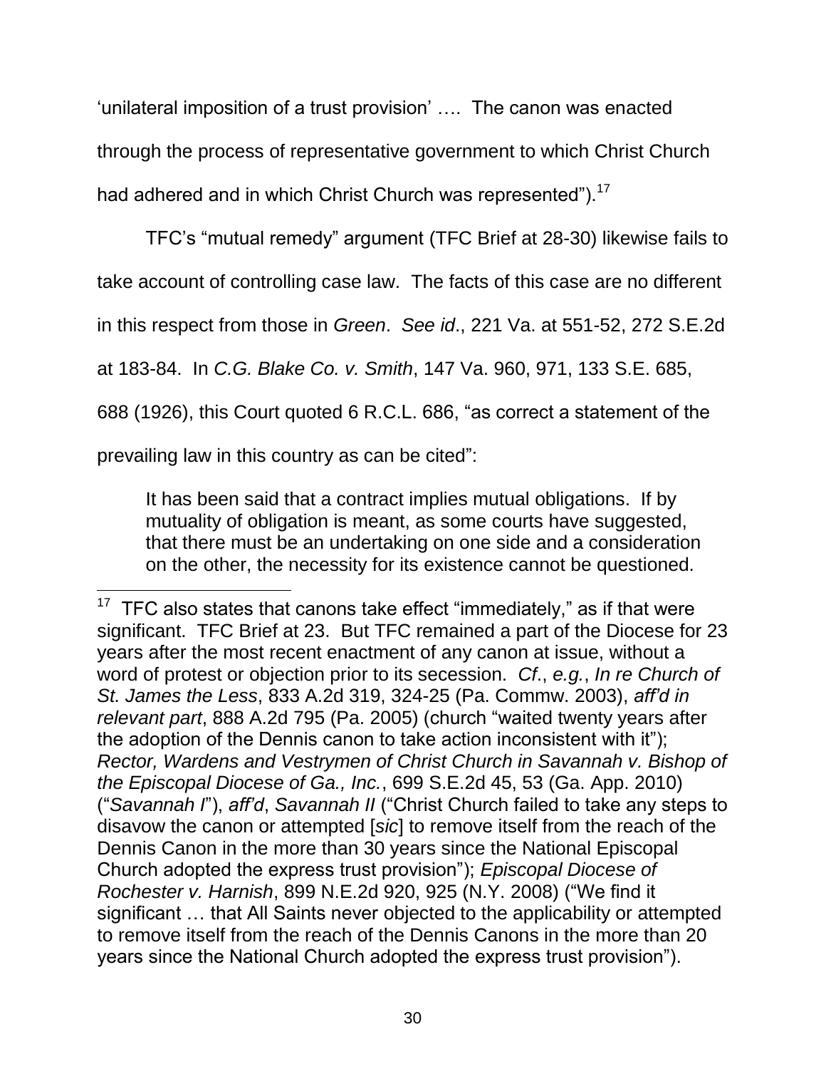'unilateral imposition of a trust provision' …. The canon was enacted through the process of representative government to which Christ Church had adhered and in which Christ Church was represented").[17]

TFC's "mutual remedy" argument (TFC Brief at 28-30) likewise fails to take account of controlling case law. The facts of this case are no different in this respect from those in *Green*. *See id*., 221 Va. at 551-52, 272 S.E.2d at 183-84. In *C.G. Blake Co. v. Smith*, 147 Va. 960, 971, 133 S.E. 685, 688 (1926), this Court quoted 6 R.C.L. 686, "as correct a statement of the prevailing law in this country as can be cited":

> It has been said that a contract implies mutual obligations. If by mutuality of obligation is meant, as some courts have suggested, that there must be an undertaking on one side and a consideration on the other, the necessity for its existence cannot be questioned.

---

[17] TFC also states that canons take effect "immediately," as if that were significant. TFC Brief at 23. But TFC remained a part of the Diocese for 23 years after the most recent enactment of any canon at issue, without a word of protest or objection prior to its secession. *Cf*., *e.g.*, *In re Church of St. James the Less*, 833 A.2d 319, 324-25 (Pa. Commw. 2003), *aff'd in relevant part*, 888 A.2d 795 (Pa. 2005) (church "waited twenty years after the adoption of the Dennis canon to take action inconsistent with it"); *Rector, Wardens and Vestrymen of Christ Church in Savannah v. Bishop of the Episcopal Diocese of Ga., Inc.*, 699 S.E.2d 45, 53 (Ga. App. 2010) ("*Savannah I*"), *aff'd*, *Savannah II* ("Christ Church failed to take any steps to disavow the canon or attempted [*sic*] to remove itself from the reach of the Dennis Canon in the more than 30 years since the National Episcopal Church adopted the express trust provision"); *Episcopal Diocese of Rochester v. Harnish*, 899 N.E.2d 920, 925 (N.Y. 2008) ("We find it significant … that All Saints never objected to the applicability or attempted to remove itself from the reach of the Dennis Canons in the more than 20 years since the National Church adopted the express trust provision").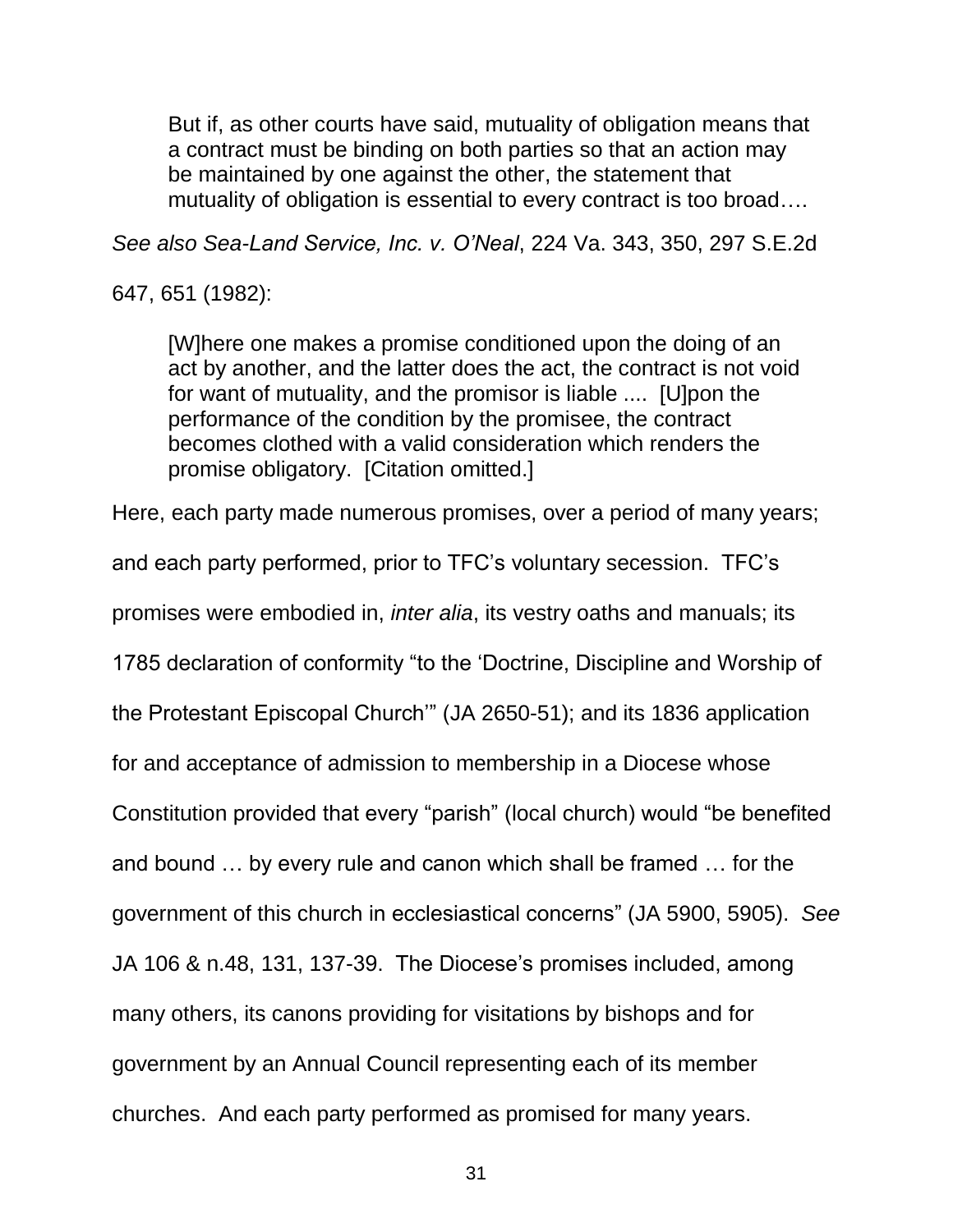> But if, as other courts have said, mutuality of obligation means that a contract must be binding on both parties so that an action may be maintained by one against the other, the statement that mutuality of obligation is essential to every contract is too broad….

*See also Sea-Land Service, Inc. v. O'Neal*, 224 Va. 343, 350, 297 S.E.2d 647, 651 (1982):

> [W]here one makes a promise conditioned upon the doing of an act by another, and the latter does the act, the contract is not void for want of mutuality, and the promisor is liable .... [U]pon the performance of the condition by the promisee, the contract becomes clothed with a valid consideration which renders the promise obligatory. [Citation omitted.]

Here, each party made numerous promises, over a period of many years; and each party performed, prior to TFC's voluntary secession. TFC's promises were embodied in, *inter alia*, its vestry oaths and manuals; its 1785 declaration of conformity "to the 'Doctrine, Discipline and Worship of the Protestant Episcopal Church'" (JA 2650-51); and its 1836 application for and acceptance of admission to membership in a Diocese whose Constitution provided that every "parish" (local church) would "be benefited and bound … by every rule and canon which shall be framed … for the government of this church in ecclesiastical concerns" (JA 5900, 5905). *See* JA 106 & n.48, 131, 137-39. The Diocese's promises included, among many others, its canons providing for visitations by bishops and for government by an Annual Council representing each of its member churches. And each party performed as promised for many years.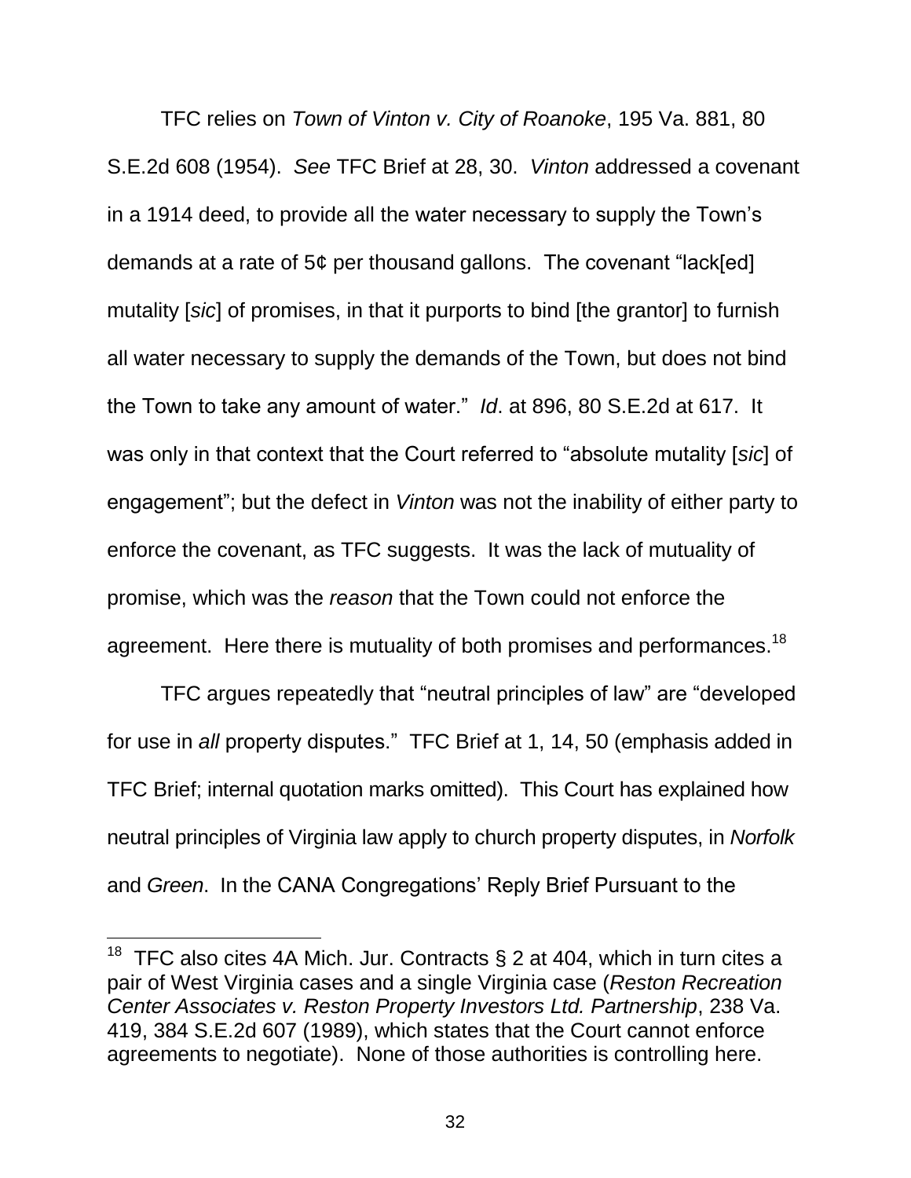TFC relies on *Town of Vinton v. City of Roanoke*, 195 Va. 881, 80 S.E.2d 608 (1954). *See* TFC Brief at 28, 30. *Vinton* addressed a covenant in a 1914 deed, to provide all the water necessary to supply the Town's demands at a rate of 5¢ per thousand gallons. The covenant "lack[ed] mutality [*sic*] of promises, in that it purports to bind [the grantor] to furnish all water necessary to supply the demands of the Town, but does not bind the Town to take any amount of water." *Id*. at 896, 80 S.E.2d at 617. It was only in that context that the Court referred to "absolute mutality [*sic*] of engagement"; but the defect in *Vinton* was not the inability of either party to enforce the covenant, as TFC suggests. It was the lack of mutuality of promise, which was the *reason* that the Town could not enforce the agreement. Here there is mutuality of both promises and performances.[18]

TFC argues repeatedly that "neutral principles of law" are "developed for use in *all* property disputes." TFC Brief at 1, 14, 50 (emphasis added in TFC Brief; internal quotation marks omitted). This Court has explained how neutral principles of Virginia law apply to church property disputes, in *Norfolk* and *Green*. In the CANA Congregations' Reply Brief Pursuant to the

---

[18] TFC also cites 4A Mich. Jur. Contracts § 2 at 404, which in turn cites a pair of West Virginia cases and a single Virginia case (*Reston Recreation Center Associates v. Reston Property Investors Ltd. Partnership*, 238 Va. 419, 384 S.E.2d 607 (1989), which states that the Court cannot enforce agreements to negotiate). None of those authorities is controlling here.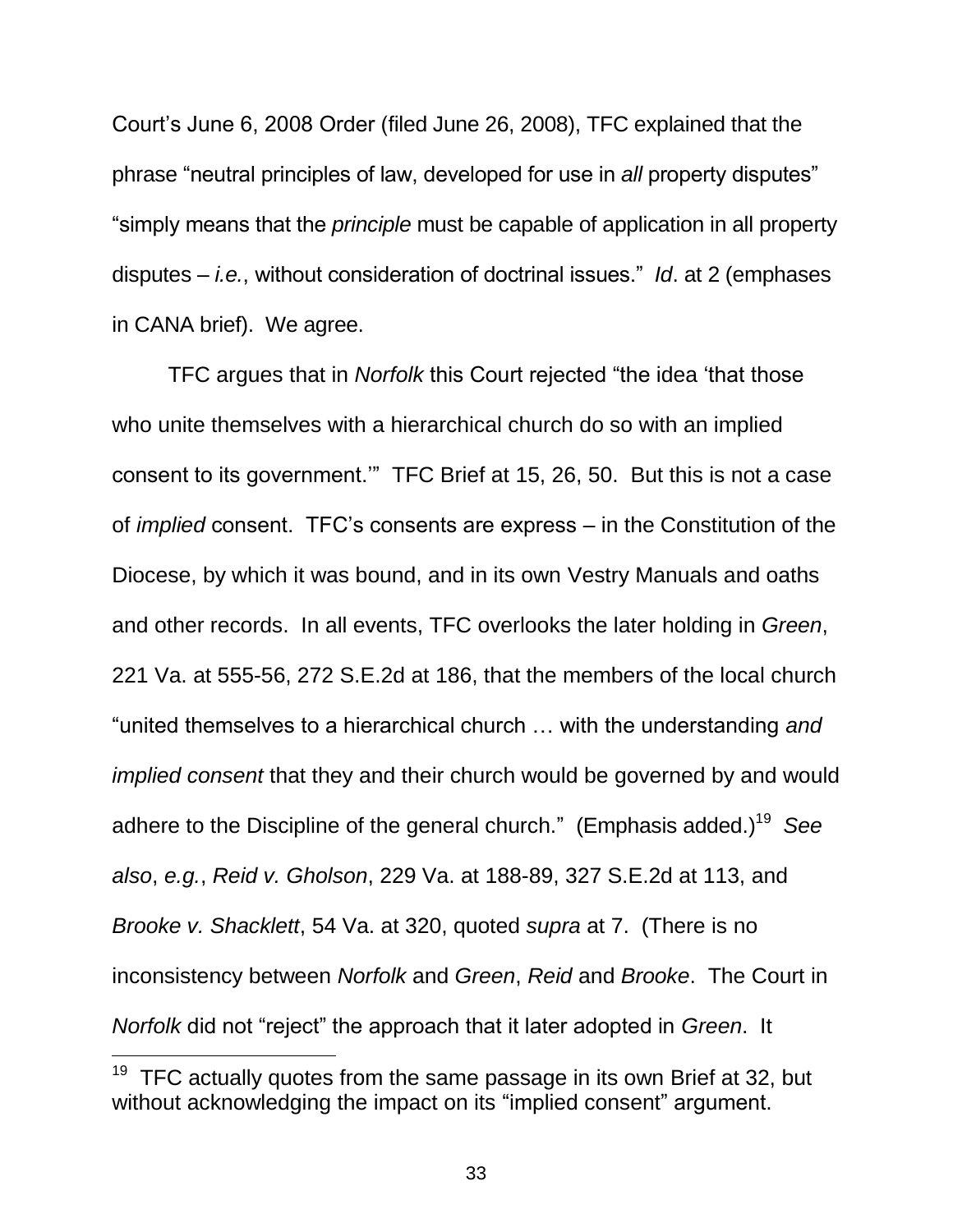Court's June 6, 2008 Order (filed June 26, 2008), TFC explained that the phrase "neutral principles of law, developed for use in *all* property disputes" "simply means that the *principle* must be capable of application in all property disputes – *i.e.*, without consideration of doctrinal issues." *Id*. at 2 (emphases in CANA brief). We agree.

TFC argues that in *Norfolk* this Court rejected "the idea 'that those who unite themselves with a hierarchical church do so with an implied consent to its government.'" TFC Brief at 15, 26, 50. But this is not a case of *implied* consent. TFC's consents are express – in the Constitution of the Diocese, by which it was bound, and in its own Vestry Manuals and oaths and other records. In all events, TFC overlooks the later holding in *Green*, 221 Va. at 555-56, 272 S.E.2d at 186, that the members of the local church "united themselves to a hierarchical church … with the understanding *and implied consent* that they and their church would be governed by and would adhere to the Discipline of the general church." (Emphasis added.)[19] *See also*, *e.g.*, *Reid v. Gholson*, 229 Va. at 188-89, 327 S.E.2d at 113, and *Brooke v. Shacklett*, 54 Va. at 320, quoted *supra* at 7. (There is no inconsistency between *Norfolk* and *Green*, *Reid* and *Brooke*. The Court in *Norfolk* did not "reject" the approach that it later adopted in *Green*. It

---

[19] TFC actually quotes from the same passage in its own Brief at 32, but without acknowledging the impact on its "implied consent" argument.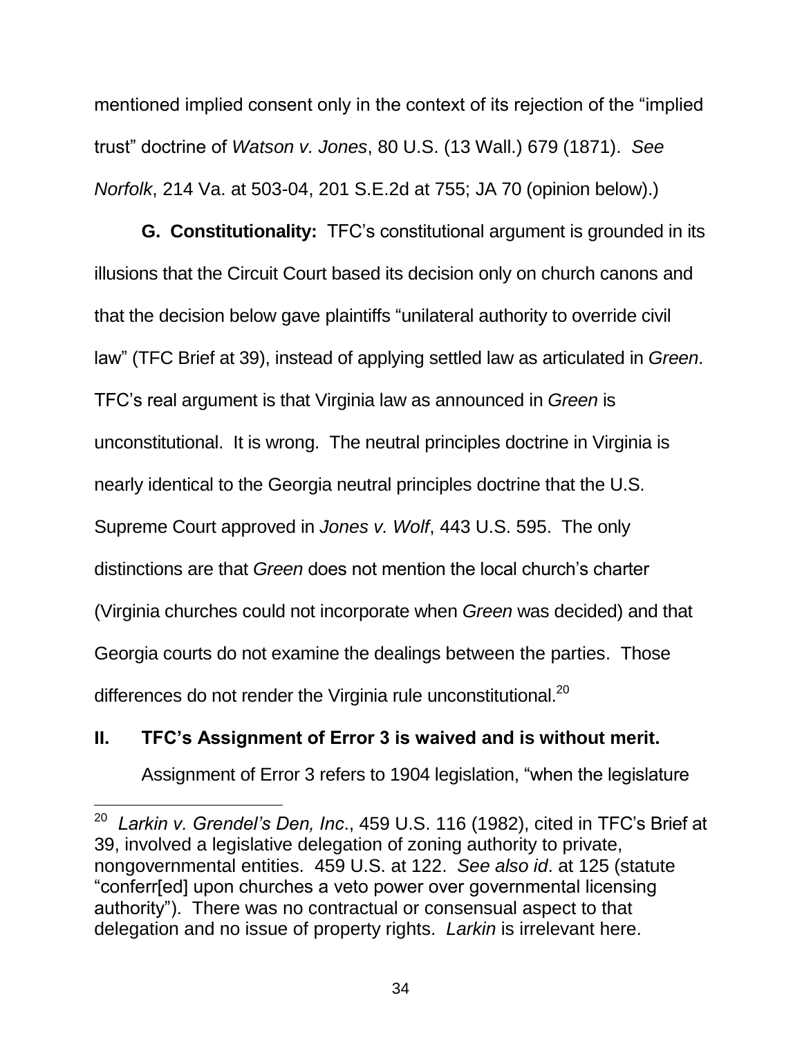mentioned implied consent only in the context of its rejection of the "implied trust" doctrine of *Watson v. Jones*, 80 U.S. (13 Wall.) 679 (1871). *See Norfolk*, 214 Va. at 503-04, 201 S.E.2d at 755; JA 70 (opinion below).)

**G. Constitutionality:** TFC's constitutional argument is grounded in its illusions that the Circuit Court based its decision only on church canons and that the decision below gave plaintiffs "unilateral authority to override civil law" (TFC Brief at 39), instead of applying settled law as articulated in *Green*. TFC's real argument is that Virginia law as announced in *Green* is unconstitutional. It is wrong. The neutral principles doctrine in Virginia is nearly identical to the Georgia neutral principles doctrine that the U.S. Supreme Court approved in *Jones v. Wolf*, 443 U.S. 595. The only distinctions are that *Green* does not mention the local church's charter (Virginia churches could not incorporate when *Green* was decided) and that Georgia courts do not examine the dealings between the parties. Those differences do not render the Virginia rule unconstitutional.[20]

## II. TFC's Assignment of Error 3 is waived and is without merit.

Assignment of Error 3 refers to 1904 legislation, "when the legislature

---

[20] *Larkin v. Grendel's Den, Inc*., 459 U.S. 116 (1982), cited in TFC's Brief at 39, involved a legislative delegation of zoning authority to private, nongovernmental entities. 459 U.S. at 122. *See also id*. at 125 (statute "conferr[ed] upon churches a veto power over governmental licensing authority"). There was no contractual or consensual aspect to that delegation and no issue of property rights. *Larkin* is irrelevant here.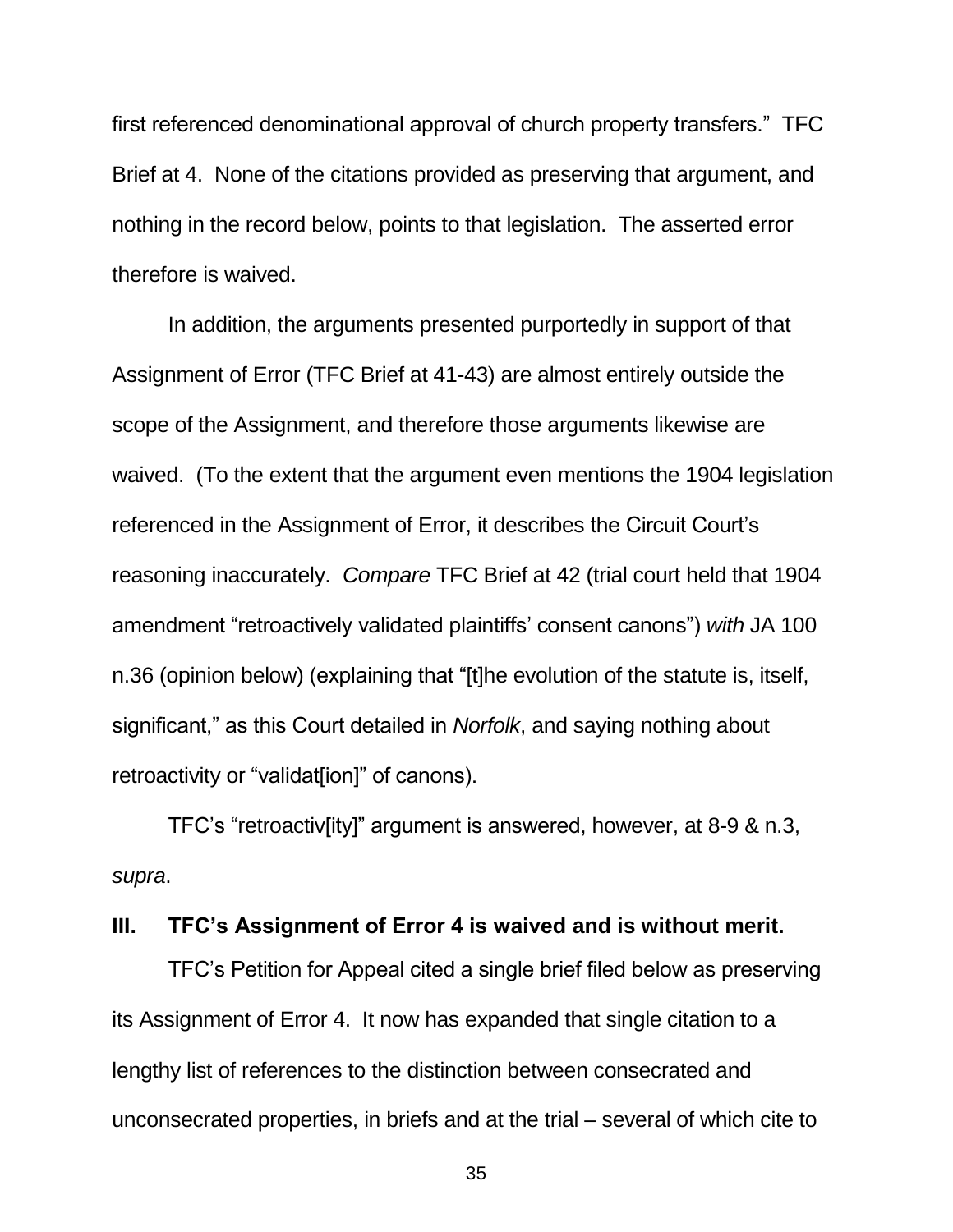first referenced denominational approval of church property transfers." TFC Brief at 4. None of the citations provided as preserving that argument, and nothing in the record below, points to that legislation. The asserted error therefore is waived.

In addition, the arguments presented purportedly in support of that Assignment of Error (TFC Brief at 41-43) are almost entirely outside the scope of the Assignment, and therefore those arguments likewise are waived. (To the extent that the argument even mentions the 1904 legislation referenced in the Assignment of Error, it describes the Circuit Court's reasoning inaccurately. *Compare* TFC Brief at 42 (trial court held that 1904 amendment "retroactively validated plaintiffs' consent canons") *with* JA 100 n.36 (opinion below) (explaining that "[t]he evolution of the statute is, itself, significant," as this Court detailed in *Norfolk*, and saying nothing about retroactivity or "validat[ion]" of canons).

TFC's "retroactiv[ity]" argument is answered, however, at 8-9 & n.3, *supra*.

## III. TFC's Assignment of Error 4 is waived and is without merit.

TFC's Petition for Appeal cited a single brief filed below as preserving its Assignment of Error 4. It now has expanded that single citation to a lengthy list of references to the distinction between consecrated and unconsecrated properties, in briefs and at the trial – several of which cite to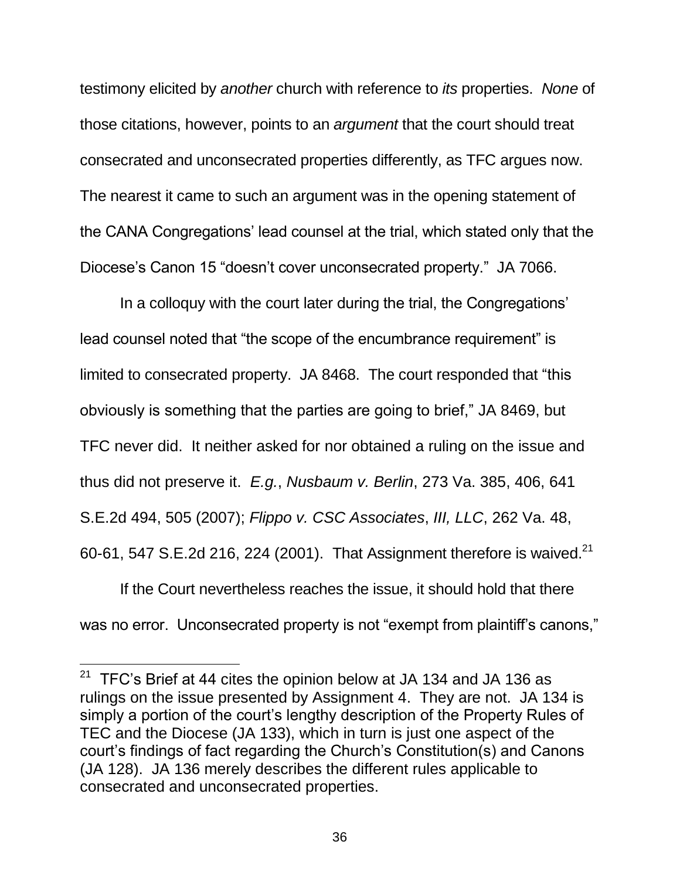testimony elicited by *another* church with reference to *its* properties. *None* of those citations, however, points to an *argument* that the court should treat consecrated and unconsecrated properties differently, as TFC argues now. The nearest it came to such an argument was in the opening statement of the CANA Congregations' lead counsel at the trial, which stated only that the Diocese's Canon 15 "doesn't cover unconsecrated property." JA 7066.

In a colloquy with the court later during the trial, the Congregations' lead counsel noted that "the scope of the encumbrance requirement" is limited to consecrated property. JA 8468. The court responded that "this obviously is something that the parties are going to brief," JA 8469, but TFC never did. It neither asked for nor obtained a ruling on the issue and thus did not preserve it. *E.g.*, *Nusbaum v. Berlin*, 273 Va. 385, 406, 641 S.E.2d 494, 505 (2007); *Flippo v. CSC Associates*, *III, LLC*, 262 Va. 48, 60-61, 547 S.E.2d 216, 224 (2001). That Assignment therefore is waived.[21]

If the Court nevertheless reaches the issue, it should hold that there was no error. Unconsecrated property is not "exempt from plaintiff's canons,"

[21] TFC's Brief at 44 cites the opinion below at JA 134 and JA 136 as rulings on the issue presented by Assignment 4. They are not. JA 134 is simply a portion of the court's lengthy description of the Property Rules of TEC and the Diocese (JA 133), which in turn is just one aspect of the court's findings of fact regarding the Church's Constitution(s) and Canons (JA 128). JA 136 merely describes the different rules applicable to consecrated and unconsecrated properties.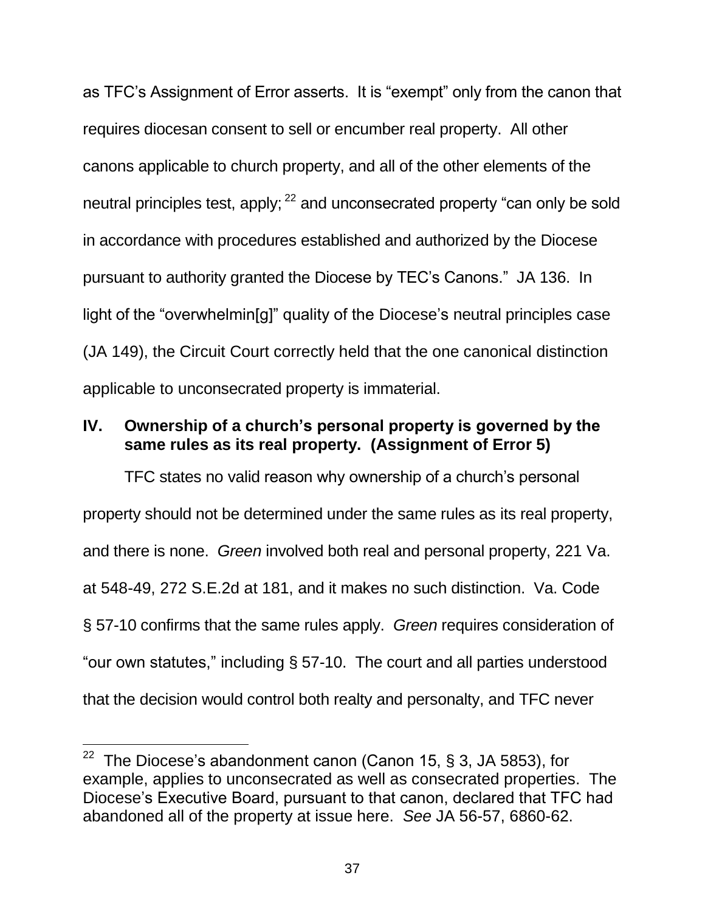as TFC's Assignment of Error asserts. It is "exempt" only from the canon that requires diocesan consent to sell or encumber real property. All other canons applicable to church property, and all of the other elements of the neutral principles test, apply;[22] and unconsecrated property "can only be sold in accordance with procedures established and authorized by the Diocese pursuant to authority granted the Diocese by TEC's Canons." JA 136. In light of the "overwhelmin[g]" quality of the Diocese's neutral principles case (JA 149), the Circuit Court correctly held that the one canonical distinction applicable to unconsecrated property is immaterial.

## IV. Ownership of a church's personal property is governed by the same rules as its real property. (Assignment of Error 5)

TFC states no valid reason why ownership of a church's personal property should not be determined under the same rules as its real property, and there is none. *Green* involved both real and personal property, 221 Va. at 548-49, 272 S.E.2d at 181, and it makes no such distinction. Va. Code § 57-10 confirms that the same rules apply. *Green* requires consideration of "our own statutes," including § 57-10. The court and all parties understood that the decision would control both realty and personalty, and TFC never

---

[22] The Diocese's abandonment canon (Canon 15, § 3, JA 5853), for example, applies to unconsecrated as well as consecrated properties. The Diocese's Executive Board, pursuant to that canon, declared that TFC had abandoned all of the property at issue here. *See* JA 56-57, 6860-62.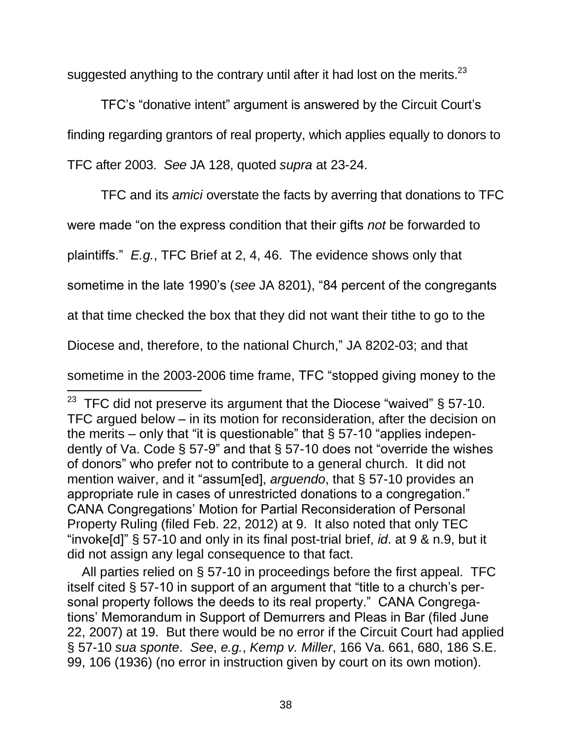suggested anything to the contrary until after it had lost on the merits.[23]

TFC's "donative intent" argument is answered by the Circuit Court's finding regarding grantors of real property, which applies equally to donors to TFC after 2003. *See* JA 128, quoted *supra* at 23-24.

TFC and its *amici* overstate the facts by averring that donations to TFC were made "on the express condition that their gifts *not* be forwarded to plaintiffs." *E.g.*, TFC Brief at 2, 4, 46. The evidence shows only that sometime in the late 1990's (*see* JA 8201), "84 percent of the congregants at that time checked the box that they did not want their tithe to go to the Diocese and, therefore, to the national Church," JA 8202-03; and that sometime in the 2003-2006 time frame, TFC "stopped giving money to the

---

[23] TFC did not preserve its argument that the Diocese "waived" § 57-10. TFC argued below – in its motion for reconsideration, after the decision on the merits – only that "it is questionable" that § 57-10 "applies independently of Va. Code § 57-9" and that § 57-10 does not "override the wishes of donors" who prefer not to contribute to a general church. It did not mention waiver, and it "assum[ed], *arguendo*, that § 57-10 provides an appropriate rule in cases of unrestricted donations to a congregation." CANA Congregations' Motion for Partial Reconsideration of Personal Property Ruling (filed Feb. 22, 2012) at 9. It also noted that only TEC "invoke[d]" § 57-10 and only in its final post-trial brief, *id*. at 9 & n.9, but it did not assign any legal consequence to that fact.

All parties relied on § 57-10 in proceedings before the first appeal. TFC itself cited § 57-10 in support of an argument that "title to a church's personal property follows the deeds to its real property." CANA Congregations' Memorandum in Support of Demurrers and Pleas in Bar (filed June 22, 2007) at 19. But there would be no error if the Circuit Court had applied § 57-10 *sua sponte*. *See*, *e.g.*, *Kemp v. Miller*, 166 Va. 661, 680, 186 S.E. 99, 106 (1936) (no error in instruction given by court on its own motion).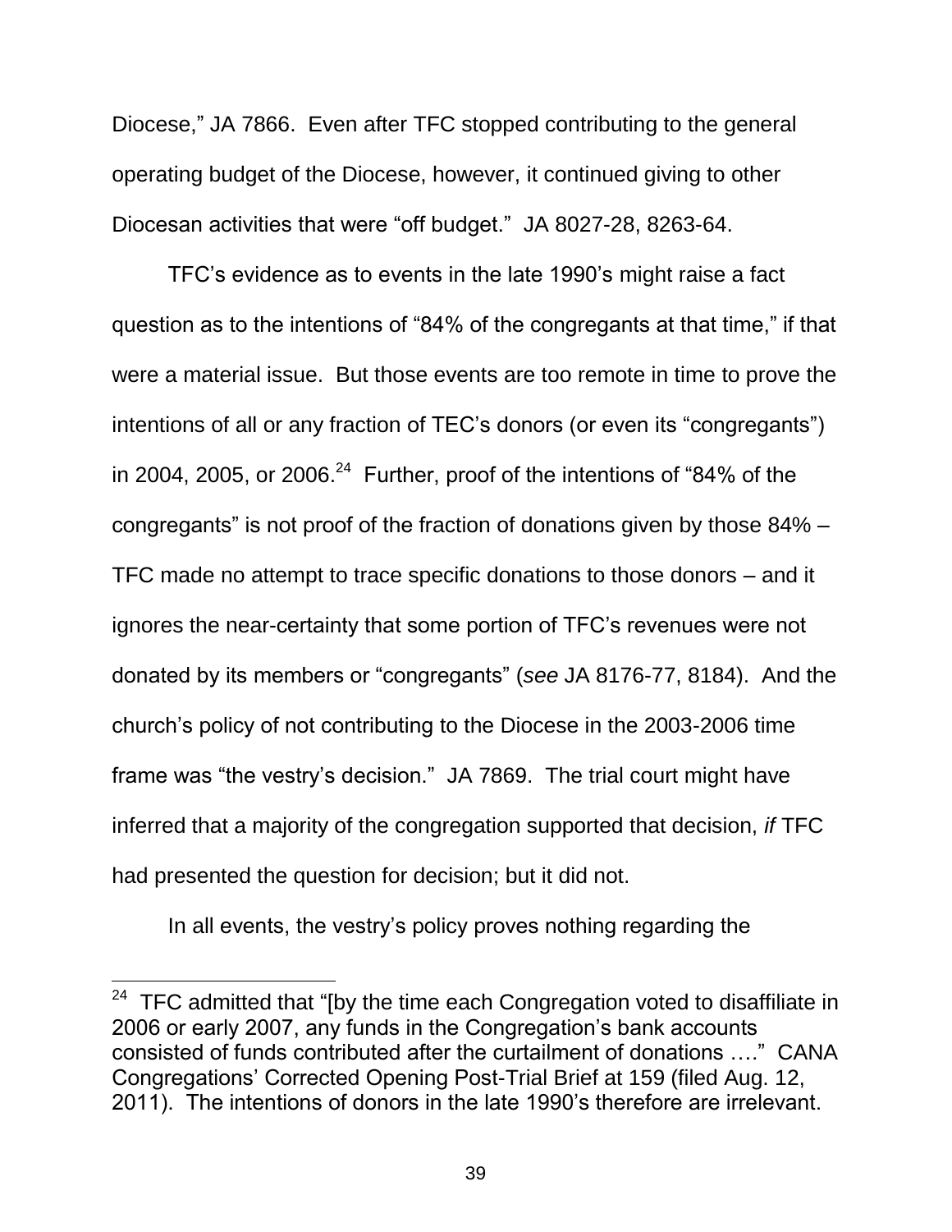Diocese," JA 7866. Even after TFC stopped contributing to the general operating budget of the Diocese, however, it continued giving to other Diocesan activities that were "off budget." JA 8027-28, 8263-64.

TFC's evidence as to events in the late 1990's might raise a fact question as to the intentions of "84% of the congregants at that time," if that were a material issue. But those events are too remote in time to prove the intentions of all or any fraction of TEC's donors (or even its "congregants") in 2004, 2005, or 2006.[24] Further, proof of the intentions of "84% of the congregants" is not proof of the fraction of donations given by those 84% – TFC made no attempt to trace specific donations to those donors – and it ignores the near-certainty that some portion of TFC's revenues were not donated by its members or "congregants" (*see* JA 8176-77, 8184). And the church's policy of not contributing to the Diocese in the 2003-2006 time frame was "the vestry's decision." JA 7869. The trial court might have inferred that a majority of the congregation supported that decision, *if* TFC had presented the question for decision; but it did not.

In all events, the vestry's policy proves nothing regarding the

[24] TFC admitted that "[by the time each Congregation voted to disaffiliate in 2006 or early 2007, any funds in the Congregation's bank accounts consisted of funds contributed after the curtailment of donations …." CANA Congregations' Corrected Opening Post-Trial Brief at 159 (filed Aug. 12, 2011). The intentions of donors in the late 1990's therefore are irrelevant.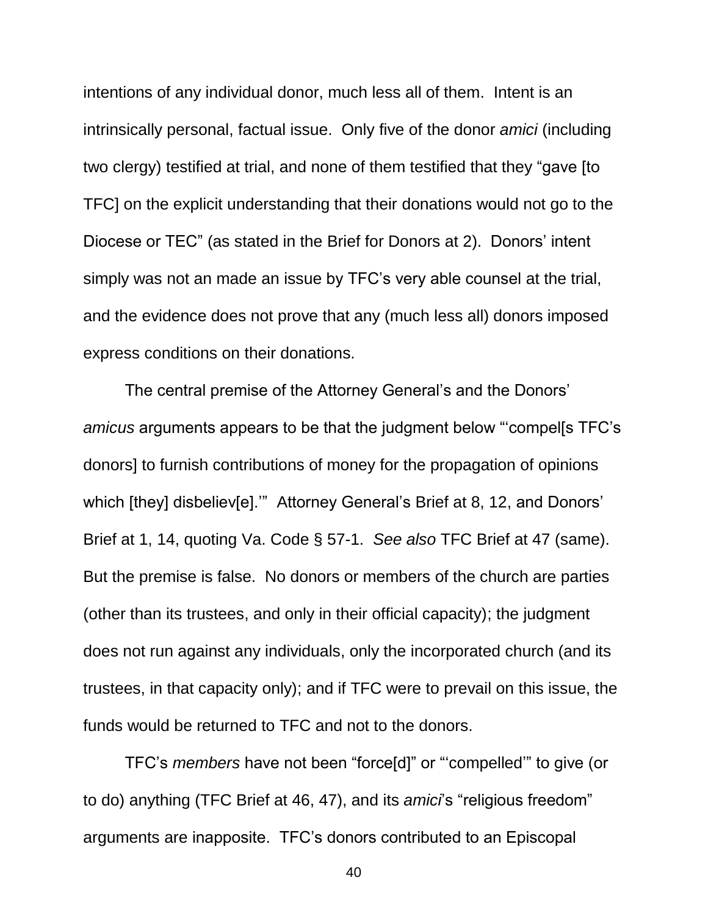intentions of any individual donor, much less all of them. Intent is an intrinsically personal, factual issue. Only five of the donor *amici* (including two clergy) testified at trial, and none of them testified that they "gave [to TFC] on the explicit understanding that their donations would not go to the Diocese or TEC" (as stated in the Brief for Donors at 2). Donors' intent simply was not an made an issue by TFC's very able counsel at the trial, and the evidence does not prove that any (much less all) donors imposed express conditions on their donations.

The central premise of the Attorney General's and the Donors' *amicus* arguments appears to be that the judgment below "'compel[s TFC's donors] to furnish contributions of money for the propagation of opinions which [they] disbeliev[e].'" Attorney General's Brief at 8, 12, and Donors' Brief at 1, 14, quoting Va. Code § 57-1. *See also* TFC Brief at 47 (same). But the premise is false. No donors or members of the church are parties (other than its trustees, and only in their official capacity); the judgment does not run against any individuals, only the incorporated church (and its trustees, in that capacity only); and if TFC were to prevail on this issue, the funds would be returned to TFC and not to the donors.

TFC's *members* have not been "force[d]" or "'compelled'" to give (or to do) anything (TFC Brief at 46, 47), and its *amici*'s "religious freedom" arguments are inapposite. TFC's donors contributed to an Episcopal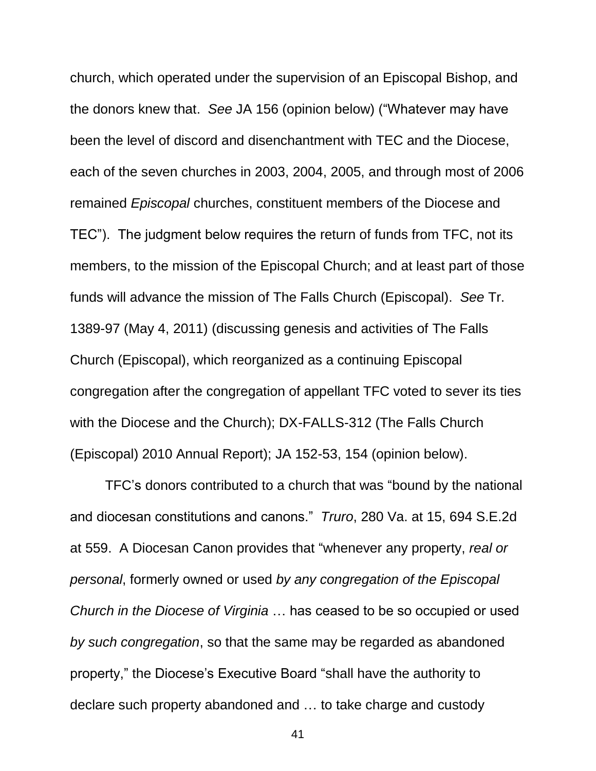church, which operated under the supervision of an Episcopal Bishop, and the donors knew that. *See* JA 156 (opinion below) ("Whatever may have been the level of discord and disenchantment with TEC and the Diocese, each of the seven churches in 2003, 2004, 2005, and through most of 2006 remained *Episcopal* churches, constituent members of the Diocese and TEC"). The judgment below requires the return of funds from TFC, not its members, to the mission of the Episcopal Church; and at least part of those funds will advance the mission of The Falls Church (Episcopal). *See* Tr. 1389-97 (May 4, 2011) (discussing genesis and activities of The Falls Church (Episcopal), which reorganized as a continuing Episcopal congregation after the congregation of appellant TFC voted to sever its ties with the Diocese and the Church); DX-FALLS-312 (The Falls Church (Episcopal) 2010 Annual Report); JA 152-53, 154 (opinion below).

TFC's donors contributed to a church that was "bound by the national and diocesan constitutions and canons." *Truro*, 280 Va. at 15, 694 S.E.2d at 559. A Diocesan Canon provides that "whenever any property, *real or personal*, formerly owned or used *by any congregation of the Episcopal Church in the Diocese of Virginia* … has ceased to be so occupied or used *by such congregation*, so that the same may be regarded as abandoned property," the Diocese's Executive Board "shall have the authority to declare such property abandoned and … to take charge and custody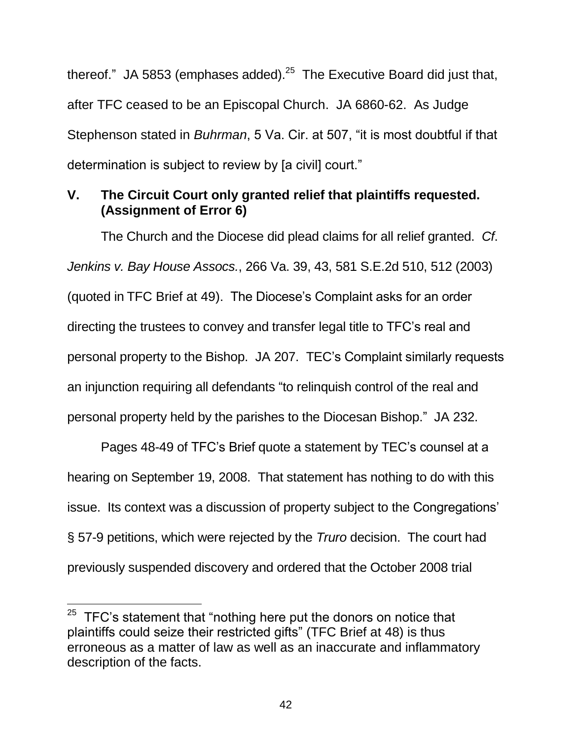thereof." JA 5853 (emphases added).[25] The Executive Board did just that, after TFC ceased to be an Episcopal Church. JA 6860-62. As Judge Stephenson stated in *Buhrman*, 5 Va. Cir. at 507, "it is most doubtful if that determination is subject to review by [a civil] court."

## V. The Circuit Court only granted relief that plaintiffs requested. (Assignment of Error 6)

The Church and the Diocese did plead claims for all relief granted. *Cf. Jenkins v. Bay House Assocs.*, 266 Va. 39, 43, 581 S.E.2d 510, 512 (2003) (quoted in TFC Brief at 49). The Diocese's Complaint asks for an order directing the trustees to convey and transfer legal title to TFC's real and personal property to the Bishop. JA 207. TEC's Complaint similarly requests an injunction requiring all defendants "to relinquish control of the real and personal property held by the parishes to the Diocesan Bishop." JA 232.

Pages 48-49 of TFC's Brief quote a statement by TEC's counsel at a hearing on September 19, 2008. That statement has nothing to do with this issue. Its context was a discussion of property subject to the Congregations' § 57-9 petitions, which were rejected by the *Truro* decision. The court had previously suspended discovery and ordered that the October 2008 trial

---

[25] TFC's statement that "nothing here put the donors on notice that plaintiffs could seize their restricted gifts" (TFC Brief at 48) is thus erroneous as a matter of law as well as an inaccurate and inflammatory description of the facts.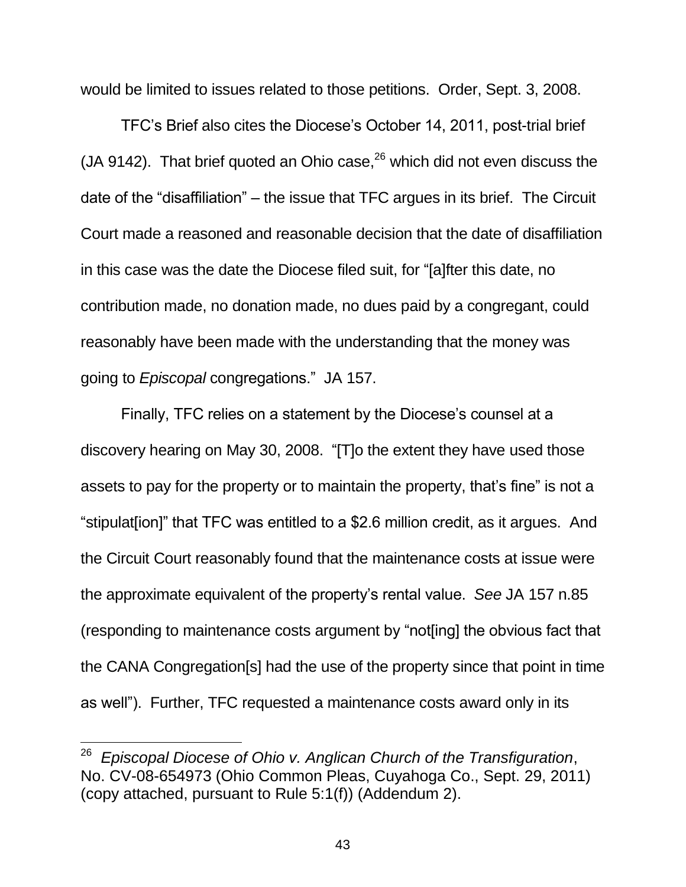would be limited to issues related to those petitions. Order, Sept. 3, 2008.

TFC's Brief also cites the Diocese's October 14, 2011, post-trial brief (JA 9142). That brief quoted an Ohio case,[26] which did not even discuss the date of the "disaffiliation" – the issue that TFC argues in its brief. The Circuit Court made a reasoned and reasonable decision that the date of disaffiliation in this case was the date the Diocese filed suit, for "[a]fter this date, no contribution made, no donation made, no dues paid by a congregant, could reasonably have been made with the understanding that the money was going to *Episcopal* congregations." JA 157.

Finally, TFC relies on a statement by the Diocese's counsel at a discovery hearing on May 30, 2008. "[T]o the extent they have used those assets to pay for the property or to maintain the property, that's fine" is not a "stipulat[ion]" that TFC was entitled to a $2.6 million credit, as it argues. And the Circuit Court reasonably found that the maintenance costs at issue were the approximate equivalent of the property's rental value. *See* JA 157 n.85 (responding to maintenance costs argument by "not[ing] the obvious fact that the CANA Congregation[s] had the use of the property since that point in time as well"). Further, TFC requested a maintenance costs award only in its

---

[26] *Episcopal Diocese of Ohio v. Anglican Church of the Transfiguration*, No. CV-08-654973 (Ohio Common Pleas, Cuyahoga Co., Sept. 29, 2011) (copy attached, pursuant to Rule 5:1(f)) (Addendum 2).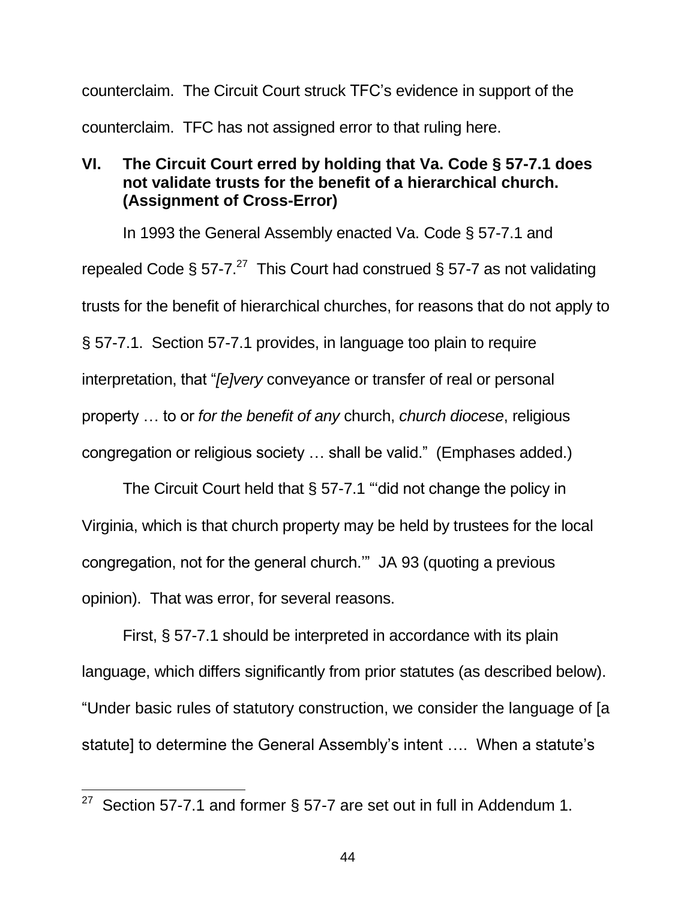counterclaim. The Circuit Court struck TFC's evidence in support of the counterclaim. TFC has not assigned error to that ruling here.

## VI. The Circuit Court erred by holding that Va. Code § 57-7.1 does not validate trusts for the benefit of a hierarchical church. (Assignment of Cross-Error)

In 1993 the General Assembly enacted Va. Code § 57-7.1 and repealed Code § 57-7.[27] This Court had construed § 57-7 as not validating trusts for the benefit of hierarchical churches, for reasons that do not apply to § 57-7.1. Section 57-7.1 provides, in language too plain to require interpretation, that "*[e]very* conveyance or transfer of real or personal property … to or *for the benefit of any* church, *church diocese*, religious congregation or religious society … shall be valid." (Emphases added.)

The Circuit Court held that § 57-7.1 "'did not change the policy in Virginia, which is that church property may be held by trustees for the local congregation, not for the general church.'" JA 93 (quoting a previous opinion). That was error, for several reasons.

First, § 57-7.1 should be interpreted in accordance with its plain language, which differs significantly from prior statutes (as described below). "Under basic rules of statutory construction, we consider the language of [a statute] to determine the General Assembly's intent …. When a statute's

[27] Section 57-7.1 and former § 57-7 are set out in full in Addendum 1.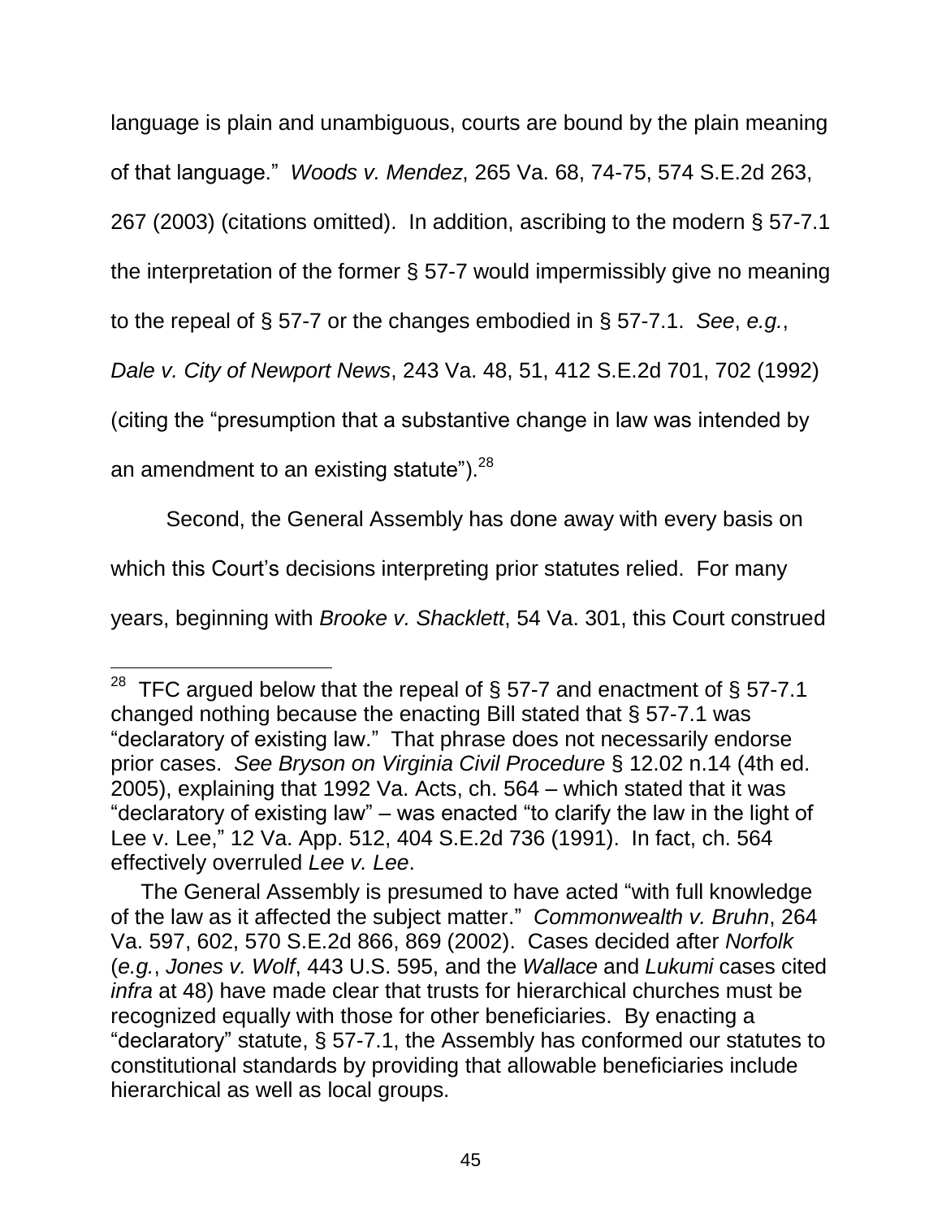language is plain and unambiguous, courts are bound by the plain meaning of that language." *Woods v. Mendez*, 265 Va. 68, 74-75, 574 S.E.2d 263, 267 (2003) (citations omitted). In addition, ascribing to the modern § 57-7.1 the interpretation of the former § 57-7 would impermissibly give no meaning to the repeal of § 57-7 or the changes embodied in § 57-7.1. *See*, *e.g.*, *Dale v. City of Newport News*, 243 Va. 48, 51, 412 S.E.2d 701, 702 (1992) (citing the "presumption that a substantive change in law was intended by an amendment to an existing statute").[28]

Second, the General Assembly has done away with every basis on which this Court's decisions interpreting prior statutes relied. For many years, beginning with *Brooke v. Shacklett*, 54 Va. 301, this Court construed

---

[28] TFC argued below that the repeal of § 57-7 and enactment of § 57-7.1 changed nothing because the enacting Bill stated that § 57-7.1 was "declaratory of existing law." That phrase does not necessarily endorse prior cases. *See Bryson on Virginia Civil Procedure* § 12.02 n.14 (4th ed. 2005), explaining that 1992 Va. Acts, ch. 564 – which stated that it was "declaratory of existing law" – was enacted "to clarify the law in the light of Lee v. Lee," 12 Va. App. 512, 404 S.E.2d 736 (1991). In fact, ch. 564 effectively overruled *Lee v. Lee*.

The General Assembly is presumed to have acted "with full knowledge of the law as it affected the subject matter." *Commonwealth v. Bruhn*, 264 Va. 597, 602, 570 S.E.2d 866, 869 (2002). Cases decided after *Norfolk* (*e.g.*, *Jones v. Wolf*, 443 U.S. 595, and the *Wallace* and *Lukumi* cases cited *infra* at 48) have made clear that trusts for hierarchical churches must be recognized equally with those for other beneficiaries. By enacting a "declaratory" statute, § 57-7.1, the Assembly has conformed our statutes to constitutional standards by providing that allowable beneficiaries include hierarchical as well as local groups.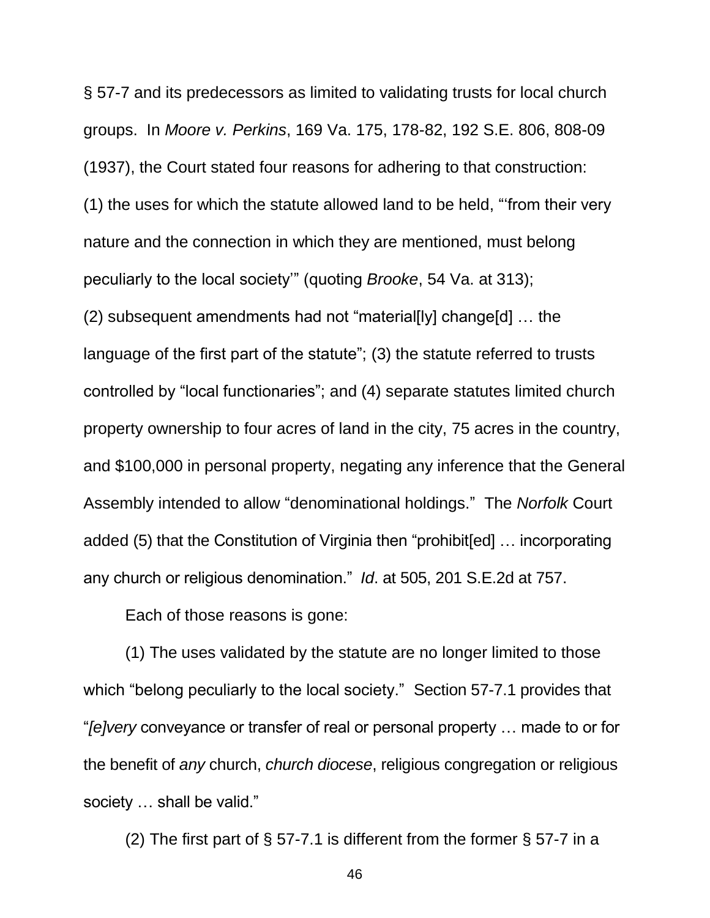§ 57-7 and its predecessors as limited to validating trusts for local church groups. In *Moore v. Perkins*, 169 Va. 175, 178-82, 192 S.E. 806, 808-09 (1937), the Court stated four reasons for adhering to that construction: (1) the uses for which the statute allowed land to be held, "'from their very nature and the connection in which they are mentioned, must belong peculiarly to the local society'" (quoting *Brooke*, 54 Va. at 313); (2) subsequent amendments had not "material[ly] change[d] … the language of the first part of the statute"; (3) the statute referred to trusts controlled by "local functionaries"; and (4) separate statutes limited church property ownership to four acres of land in the city, 75 acres in the country, and $100,000 in personal property, negating any inference that the General Assembly intended to allow "denominational holdings." The *Norfolk* Court added (5) that the Constitution of Virginia then "prohibit[ed] … incorporating any church or religious denomination." *Id*. at 505, 201 S.E.2d at 757.

Each of those reasons is gone:

(1) The uses validated by the statute are no longer limited to those which "belong peculiarly to the local society." Section 57-7.1 provides that "*[e]very* conveyance or transfer of real or personal property … made to or for the benefit of *any* church, *church diocese*, religious congregation or religious society … shall be valid."

(2) The first part of § 57-7.1 is different from the former § 57-7 in a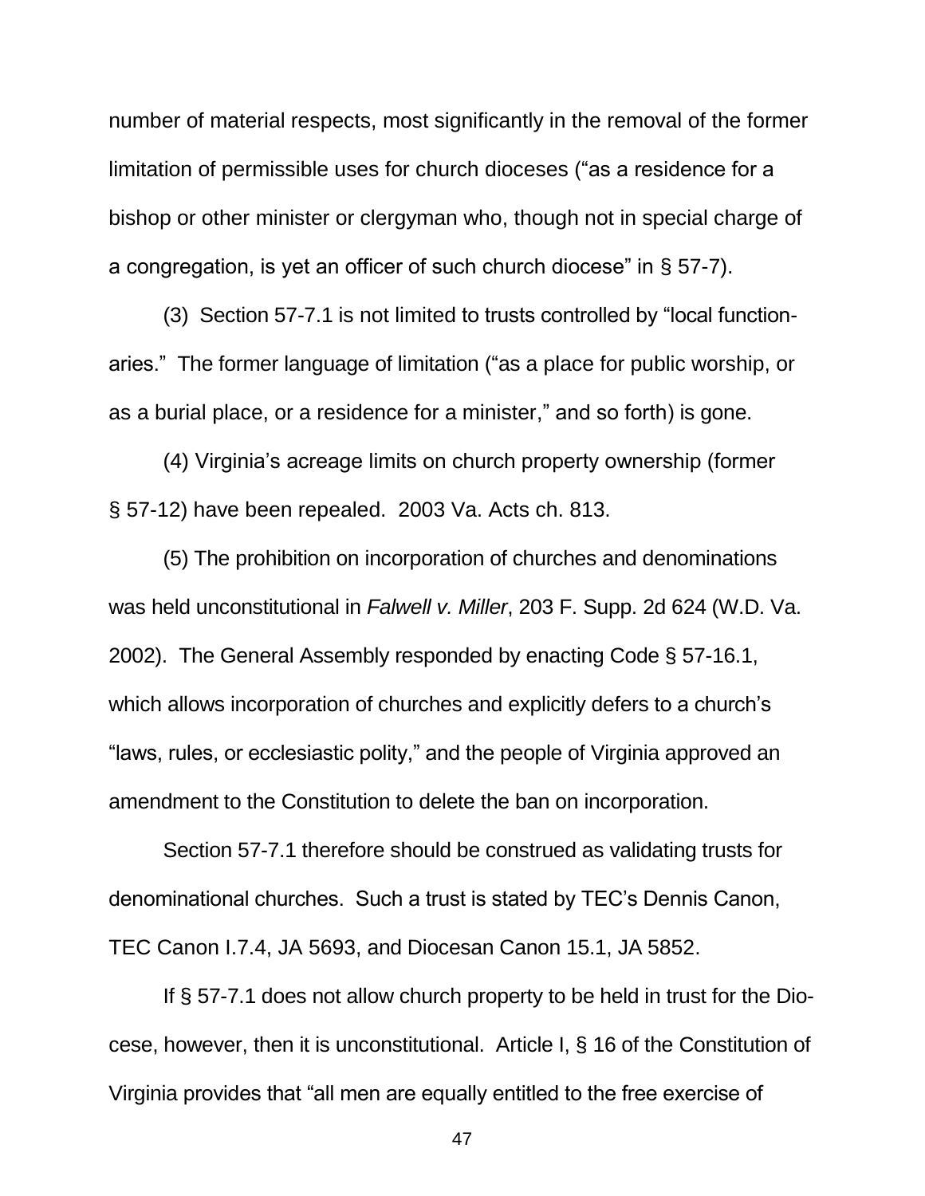number of material respects, most significantly in the removal of the former limitation of permissible uses for church dioceses ("as a residence for a bishop or other minister or clergyman who, though not in special charge of a congregation, is yet an officer of such church diocese" in § 57-7).

(3) Section 57-7.1 is not limited to trusts controlled by "local functionaries." The former language of limitation ("as a place for public worship, or as a burial place, or a residence for a minister," and so forth) is gone.

(4) Virginia's acreage limits on church property ownership (former § 57-12) have been repealed. 2003 Va. Acts ch. 813.

(5) The prohibition on incorporation of churches and denominations was held unconstitutional in *Falwell v. Miller*, 203 F. Supp. 2d 624 (W.D. Va. 2002). The General Assembly responded by enacting Code § 57-16.1, which allows incorporation of churches and explicitly defers to a church's "laws, rules, or ecclesiastic polity," and the people of Virginia approved an amendment to the Constitution to delete the ban on incorporation.

Section 57-7.1 therefore should be construed as validating trusts for denominational churches. Such a trust is stated by TEC's Dennis Canon, TEC Canon I.7.4, JA 5693, and Diocesan Canon 15.1, JA 5852.

If § 57-7.1 does not allow church property to be held in trust for the Diocese, however, then it is unconstitutional. Article I, § 16 of the Constitution of Virginia provides that "all men are equally entitled to the free exercise of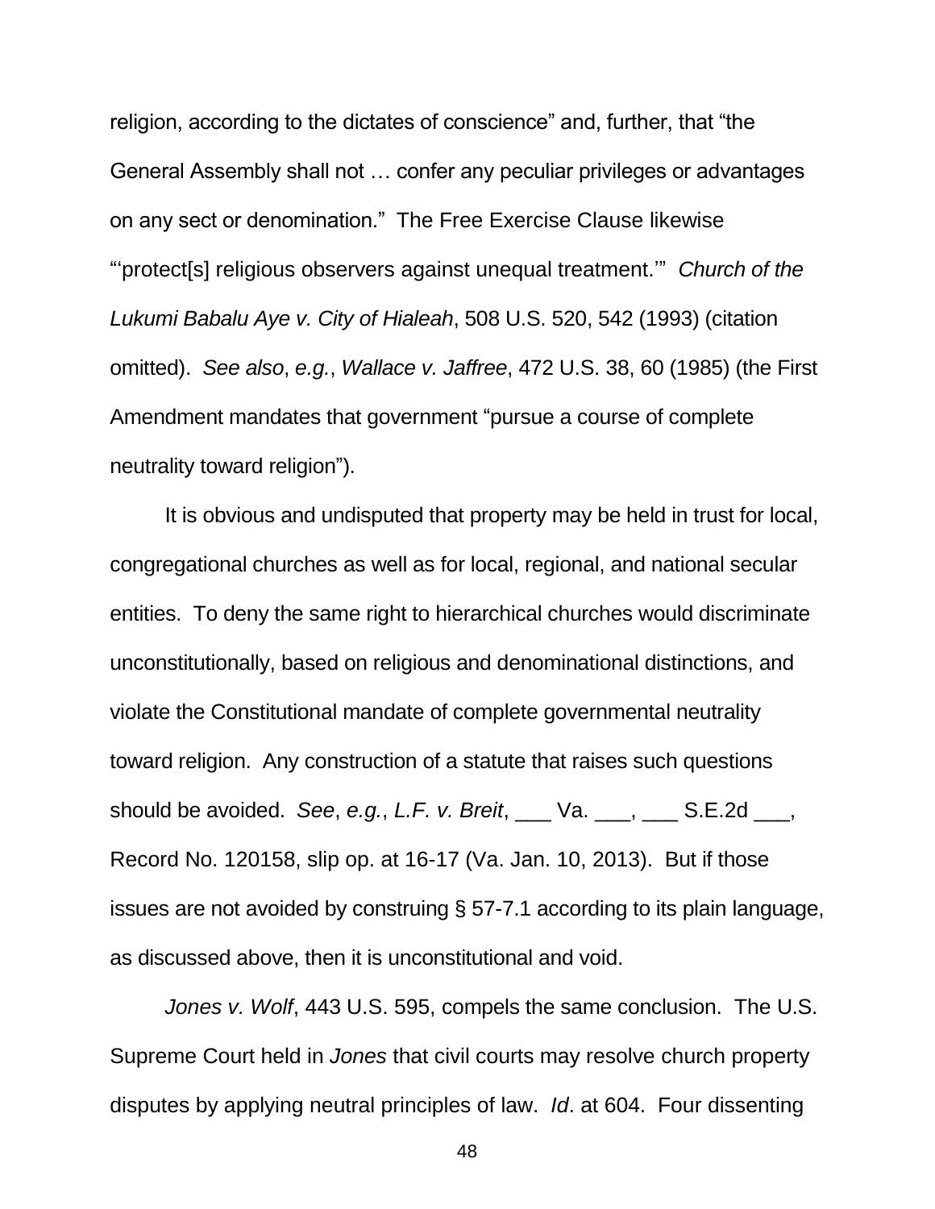religion, according to the dictates of conscience" and, further, that "the General Assembly shall not … confer any peculiar privileges or advantages on any sect or denomination." The Free Exercise Clause likewise "'protect[s] religious observers against unequal treatment.'" *Church of the Lukumi Babalu Aye v. City of Hialeah*, 508 U.S. 520, 542 (1993) (citation omitted). *See also*, *e.g.*, *Wallace v. Jaffree*, 472 U.S. 38, 60 (1985) (the First Amendment mandates that government "pursue a course of complete neutrality toward religion").

It is obvious and undisputed that property may be held in trust for local, congregational churches as well as for local, regional, and national secular entities. To deny the same right to hierarchical churches would discriminate unconstitutionally, based on religious and denominational distinctions, and violate the Constitutional mandate of complete governmental neutrality toward religion. Any construction of a statute that raises such questions should be avoided. *See*, *e.g.*, *L.F. v. Breit*, ___ Va. ___, ___ S.E.2d ___, Record No. 120158, slip op. at 16-17 (Va. Jan. 10, 2013). But if those issues are not avoided by construing § 57-7.1 according to its plain language, as discussed above, then it is unconstitutional and void.

*Jones v. Wolf*, 443 U.S. 595, compels the same conclusion. The U.S. Supreme Court held in *Jones* that civil courts may resolve church property disputes by applying neutral principles of law. *Id*. at 604. Four dissenting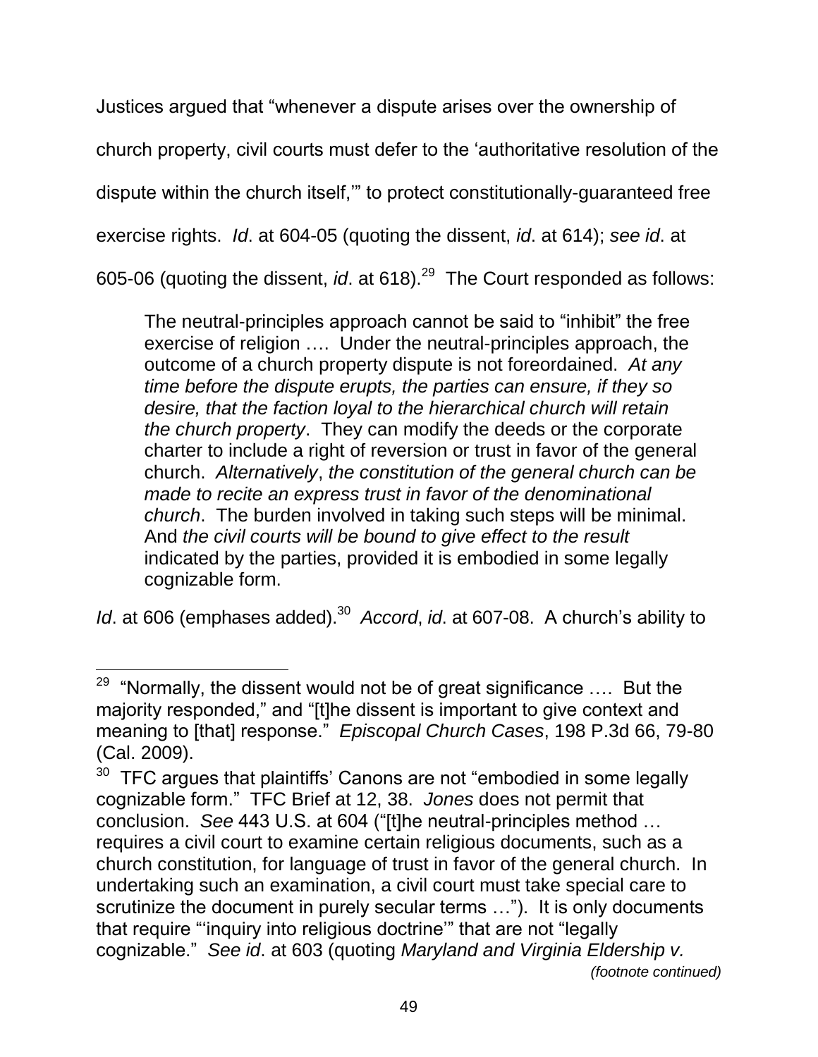Justices argued that "whenever a dispute arises over the ownership of church property, civil courts must defer to the 'authoritative resolution of the dispute within the church itself,'" to protect constitutionally-guaranteed free exercise rights. *Id*. at 604-05 (quoting the dissent, *id*. at 614); *see id*. at 605-06 (quoting the dissent, *id*. at 618).[29] The Court responded as follows:

> The neutral-principles approach cannot be said to "inhibit" the free exercise of religion …. Under the neutral-principles approach, the outcome of a church property dispute is not foreordained. *At any time before the dispute erupts, the parties can ensure, if they so desire, that the faction loyal to the hierarchical church will retain the church property*. They can modify the deeds or the corporate charter to include a right of reversion or trust in favor of the general church. *Alternatively*, *the constitution of the general church can be made to recite an express trust in favor of the denominational church*. The burden involved in taking such steps will be minimal. And *the civil courts will be bound to give effect to the result* indicated by the parties, provided it is embodied in some legally cognizable form.

*Id*. at 606 (emphases added).[30] *Accord*, *id*. at 607-08. A church's ability to

---

[29] "Normally, the dissent would not be of great significance …. But the majority responded," and "[t]he dissent is important to give context and meaning to [that] response." *Episcopal Church Cases*, 198 P.3d 66, 79-80 (Cal. 2009).

[30] TFC argues that plaintiffs' Canons are not "embodied in some legally cognizable form." TFC Brief at 12, 38. *Jones* does not permit that conclusion. *See* 443 U.S. at 604 ("[t]he neutral-principles method … requires a civil court to examine certain religious documents, such as a church constitution, for language of trust in favor of the general church. In undertaking such an examination, a civil court must take special care to scrutinize the document in purely secular terms …"). It is only documents that require "'inquiry into religious doctrine'" that are not "legally cognizable." *See id*. at 603 (quoting *Maryland and Virginia Eldership v.*

*(footnote continued)*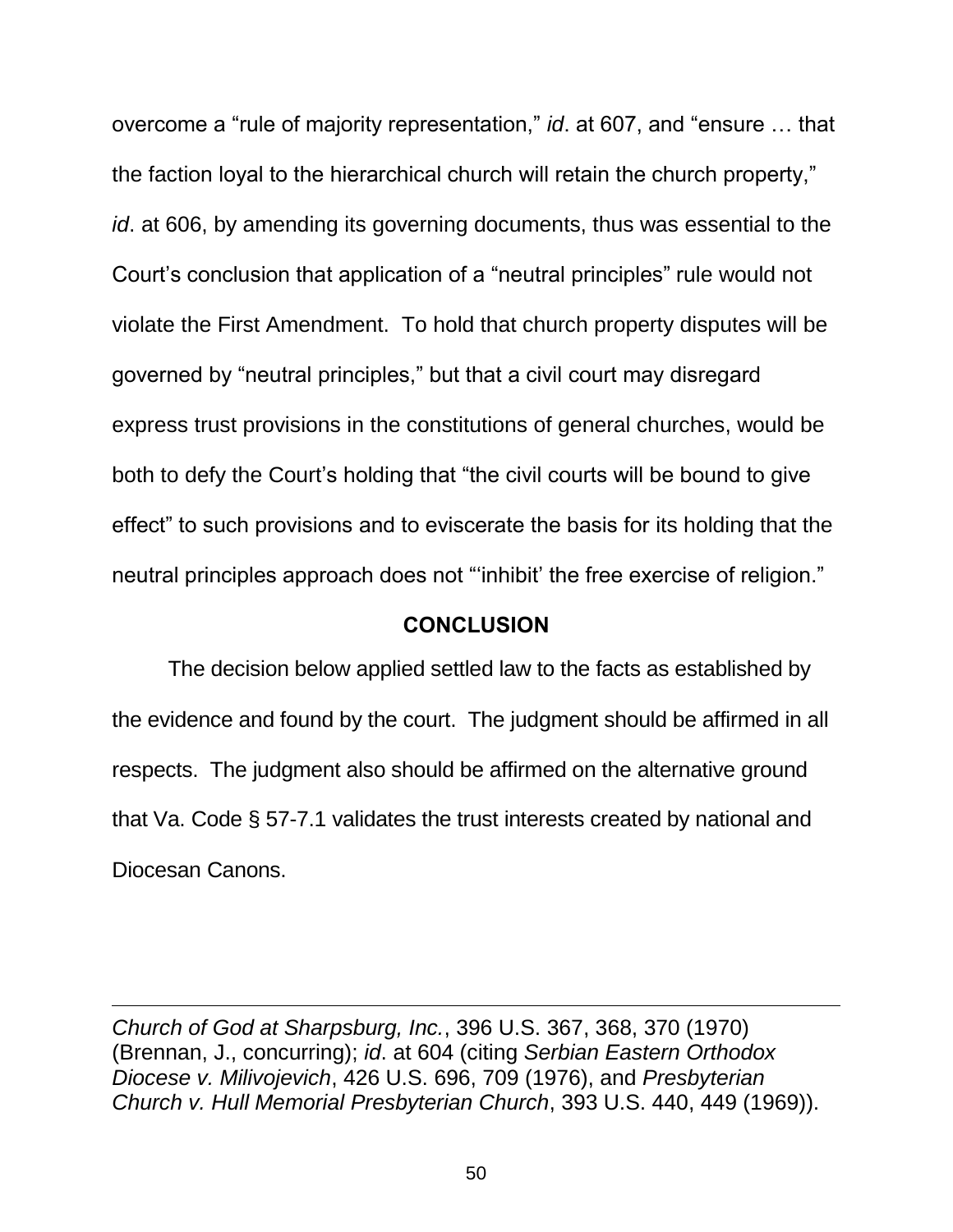overcome a "rule of majority representation," *id*. at 607, and "ensure … that the faction loyal to the hierarchical church will retain the church property," *id*. at 606, by amending its governing documents, thus was essential to the Court's conclusion that application of a "neutral principles" rule would not violate the First Amendment. To hold that church property disputes will be governed by "neutral principles," but that a civil court may disregard express trust provisions in the constitutions of general churches, would be both to defy the Court's holding that "the civil courts will be bound to give effect" to such provisions and to eviscerate the basis for its holding that the neutral principles approach does not "'inhibit' the free exercise of religion."

## CONCLUSION

The decision below applied settled law to the facts as established by the evidence and found by the court. The judgment should be affirmed in all respects. The judgment also should be affirmed on the alternative ground that Va. Code § 57-7.1 validates the trust interests created by national and Diocesan Canons.

---

*Church of God at Sharpsburg, Inc.*, 396 U.S. 367, 368, 370 (1970) (Brennan, J., concurring); *id*. at 604 (citing *Serbian Eastern Orthodox Diocese v. Milivojevich*, 426 U.S. 696, 709 (1976), and *Presbyterian Church v. Hull Memorial Presbyterian Church*, 393 U.S. 440, 449 (1969)).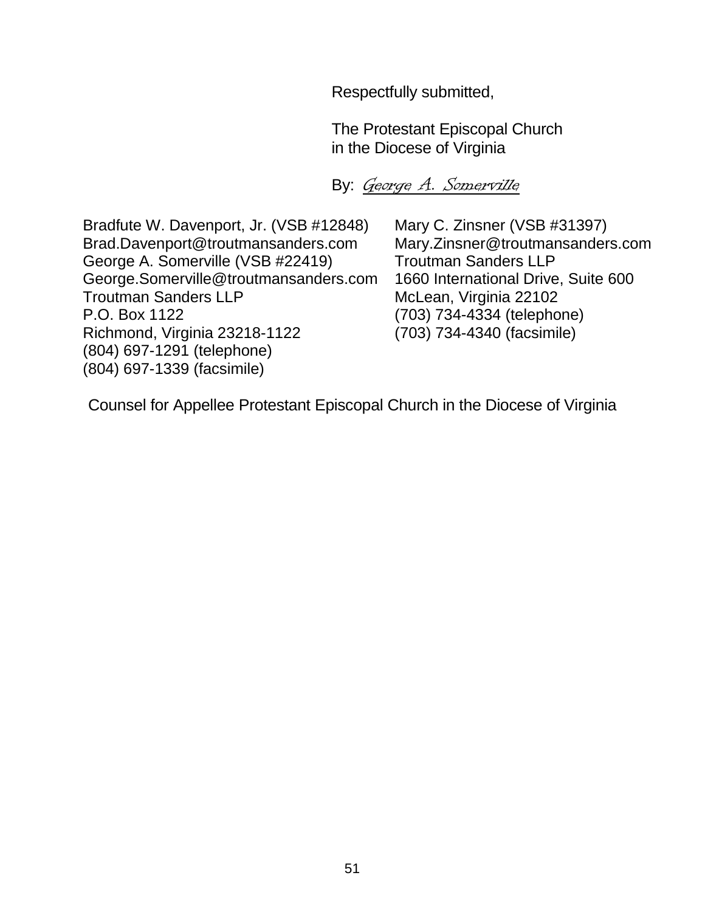Respectfully submitted,

The Protestant Episcopal Church
in the Diocese of Virginia

By: *George A. Somerville*

Bradfute W. Davenport, Jr. (VSB #12848)
Brad.Davenport@troutmansanders.com
George A. Somerville (VSB #22419)
George.Somerville@troutmansanders.com
Troutman Sanders LLP
P.O. Box 1122
Richmond, Virginia 23218-1122
(804) 697-1291 (telephone)
(804) 697-1339 (facsimile)

Mary C. Zinsner (VSB #31397)
Mary.Zinsner@troutmansanders.com
Troutman Sanders LLP
1660 International Drive, Suite 600
McLean, Virginia 22102
(703) 734-4334 (telephone)
(703) 734-4340 (facsimile)

Counsel for Appellee Protestant Episcopal Church in the Diocese of Virginia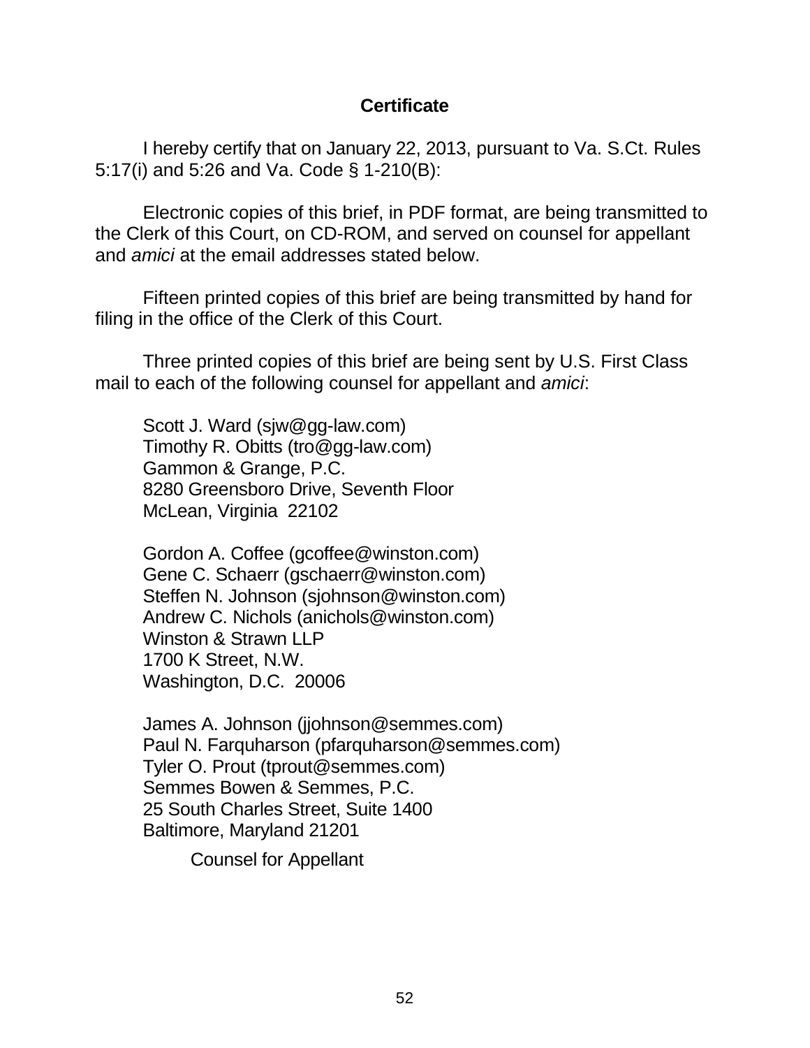## Certificate

I hereby certify that on January 22, 2013, pursuant to Va. S.Ct. Rules 5:17(i) and 5:26 and Va. Code § 1-210(B):

Electronic copies of this brief, in PDF format, are being transmitted to the Clerk of this Court, on CD-ROM, and served on counsel for appellant and *amici* at the email addresses stated below.

Fifteen printed copies of this brief are being transmitted by hand for filing in the office of the Clerk of this Court.

Three printed copies of this brief are being sent by U.S. First Class mail to each of the following counsel for appellant and *amici*:

Scott J. Ward (sjw@gg-law.com)
Timothy R. Obitts (tro@gg-law.com)
Gammon & Grange, P.C.
8280 Greensboro Drive, Seventh Floor
McLean, Virginia 22102

Gordon A. Coffee (gcoffee@winston.com)
Gene C. Schaerr (gschaerr@winston.com)
Steffen N. Johnson (sjohnson@winston.com)
Andrew C. Nichols (anichols@winston.com)
Winston & Strawn LLP
1700 K Street, N.W.
Washington, D.C. 20006

James A. Johnson (jjohnson@semmes.com)
Paul N. Farquharson (pfarquharson@semmes.com)
Tyler O. Prout (tprout@semmes.com)
Semmes Bowen & Semmes, P.C.
25 South Charles Street, Suite 1400
Baltimore, Maryland 21201

Counsel for Appellant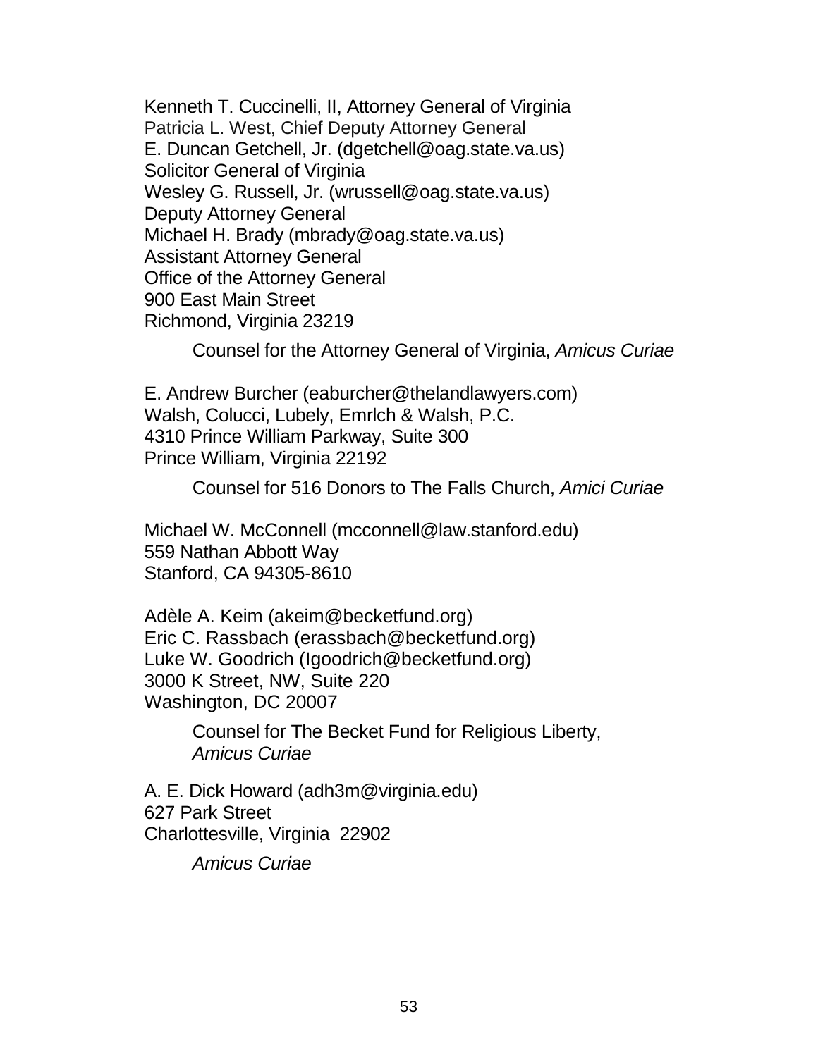Kenneth T. Cuccinelli, II, Attorney General of Virginia
Patricia L. West, Chief Deputy Attorney General
E. Duncan Getchell, Jr. (dgetchell@oag.state.va.us)
Solicitor General of Virginia
Wesley G. Russell, Jr. (wrussell@oag.state.va.us)
Deputy Attorney General
Michael H. Brady (mbrady@oag.state.va.us)
Assistant Attorney General
Office of the Attorney General
900 East Main Street
Richmond, Virginia 23219

Counsel for the Attorney General of Virginia, *Amicus Curiae*

E. Andrew Burcher (eaburcher@thelandlawyers.com)
Walsh, Colucci, Lubely, Emrlch & Walsh, P.C.
4310 Prince William Parkway, Suite 300
Prince William, Virginia 22192

Counsel for 516 Donors to The Falls Church, *Amici Curiae*

Michael W. McConnell (mcconnell@law.stanford.edu)
559 Nathan Abbott Way
Stanford, CA 94305-8610

Adèle A. Keim (akeim@becketfund.org)
Eric C. Rassbach (erassbach@becketfund.org)
Luke W. Goodrich (Igoodrich@becketfund.org)
3000 K Street, NW, Suite 220
Washington, DC 20007

Counsel for The Becket Fund for Religious Liberty, *Amicus Curiae*

A. E. Dick Howard (adh3m@virginia.edu)
627 Park Street
Charlottesville, Virginia 22902

*Amicus Curiae*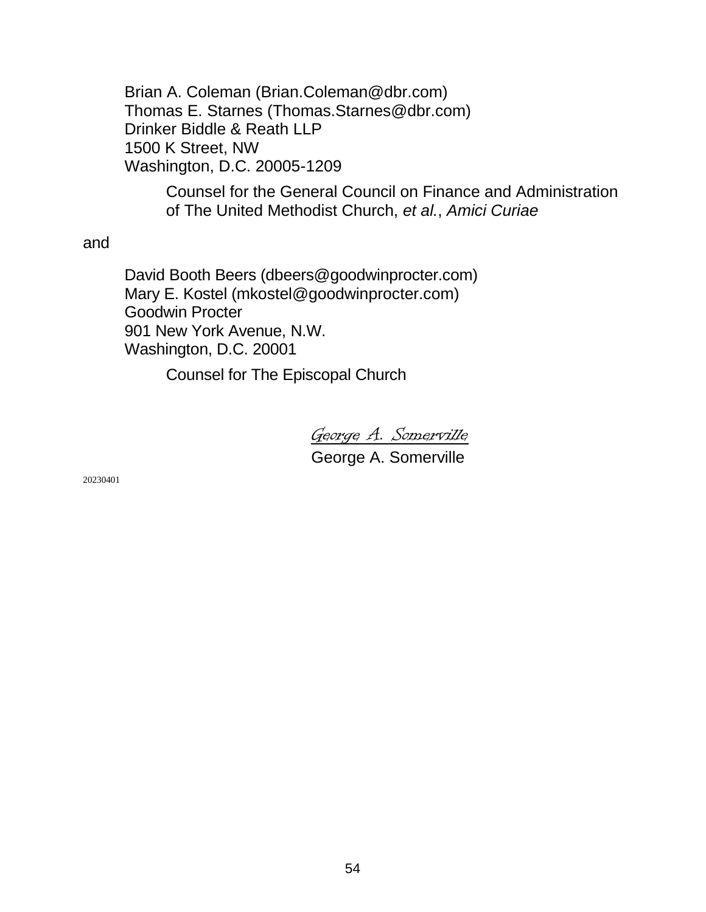Brian A. Coleman (Brian.Coleman@dbr.com)
Thomas E. Starnes (Thomas.Starnes@dbr.com)
Drinker Biddle & Reath LLP
1500 K Street, NW
Washington, D.C. 20005-1209

> Counsel for the General Council on Finance and Administration of The United Methodist Church, *et al.*, *Amici Curiae*

and

David Booth Beers (dbeers@goodwinprocter.com)
Mary E. Kostel (mkostel@goodwinprocter.com)
Goodwin Procter
901 New York Avenue, N.W.
Washington, D.C. 20001

> Counsel for The Episcopal Church

*George A. Somerville*
George A. Somerville

20230401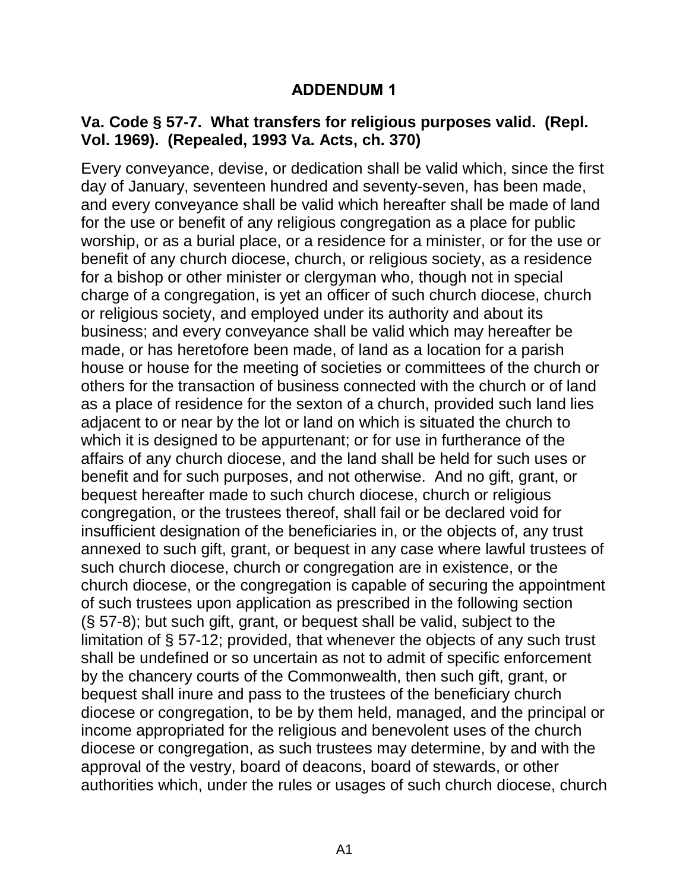## ADDENDUM 1

### Va. Code § 57-7. What transfers for religious purposes valid. (Repl. Vol. 1969). (Repealed, 1993 Va. Acts, ch. 370)

Every conveyance, devise, or dedication shall be valid which, since the first day of January, seventeen hundred and seventy-seven, has been made, and every conveyance shall be valid which hereafter shall be made of land for the use or benefit of any religious congregation as a place for public worship, or as a burial place, or a residence for a minister, or for the use or benefit of any church diocese, church, or religious society, as a residence for a bishop or other minister or clergyman who, though not in special charge of a congregation, is yet an officer of such church diocese, church or religious society, and employed under its authority and about its business; and every conveyance shall be valid which may hereafter be made, or has heretofore been made, of land as a location for a parish house or house for the meeting of societies or committees of the church or others for the transaction of business connected with the church or of land as a place of residence for the sexton of a church, provided such land lies adjacent to or near by the lot or land on which is situated the church to which it is designed to be appurtenant; or for use in furtherance of the affairs of any church diocese, and the land shall be held for such uses or benefit and for such purposes, and not otherwise. And no gift, grant, or bequest hereafter made to such church diocese, church or religious congregation, or the trustees thereof, shall fail or be declared void for insufficient designation of the beneficiaries in, or the objects of, any trust annexed to such gift, grant, or bequest in any case where lawful trustees of such church diocese, church or congregation are in existence, or the church diocese, or the congregation is capable of securing the appointment of such trustees upon application as prescribed in the following section (§ 57-8); but such gift, grant, or bequest shall be valid, subject to the limitation of § 57-12; provided, that whenever the objects of any such trust shall be undefined or so uncertain as not to admit of specific enforcement by the chancery courts of the Commonwealth, then such gift, grant, or bequest shall inure and pass to the trustees of the beneficiary church diocese or congregation, to be by them held, managed, and the principal or income appropriated for the religious and benevolent uses of the church diocese or congregation, as such trustees may determine, by and with the approval of the vestry, board of deacons, board of stewards, or other authorities which, under the rules or usages of such church diocese, church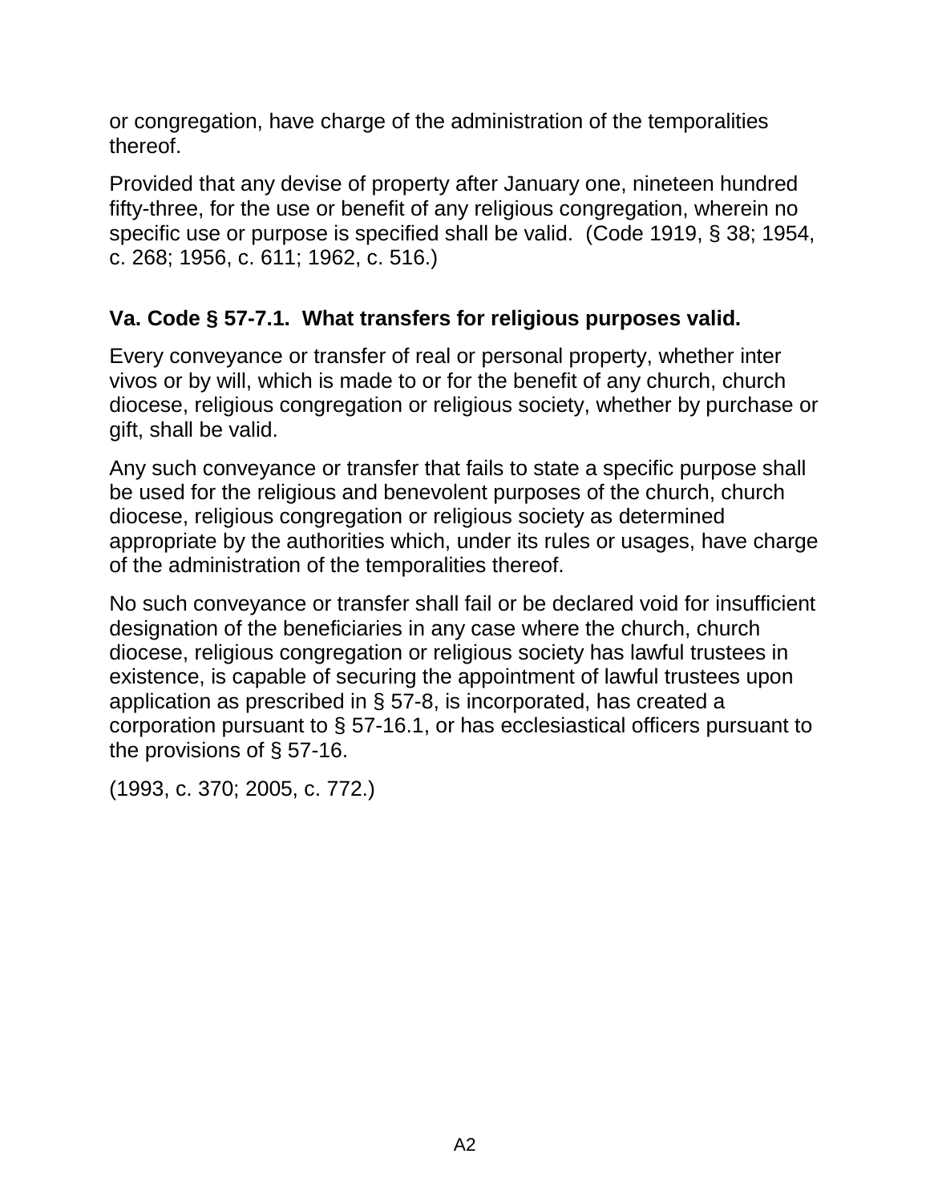or congregation, have charge of the administration of the temporalities thereof.

Provided that any devise of property after January one, nineteen hundred fifty-three, for the use or benefit of any religious congregation, wherein no specific use or purpose is specified shall be valid. (Code 1919, § 38; 1954, c. 268; 1956, c. 611; 1962, c. 516.)

### Va. Code § 57-7.1. What transfers for religious purposes valid.

Every conveyance or transfer of real or personal property, whether inter vivos or by will, which is made to or for the benefit of any church, church diocese, religious congregation or religious society, whether by purchase or gift, shall be valid.

Any such conveyance or transfer that fails to state a specific purpose shall be used for the religious and benevolent purposes of the church, church diocese, religious congregation or religious society as determined appropriate by the authorities which, under its rules or usages, have charge of the administration of the temporalities thereof.

No such conveyance or transfer shall fail or be declared void for insufficient designation of the beneficiaries in any case where the church, church diocese, religious congregation or religious society has lawful trustees in existence, is capable of securing the appointment of lawful trustees upon application as prescribed in § 57-8, is incorporated, has created a corporation pursuant to § 57-16.1, or has ecclesiastical officers pursuant to the provisions of § 57-16.

(1993, c. 370; 2005, c. 772.)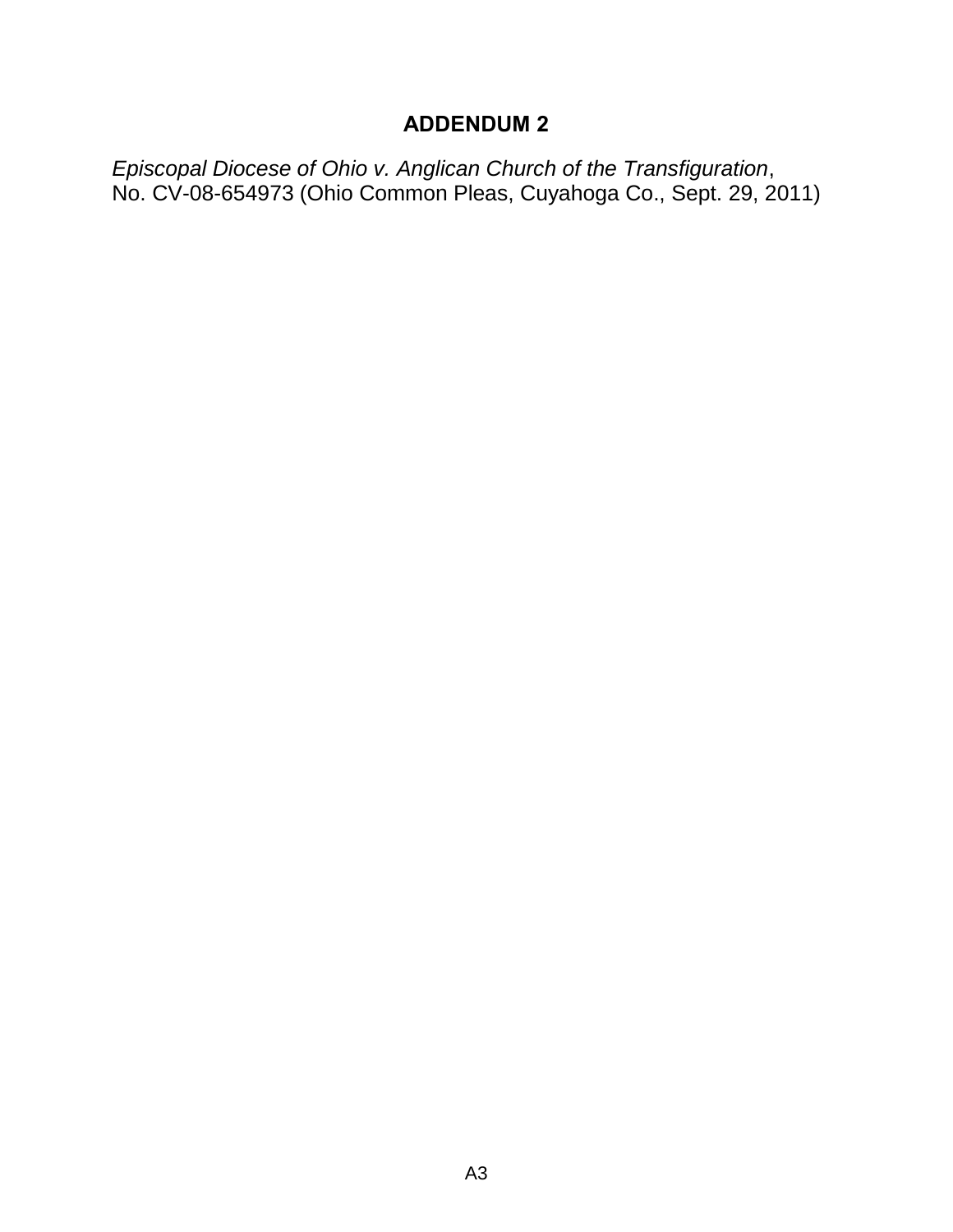## ADDENDUM 2

*Episcopal Diocese of Ohio v. Anglican Church of the Transfiguration*,
No. CV-08-654973 (Ohio Common Pleas, Cuyahoga Co., Sept. 29, 2011)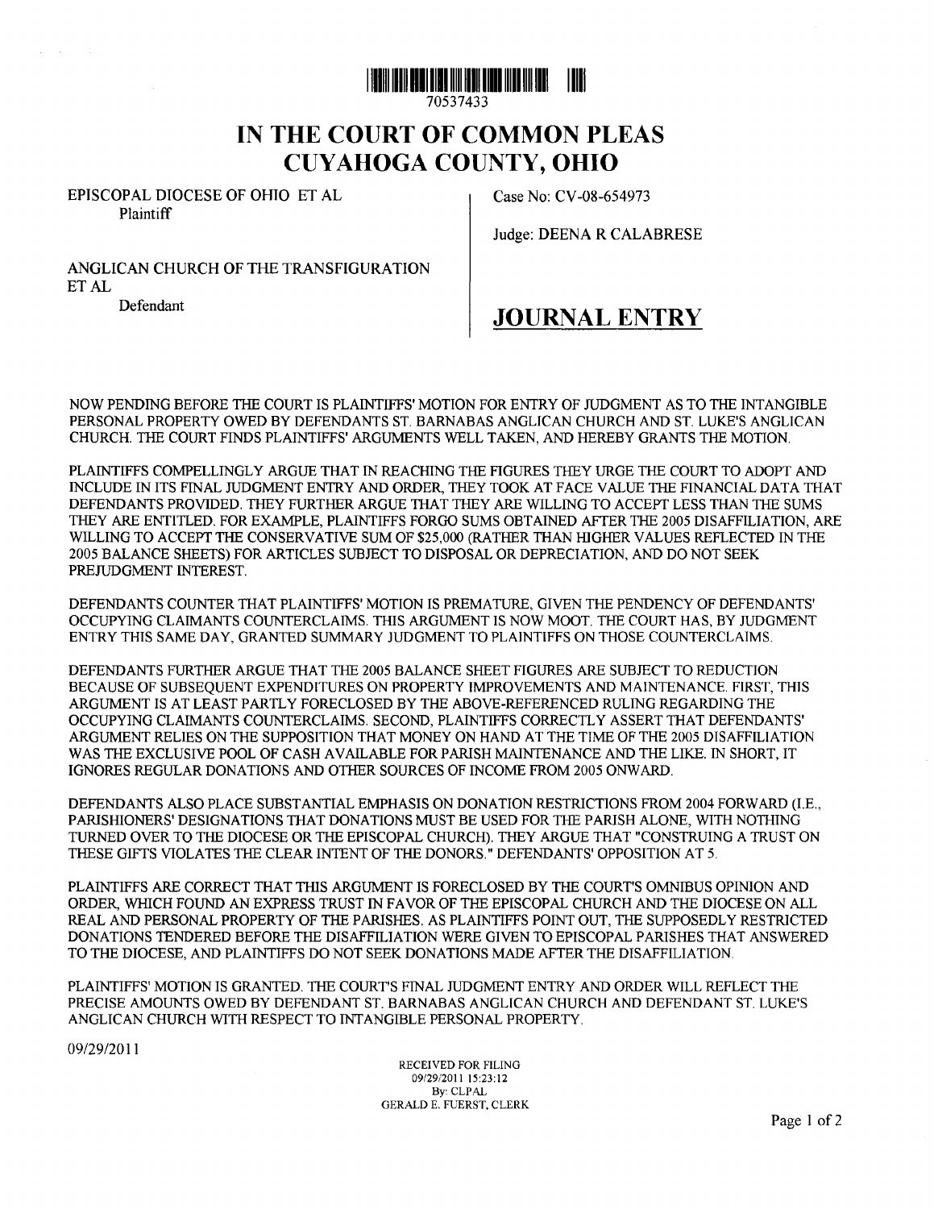70537433

# IN THE COURT OF COMMON PLEAS
# CUYAHOGA COUNTY, OHIO

EPISCOPAL DIOCESE OF OHIO ET AL
Plaintiff

Case No: CV-08-654973

Judge: DEENA R CALABRESE

ANGLICAN CHURCH OF THE TRANSFIGURATION ET AL
Defendant

## JOURNAL ENTRY

NOW PENDING BEFORE THE COURT IS PLAINTIFFS' MOTION FOR ENTRY OF JUDGMENT AS TO THE INTANGIBLE PERSONAL PROPERTY OWED BY DEFENDANTS ST. BARNABAS ANGLICAN CHURCH AND ST. LUKE'S ANGLICAN CHURCH. THE COURT FINDS PLAINTIFFS' ARGUMENTS WELL TAKEN, AND HEREBY GRANTS THE MOTION.

PLAINTIFFS COMPELLINGLY ARGUE THAT IN REACHING THE FIGURES THEY URGE THE COURT TO ADOPT AND INCLUDE IN ITS FINAL JUDGMENT ENTRY AND ORDER, THEY TOOK AT FACE VALUE THE FINANCIAL DATA THAT DEFENDANTS PROVIDED. THEY FURTHER ARGUE THAT THEY ARE WILLING TO ACCEPT LESS THAN THE SUMS THEY ARE ENTITLED. FOR EXAMPLE, PLAINTIFFS FORGO SUMS OBTAINED AFTER THE 2005 DISAFFILIATION, ARE WILLING TO ACCEPT THE CONSERVATIVE SUM OF $25,000 (RATHER THAN HIGHER VALUES REFLECTED IN THE 2005 BALANCE SHEETS) FOR ARTICLES SUBJECT TO DISPOSAL OR DEPRECIATION, AND DO NOT SEEK PREJUDGMENT INTEREST.

DEFENDANTS COUNTER THAT PLAINTIFFS' MOTION IS PREMATURE, GIVEN THE PENDENCY OF DEFENDANTS' OCCUPYING CLAIMANTS COUNTERCLAIMS. THIS ARGUMENT IS NOW MOOT. THE COURT HAS, BY JUDGMENT ENTRY THIS SAME DAY, GRANTED SUMMARY JUDGMENT TO PLAINTIFFS ON THOSE COUNTERCLAIMS.

DEFENDANTS FURTHER ARGUE THAT THE 2005 BALANCE SHEET FIGURES ARE SUBJECT TO REDUCTION BECAUSE OF SUBSEQUENT EXPENDITURES ON PROPERTY IMPROVEMENTS AND MAINTENANCE. FIRST, THIS ARGUMENT IS AT LEAST PARTLY FORECLOSED BY THE ABOVE-REFERENCED RULING REGARDING THE OCCUPYING CLAIMANTS COUNTERCLAIMS. SECOND, PLAINTIFFS CORRECTLY ASSERT THAT DEFENDANTS' ARGUMENT RELIES ON THE SUPPOSITION THAT MONEY ON HAND AT THE TIME OF THE 2005 DISAFFILIATION WAS THE EXCLUSIVE POOL OF CASH AVAILABLE FOR PARISH MAINTENANCE AND THE LIKE. IN SHORT, IT IGNORES REGULAR DONATIONS AND OTHER SOURCES OF INCOME FROM 2005 ONWARD.

DEFENDANTS ALSO PLACE SUBSTANTIAL EMPHASIS ON DONATION RESTRICTIONS FROM 2004 FORWARD (I.E., PARISHIONERS' DESIGNATIONS THAT DONATIONS MUST BE USED FOR THE PARISH ALONE, WITH NOTHING TURNED OVER TO THE DIOCESE OR THE EPISCOPAL CHURCH). THEY ARGUE THAT "CONSTRUING A TRUST ON THESE GIFTS VIOLATES THE CLEAR INTENT OF THE DONORS." DEFENDANTS' OPPOSITION AT 5.

PLAINTIFFS ARE CORRECT THAT THIS ARGUMENT IS FORECLOSED BY THE COURT'S OMNIBUS OPINION AND ORDER, WHICH FOUND AN EXPRESS TRUST IN FAVOR OF THE EPISCOPAL CHURCH AND THE DIOCESE ON ALL REAL AND PERSONAL PROPERTY OF THE PARISHES. AS PLAINTIFFS POINT OUT, THE SUPPOSEDLY RESTRICTED DONATIONS TENDERED BEFORE THE DISAFFILIATION WERE GIVEN TO EPISCOPAL PARISHES THAT ANSWERED TO THE DIOCESE, AND PLAINTIFFS DO NOT SEEK DONATIONS MADE AFTER THE DISAFFILIATION.

PLAINTIFFS' MOTION IS GRANTED. THE COURT'S FINAL JUDGMENT ENTRY AND ORDER WILL REFLECT THE PRECISE AMOUNTS OWED BY DEFENDANT ST. BARNABAS ANGLICAN CHURCH AND DEFENDANT ST. LUKE'S ANGLICAN CHURCH WITH RESPECT TO INTANGIBLE PERSONAL PROPERTY.

09/29/2011

RECEIVED FOR FILING
09/29/2011 15:23:12
By: CLPAL
GERALD E. FUERST, CLERK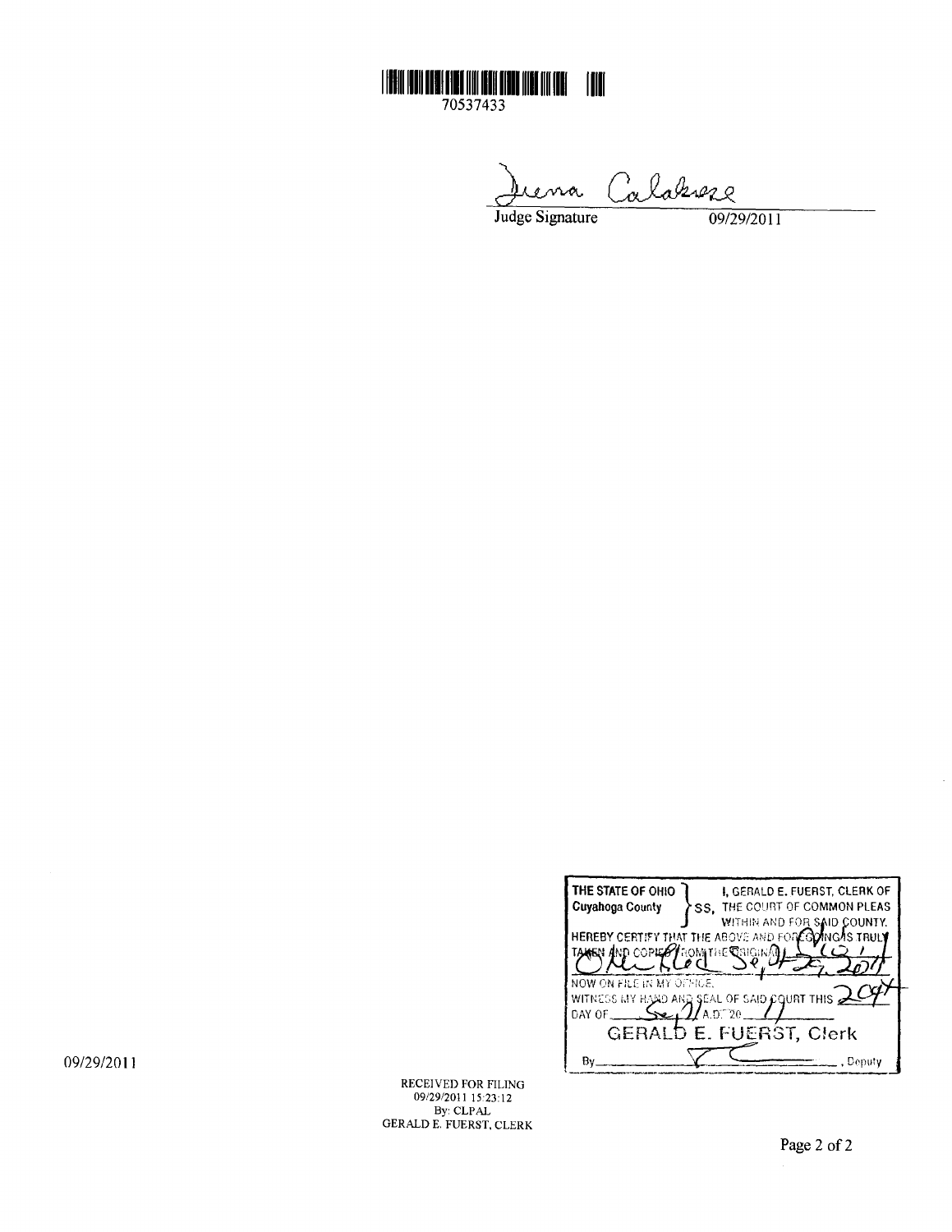70537433

Irena Calabrese

Judge Signature 09/29/2011

| | |
|---|---|
| THE STATE OF OHIO<br>Cuyahoga County } SS, | I, GERALD E. FUERST, CLERK OF THE COURT OF COMMON PLEAS WITHIN AND FOR SAID COUNTY. |

HEREBY CERTIFY THAT THE ABOVE AND FOREGOING IS TRULY TAKEN AND COPIED FROM THE ORIGINAL Ord. filed Sept 29, 2011

NOW ON FILE IN MY OFFICE.

WITNESS MY HAND AND SEAL OF SAID COURT THIS 29th DAY OF Sept A.D. 20 11

GERALD E. FUERST, Clerk

By ________________, Deputy

09/29/2011

RECEIVED FOR FILING
09/29/2011 15:23:12
By: CLPAL
GERALD E. FUERST, CLERK